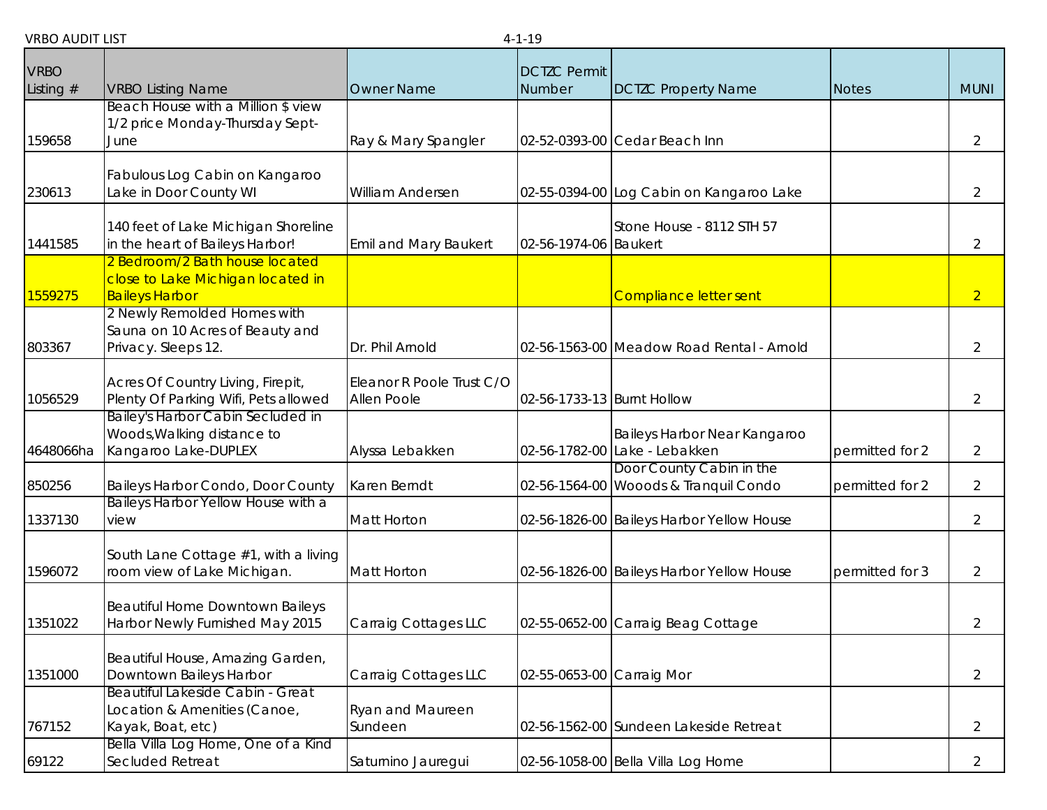VRBO AUDIT LIST 4-1-19

| VRBO Listing # | VRBO Listing Name | Owner Name | DCTZC Permit Number | DCTZC Property Name | Notes | MUNI |
|---|---|---|---|---|---|---|
| 159658 | Beach House with a Million $ view 1/2 price Monday-Thursday Sept-June | Ray & Mary Spangler | 02-52-0393-00 | Cedar Beach Inn | | 2 |
| 230613 | Fabulous Log Cabin on Kangaroo Lake in Door County WI | William Andersen | 02-55-0394-00 | Log Cabin on Kangaroo Lake | | 2 |
| 1441585 | 140 feet of Lake Michigan Shoreline in the heart of Baileys Harbor! | Emil and Mary Baukert | 02-56-1974-06 | Stone House - 8112 STH 57 Baukert | | 2 |
| 1559275 | 2 Bedroom/2 Bath house located close to Lake Michigan located in Baileys Harbor | | | Compliance letter sent | | 2 |
| 803367 | 2 Newly Remolded Homes with Sauna on 10 Acres of Beauty and Privacy. Sleeps 12. | Dr. Phil Arnold | 02-56-1563-00 | Meadow Road Rental - Arnold | | 2 |
| 1056529 | Acres Of Country Living, Firepit, Plenty Of Parking Wifi, Pets allowed | Eleanor R Poole Trust C/O Allen Poole | 02-56-1733-13 | Burnt Hollow | | 2 |
| 4648066ha | Bailey's Harbor Cabin Secluded in Woods,Walking distance to Kangaroo Lake-DUPLEX | Alyssa Lebakken | 02-56-1782-00 | Baileys Harbor Near Kangaroo Lake - Lebakken | permitted for 2 | 2 |
| 850256 | Baileys Harbor Condo, Door County | Karen Berndt | 02-56-1564-00 | Door County Cabin in the Wooods & Tranquil Condo | permitted for 2 | 2 |
| 1337130 | Baileys Harbor Yellow House with a view | Matt Horton | 02-56-1826-00 | Baileys Harbor Yellow House | | 2 |
| 1596072 | South Lane Cottage #1, with a living room view of Lake Michigan. | Matt Horton | 02-56-1826-00 | Baileys Harbor Yellow House | permitted for 3 | 2 |
| 1351022 | Beautiful Home Downtown Baileys Harbor Newly Furnished May 2015 | Carraig Cottages LLC | 02-55-0652-00 | Carraig Beag Cottage | | 2 |
| 1351000 | Beautiful House, Amazing Garden, Downtown Baileys Harbor | Carraig Cottages LLC | 02-55-0653-00 | Carraig Mor | | 2 |
| 767152 | Beautiful Lakeside Cabin - Great Location & Amenities (Canoe, Kayak, Boat, etc) | Ryan and Maureen Sundeen | 02-56-1562-00 | Sundeen Lakeside Retreat | | 2 |
| 69122 | Bella Villa Log Home, One of a Kind Secluded Retreat | Saturnino Jauregui | 02-56-1058-00 | Bella Villa Log Home | | 2 |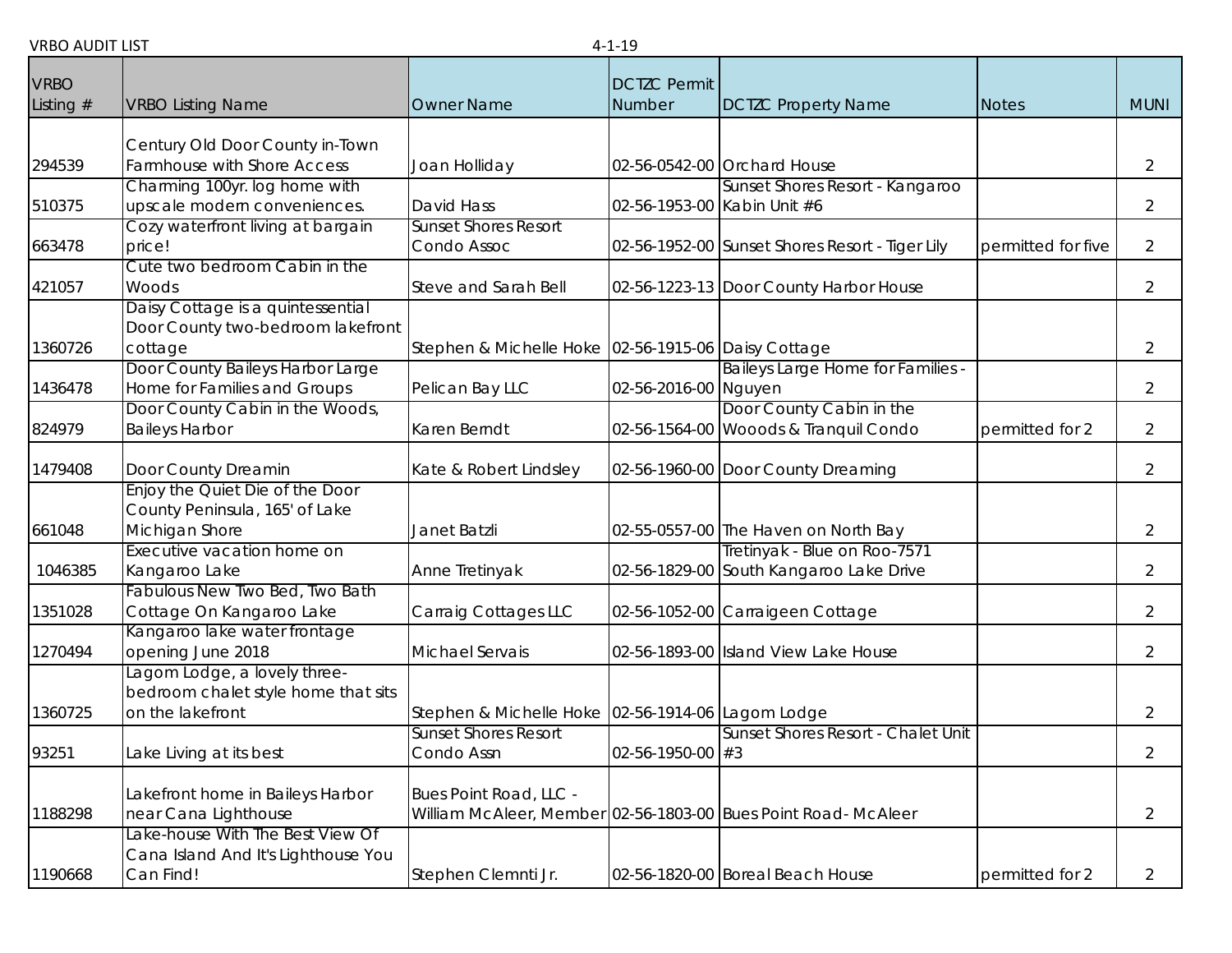VRBO AUDIT LIST 4-1-19

| VRBO Listing # | VRBO Listing Name | Owner Name | DCTZC Permit Number | DCTZC Property Name | Notes | MUNI |
|---|---|---|---|---|---|---|
| 294539 | Century Old Door County in-Town Farmhouse with Shore Access | Joan Holliday | 02-56-0542-00 | Orchard House | | 2 |
| 510375 | Charming 100yr. log home with upscale modern conveniences. | David Hass | 02-56-1953-00 | Sunset Shores Resort - Kangaroo Kabin Unit #6 | | 2 |
| 663478 | Cozy waterfront living at bargain price! | Sunset Shores Resort Condo Assoc | 02-56-1952-00 | Sunset Shores Resort - Tiger Lily | permitted for five | 2 |
| 421057 | Cute two bedroom Cabin in the Woods | Steve and Sarah Bell | 02-56-1223-13 | Door County Harbor House | | 2 |
| 1360726 | Daisy Cottage is a quintessential Door County two-bedroom lakefront cottage | Stephen & Michelle Hoke | 02-56-1915-06 | Daisy Cottage | | 2 |
| 1436478 | Door County Baileys Harbor Large Home for Families and Groups | Pelican Bay LLC | 02-56-2016-00 | Baileys Large Home for Families - Nguyen | | 2 |
| 824979 | Door County Cabin in the Woods, Baileys Harbor | Karen Berndt | 02-56-1564-00 | Door County Cabin in the Wooods & Tranquil Condo | permitted for 2 | 2 |
| 1479408 | Door County Dreamin | Kate & Robert Lindsley | 02-56-1960-00 | Door County Dreaming | | 2 |
| 661048 | Enjoy the Quiet Die of the Door County Peninsula, 165' of Lake Michigan Shore | Janet Batzli | 02-55-0557-00 | The Haven on North Bay | | 2 |
| 1046385 | Executive vacation home on Kangaroo Lake | Anne Tretinyak | 02-56-1829-00 | Tretinyak - Blue on Roo-7571 South Kangaroo Lake Drive | | 2 |
| 1351028 | Fabulous New Two Bed, Two Bath Cottage On Kangaroo Lake | Carraig Cottages LLC | 02-56-1052-00 | Carraigeen Cottage | | 2 |
| 1270494 | Kangaroo lake water frontage opening June 2018 | Michael Servais | 02-56-1893-00 | Island View Lake House | | 2 |
| 1360725 | Lagom Lodge, a lovely three-bedroom chalet style home that sits on the lakefront | Stephen & Michelle Hoke | 02-56-1914-06 | Lagom Lodge | | 2 |
| 93251 | Lake Living at its best | Sunset Shores Resort Condo Assn | 02-56-1950-00 | Sunset Shores Resort - Chalet Unit #3 | | 2 |
| 1188298 | Lakefront home in Baileys Harbor near Cana Lighthouse | Bues Point Road, LLC - William McAleer, Member | 02-56-1803-00 | Bues Point Road- McAleer | | 2 |
| 1190668 | Lake-house With The Best View Of Cana Island And It's Lighthouse You Can Find! | Stephen Clemnti Jr. | 02-56-1820-00 | Boreal Beach House | permitted for 2 | 2 |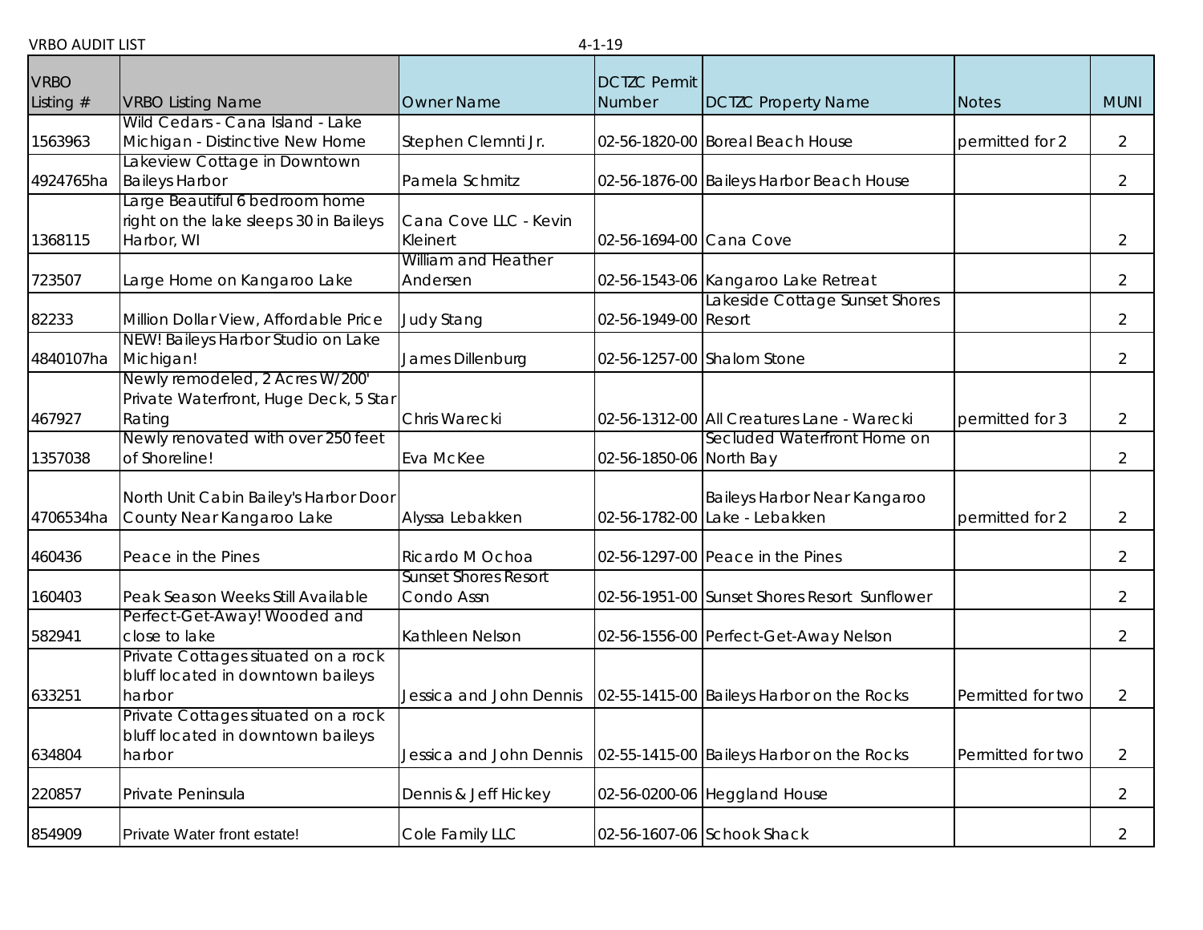| VRBO Listing # | VRBO Listing Name | Owner Name | DCTZC Permit Number | DCTZC Property Name | Notes | MUNI |
|---|---|---|---|---|---|---|
| 1563963 | Wild Cedars - Cana Island - Lake Michigan - Distinctive New Home | Stephen Clemnti Jr. | 02-56-1820-00 | Boreal Beach House | permitted for 2 | 2 |
| 4924765ha | Lakeview Cottage in Downtown Baileys Harbor | Pamela Schmitz | 02-56-1876-00 | Baileys Harbor Beach House | | 2 |
| 1368115 | Large Beautiful 6 bedroom home right on the lake sleeps 30 in Baileys Harbor, WI | Cana Cove LLC - Kevin Kleinert | 02-56-1694-00 | Cana Cove | | 2 |
| 723507 | Large Home on Kangaroo Lake | William and Heather Andersen | 02-56-1543-06 | Kangaroo Lake Retreat | | 2 |
| 82233 | Million Dollar View, Affordable Price | Judy Stang | 02-56-1949-00 | Lakeside Cottage Sunset Shores Resort | | 2 |
| 4840107ha | NEW! Baileys Harbor Studio on Lake Michigan! | James Dillenburg | 02-56-1257-00 | Shalom Stone | | 2 |
| 467927 | Newly remodeled, 2 Acres W/200' Private Waterfront, Huge Deck, 5 Star Rating | Chris Warecki | 02-56-1312-00 | All Creatures Lane - Warecki | permitted for 3 | 2 |
| 1357038 | Newly renovated with over 250 feet of Shoreline! | Eva McKee | 02-56-1850-06 | Secluded Waterfront Home on North Bay | | 2 |
| 4706534ha | North Unit Cabin Bailey's Harbor Door County Near Kangaroo Lake | Alyssa Lebakken | 02-56-1782-00 | Baileys Harbor Near Kangaroo Lake - Lebakken | permitted for 2 | 2 |
| 460436 | Peace in the Pines | Ricardo M Ochoa | 02-56-1297-00 | Peace in the Pines | | 2 |
| 160403 | Peak Season Weeks Still Available | Sunset Shores Resort Condo Assn | 02-56-1951-00 | Sunset Shores Resort Sunflower | | 2 |
| 582941 | Perfect-Get-Away! Wooded and close to lake | Kathleen Nelson | 02-56-1556-00 | Perfect-Get-Away Nelson | | 2 |
| 633251 | Private Cottages situated on a rock bluff located in downtown baileys harbor | Jessica and John Dennis | 02-55-1415-00 | Baileys Harbor on the Rocks | Permitted for two | 2 |
| 634804 | Private Cottages situated on a rock bluff located in downtown baileys harbor | Jessica and John Dennis | 02-55-1415-00 | Baileys Harbor on the Rocks | Permitted for two | 2 |
| 220857 | Private Peninsula | Dennis & Jeff Hickey | 02-56-0200-06 | Heggland House | | 2 |
| 854909 | Private Water front estate! | Cole Family LLC | 02-56-1607-06 | Schook Shack | | 2 |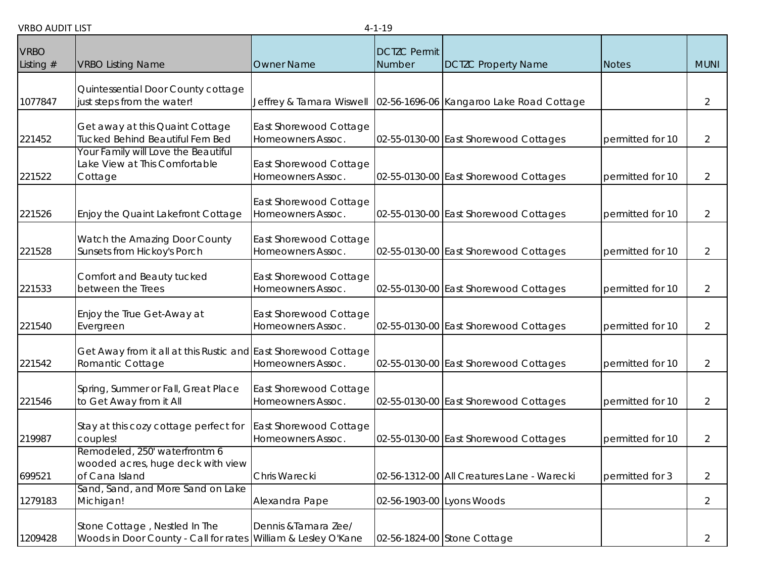VRBO AUDIT LIST 4-1-19

| VRBO Listing # | VRBO Listing Name | Owner Name | DCTZC Permit Number | DCTZC Property Name | Notes | MUNI |
|---|---|---|---|---|---|---|
| 1077847 | Quintessential Door County cottage just steps from the water! | Jeffrey & Tamara Wiswell | 02-56-1696-06 | Kangaroo Lake Road Cottage | | 2 |
| 221452 | Get away at this Quaint Cottage Tucked Behind Beautiful Fern Bed | East Shorewood Cottage Homeowners Assoc. | 02-55-0130-00 | East Shorewood Cottages | permitted for 10 | 2 |
| 221522 | Your Family will Love the Beautiful Lake View at This Comfortable Cottage | East Shorewood Cottage Homeowners Assoc. | 02-55-0130-00 | East Shorewood Cottages | permitted for 10 | 2 |
| 221526 | Enjoy the Quaint Lakefront Cottage | East Shorewood Cottage Homeowners Assoc. | 02-55-0130-00 | East Shorewood Cottages | permitted for 10 | 2 |
| 221528 | Watch the Amazing Door County Sunsets from Hickoy's Porch | East Shorewood Cottage Homeowners Assoc. | 02-55-0130-00 | East Shorewood Cottages | permitted for 10 | 2 |
| 221533 | Comfort and Beauty tucked between the Trees | East Shorewood Cottage Homeowners Assoc. | 02-55-0130-00 | East Shorewood Cottages | permitted for 10 | 2 |
| 221540 | Enjoy the True Get-Away at Evergreen | East Shorewood Cottage Homeowners Assoc. | 02-55-0130-00 | East Shorewood Cottages | permitted for 10 | 2 |
| 221542 | Get Away from it all at this Rustic and Romantic Cottage | East Shorewood Cottage Homeowners Assoc. | 02-55-0130-00 | East Shorewood Cottages | permitted for 10 | 2 |
| 221546 | Spring, Summer or Fall, Great Place to Get Away from it All | East Shorewood Cottage Homeowners Assoc. | 02-55-0130-00 | East Shorewood Cottages | permitted for 10 | 2 |
| 219987 | Stay at this cozy cottage perfect for couples! | East Shorewood Cottage Homeowners Assoc. | 02-55-0130-00 | East Shorewood Cottages | permitted for 10 | 2 |
| 699521 | Remodeled, 250' waterfrontm 6 wooded acres, huge deck with view of Cana Island | Chris Warecki | 02-56-1312-00 | All Creatures Lane - Warecki | permitted for 3 | 2 |
| 1279183 | Sand, Sand, and More Sand on Lake Michigan! | Alexandra Pape | 02-56-1903-00 | Lyons Woods | | 2 |
| 1209428 | Stone Cottage , Nestled In The Woods in Door County - Call for rates | Dennis &Tamara Zee/ William & Lesley O'Kane | 02-56-1824-00 | Stone Cottage | | 2 |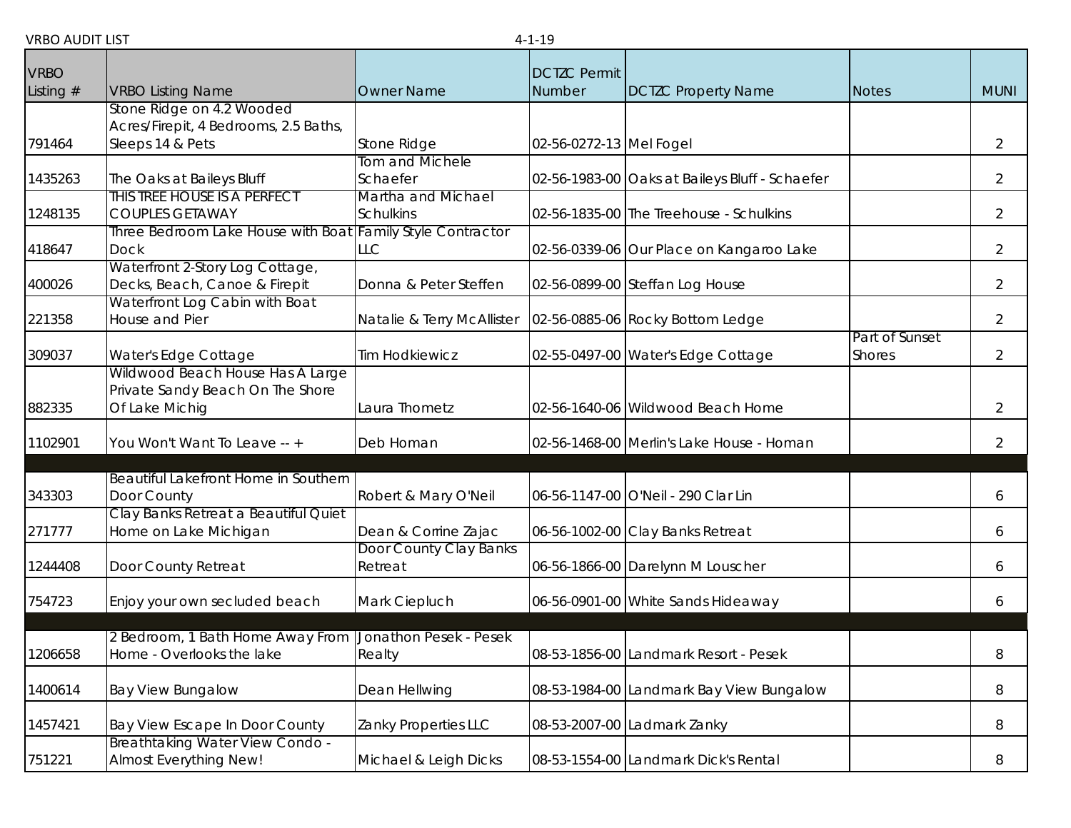VRBO AUDIT LIST 4-1-19

| VRBO Listing # | VRBO Listing Name | Owner Name | DCTZC Permit Number | DCTZC Property Name | Notes | MUNI |
|---|---|---|---|---|---|---|
| 791464 | Stone Ridge on 4.2 Wooded Acres/Firepit, 4 Bedrooms, 2.5 Baths, Sleeps 14 & Pets | Stone Ridge | 02-56-0272-13 | Mel Fogel | | 2 |
| 1435263 | The Oaks at Baileys Bluff | Tom and Michele Schaefer | 02-56-1983-00 | Oaks at Baileys Bluff - Schaefer | | 2 |
| 1248135 | THIS TREE HOUSE IS A PERFECT COUPLES GETAWAY | Martha and Michael Schulkins | 02-56-1835-00 | The Treehouse - Schulkins | | 2 |
| 418647 | Three Bedroom Lake House with Boat Dock | Family Style Contractor LLC | 02-56-0339-06 | Our Place on Kangaroo Lake | | 2 |
| 400026 | Waterfront 2-Story Log Cottage, Decks, Beach, Canoe & Firepit | Donna & Peter Steffen | 02-56-0899-00 | Steffan Log House | | 2 |
| 221358 | Waterfront Log Cabin with Boat House and Pier | Natalie & Terry McAllister | 02-56-0885-06 | Rocky Bottom Ledge | | 2 |
| 309037 | Water's Edge Cottage | Tim Hodkiewicz | 02-55-0497-00 | Water's Edge Cottage | Part of Sunset Shores | 2 |
| 882335 | Wildwood Beach House Has A Large Private Sandy Beach On The Shore Of Lake Michig | Laura Thometz | 02-56-1640-06 | Wildwood Beach Home | | 2 |
| 1102901 | You Won't Want To Leave -- + | Deb Homan | 02-56-1468-00 | Merlin's Lake House - Homan | | 2 |
| | | | | | | |
| 343303 | Beautiful Lakefront Home in Southern Door County | Robert & Mary O'Neil | 06-56-1147-00 | O'Neil - 290 Clar Lin | | 6 |
| 271777 | Clay Banks Retreat a Beautiful Quiet Home on Lake Michigan | Dean & Corrine Zajac | 06-56-1002-00 | Clay Banks Retreat | | 6 |
| 1244408 | Door County Retreat | Door County Clay Banks Retreat | 06-56-1866-00 | Darelynn M Louscher | | 6 |
| 754723 | Enjoy your own secluded beach | Mark Ciepluch | 06-56-0901-00 | White Sands Hideaway | | 6 |
| | | | | | | |
| 1206658 | 2 Bedroom, 1 Bath Home Away From Home - Overlooks the lake | Jonathon Pesek - Pesek Realty | 08-53-1856-00 | Landmark Resort - Pesek | | 8 |
| 1400614 | Bay View Bungalow | Dean Hellwing | 08-53-1984-00 | Landmark Bay View Bungalow | | 8 |
| 1457421 | Bay View Escape In Door County | Zanky Properties LLC | 08-53-2007-00 | Ladmark Zanky | | 8 |
| 751221 | Breathtaking Water View Condo - Almost Everything New! | Michael & Leigh Dicks | 08-53-1554-00 | Landmark Dick's Rental | | 8 |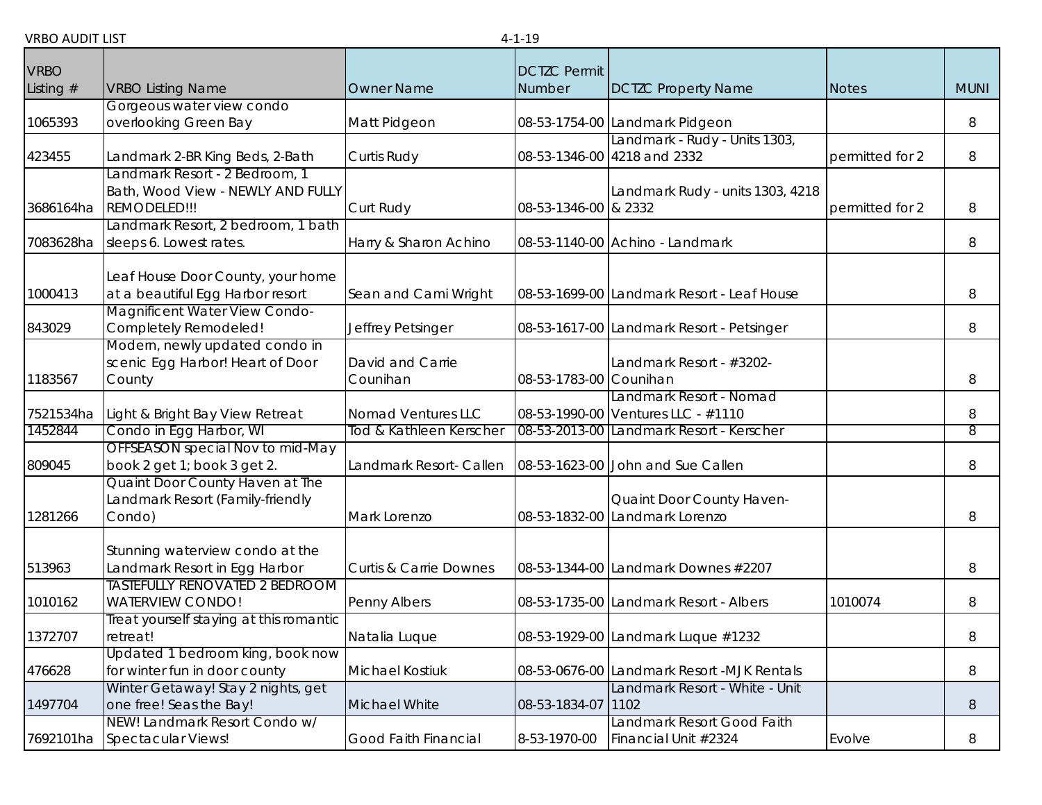VRBO AUDIT LIST 4-1-19

| VRBO Listing # | VRBO Listing Name | Owner Name | DCTZC Permit Number | DCTZC Property Name | Notes | MUNI |
|---|---|---|---|---|---|---|
| 1065393 | Gorgeous water view condo overlooking Green Bay | Matt Pidgeon | 08-53-1754-00 | Landmark Pidgeon | | 8 |
| 423455 | Landmark 2-BR King Beds, 2-Bath | Curtis Rudy | 08-53-1346-00 | Landmark - Rudy - Units 1303, 4218 and 2332 | permitted for 2 | 8 |
| 3686164ha | Landmark Resort - 2 Bedroom, 1 Bath, Wood View - NEWLY AND FULLY REMODELED!!! | Curt Rudy | 08-53-1346-00 | Landmark Rudy - units 1303, 4218 & 2332 | permitted for 2 | 8 |
| 7083628ha | Landmark Resort, 2 bedroom, 1 bath sleeps 6. Lowest rates. | Harry & Sharon Achino | 08-53-1140-00 | Achino - Landmark | | 8 |
| 1000413 | Leaf House Door County, your home at a beautiful Egg Harbor resort | Sean and Cami Wright | 08-53-1699-00 | Landmark Resort - Leaf House | | 8 |
| 843029 | Magnificent Water View Condo- Completely Remodeled! | Jeffrey Petsinger | 08-53-1617-00 | Landmark Resort - Petsinger | | 8 |
| 1183567 | Modern, newly updated condo in scenic Egg Harbor! Heart of Door County | David and Carrie Counihan | 08-53-1783-00 | Landmark Resort - #3202- Counihan | | 8 |
| 7521534ha | Light & Bright Bay View Retreat | Nomad Ventures LLC | 08-53-1990-00 | Landmark Resort - Nomad Ventures LLC - #1110 | | 8 |
| 1452844 | Condo in Egg Harbor, WI | Tod & Kathleen Kerscher | 08-53-2013-00 | Landmark Resort - Kerscher | | 8 |
| 809045 | OFFSEASON special Nov to mid-May book 2 get 1; book 3 get 2. | Landmark Resort- Callen | 08-53-1623-00 | John and Sue Callen | | 8 |
| 1281266 | Quaint Door County Haven at The Landmark Resort (Family-friendly Condo) | Mark Lorenzo | 08-53-1832-00 | Quaint Door County Haven- Landmark Lorenzo | | 8 |
| 513963 | Stunning waterview condo at the Landmark Resort in Egg Harbor | Curtis & Carrie Downes | 08-53-1344-00 | Landmark Downes #2207 | | 8 |
| 1010162 | TASTEFULLY RENOVATED 2 BEDROOM WATERVIEW CONDO! | Penny Albers | 08-53-1735-00 | Landmark Resort - Albers | 1010074 | 8 |
| 1372707 | Treat yourself staying at this romantic retreat! | Natalia Luque | 08-53-1929-00 | Landmark Luque #1232 | | 8 |
| 476628 | Updated 1 bedroom king, book now for winter fun in door county | Michael Kostiuk | 08-53-0676-00 | Landmark Resort -MJK Rentals | | 8 |
| 1497704 | Winter Getaway! Stay 2 nights, get one free! Seas the Bay! | Michael White | 08-53-1834-07 | Landmark Resort - White - Unit 1102 | | 8 |
| 7692101ha | NEW! Landmark Resort Condo w/ Spectacular Views! | Good Faith Financial | 8-53-1970-00 | Landmark Resort Good Faith Financial Unit #2324 | Evolve | 8 |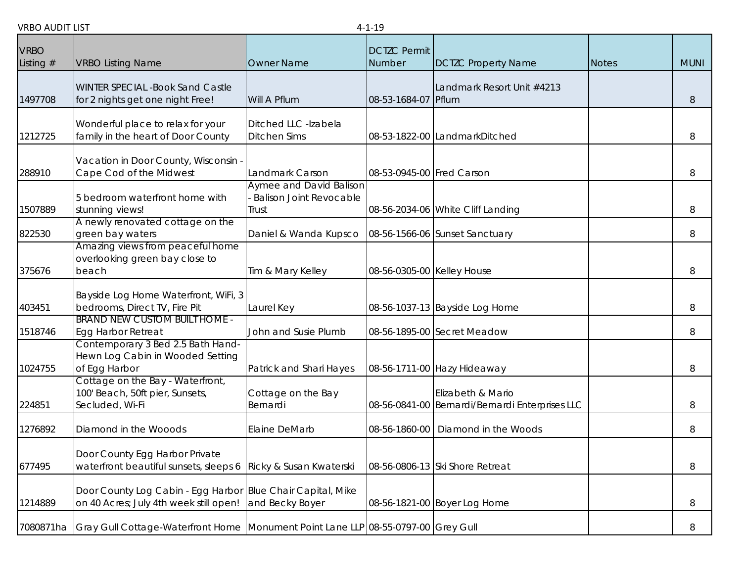VRBO AUDIT LIST 4-1-19

| VRBO Listing # | VRBO Listing Name | Owner Name | DCTZC Permit Number | DCTZC Property Name | Notes | MUNI |
|---|---|---|---|---|---|---|
| 1497708 | WINTER SPECIAL -Book Sand Castle for 2 nights get one night Free! | Will A Pflum | 08-53-1684-07 | Landmark Resort Unit #4213 Pflum | | 8 |
| 1212725 | Wonderful place to relax for your family in the heart of Door County | Ditched LLC -Izabela Ditchen Sims | 08-53-1822-00 | LandmarkDitched | | 8 |
| 288910 | Vacation in Door County, Wisconsin - Cape Cod of the Midwest | Landmark Carson | 08-53-0945-00 | Fred Carson | | 8 |
| 1507889 | 5 bedroom waterfront home with stunning views! | Aymee and David Balison - Balison Joint Revocable Trust | 08-56-2034-06 | White Cliff Landing | | 8 |
| 822530 | A newly renovated cottage on the green bay waters | Daniel & Wanda Kupsco | 08-56-1566-06 | Sunset Sanctuary | | 8 |
| 375676 | Amazing views from peaceful home overlooking green bay close to beach | Tim & Mary Kelley | 08-56-0305-00 | Kelley House | | 8 |
| 403451 | Bayside Log Home Waterfront, WiFi, 3 bedrooms, Direct TV, Fire Pit | Laurel Key | 08-56-1037-13 | Bayside Log Home | | 8 |
| 1518746 | BRAND NEW CUSTOM BUILT HOME - Egg Harbor Retreat | John and Susie Plumb | 08-56-1895-00 | Secret Meadow | | 8 |
| 1024755 | Contemporary 3 Bed 2.5 Bath Hand-Hewn Log Cabin in Wooded Setting of Egg Harbor | Patrick and Shari Hayes | 08-56-1711-00 | Hazy Hideaway | | 8 |
| 224851 | Cottage on the Bay - Waterfront, 100' Beach, 50ft pier, Sunsets, Secluded, Wi-Fi | Cottage on the Bay Bernardi | 08-56-0841-00 | Elizabeth & Mario Bernardi/Bernardi Enterprises LLC | | 8 |
| 1276892 | Diamond in the Wooods | Elaine DeMarb | 08-56-1860-00 | Diamond in the Woods | | 8 |
| 677495 | Door County Egg Harbor Private waterfront beautiful sunsets, sleeps 6 | Ricky & Susan Kwaterski | 08-56-0806-13 | Ski Shore Retreat | | 8 |
| 1214889 | Door County Log Cabin - Egg Harbor on 40 Acres; July 4th week still open! | Blue Chair Capital, Mike and Becky Boyer | 08-56-1821-00 | Boyer Log Home | | 8 |
| 7080871ha | Gray Gull Cottage-Waterfront Home | Monument Point Lane LLP | 08-55-0797-00 | Grey Gull | | 8 |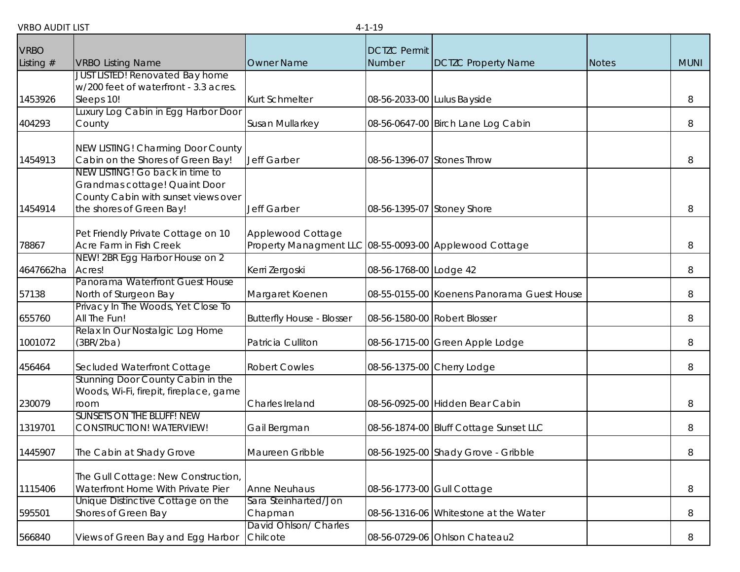VRBO AUDIT LIST 4-1-19

| VRBO Listing # | VRBO Listing Name | Owner Name | DCTZC Permit Number | DCTZC Property Name | Notes | MUNI |
|---|---|---|---|---|---|---|
| 1453926 | JUST LISTED! Renovated Bay home w/200 feet of waterfront - 3.3 acres. Sleeps 10! | Kurt Schmelter | 08-56-2033-00 | Lulus Bayside | | 8 |
| 404293 | Luxury Log Cabin in Egg Harbor Door County | Susan Mullarkey | 08-56-0647-00 | Birch Lane Log Cabin | | 8 |
| 1454913 | NEW LISTING! Charming Door County Cabin on the Shores of Green Bay! | Jeff Garber | 08-56-1396-07 | Stones Throw | | 8 |
| 1454914 | NEW LISTING! Go back in time to Grandmas cottage! Quaint Door County Cabin with sunset views over the shores of Green Bay! | Jeff Garber | 08-56-1395-07 | Stoney Shore | | 8 |
| 78867 | Pet Friendly Private Cottage on 10 Acre Farm in Fish Creek | Applewood Cottage Property Managment LLC | 08-55-0093-00 | Applewood Cottage | | 8 |
| 4647662ha | NEW! 2BR Egg Harbor House on 2 Acres! | Kerri Zergoski | 08-56-1768-00 | Lodge 42 | | 8 |
| 57138 | Panorama Waterfront Guest House North of Sturgeon Bay | Margaret Koenen | 08-55-0155-00 | Koenens Panorama Guest House | | 8 |
| 655760 | Privacy In The Woods, Yet Close To All The Fun! | Butterfly House - Blosser | 08-56-1580-00 | Robert Blosser | | 8 |
| 1001072 | Relax In Our Nostalgic Log Home (3BR/2ba) | Patricia Culliton | 08-56-1715-00 | Green Apple Lodge | | 8 |
| 456464 | Secluded Waterfront Cottage | Robert Cowles | 08-56-1375-00 | Cherry Lodge | | 8 |
| 230079 | Stunning Door County Cabin in the Woods, Wi-Fi, firepit, fireplace, game room | Charles Ireland | 08-56-0925-00 | Hidden Bear Cabin | | 8 |
| 1319701 | SUNSETS ON THE BLUFF! NEW CONSTRUCTION! WATERVIEW! | Gail Bergman | 08-56-1874-00 | Bluff Cottage Sunset LLC | | 8 |
| 1445907 | The Cabin at Shady Grove | Maureen Gribble | 08-56-1925-00 | Shady Grove - Gribble | | 8 |
| 1115406 | The Gull Cottage: New Construction, Waterfront Home With Private Pier | Anne Neuhaus | 08-56-1773-00 | Gull Cottage | | 8 |
| 595501 | Unique Distinctive Cottage on the Shores of Green Bay | Sara Steinharted/Jon Chapman | 08-56-1316-06 | Whitestone at the Water | | 8 |
| 566840 | Views of Green Bay and Egg Harbor | David Ohlson/ Charles Chilcote | 08-56-0729-06 | Ohlson Chateau2 | | 8 |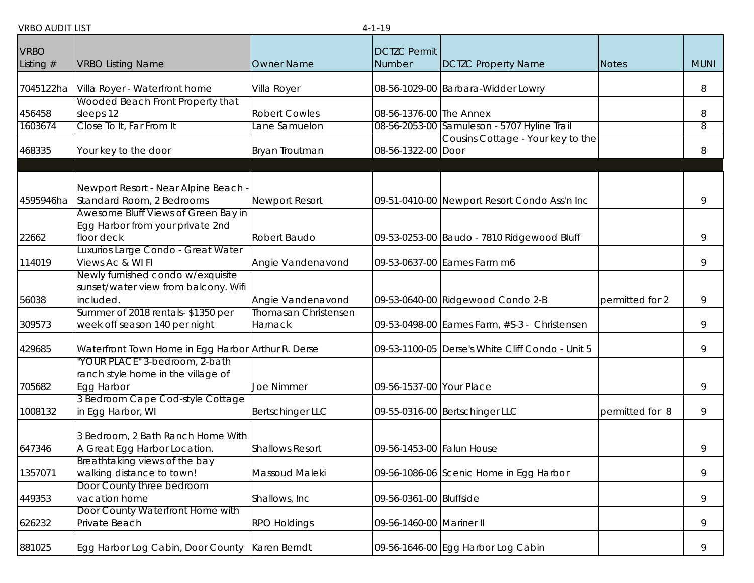VRBO AUDIT LIST 4-1-19

| VRBO Listing # | VRBO Listing Name | Owner Name | DCTZC Permit Number | DCTZC Property Name | Notes | MUNI |
|---|---|---|---|---|---|---|
| 7045122ha | Villa Royer - Waterfront home | Villa Royer | 08-56-1029-00 | Barbara-Widder Lowry | | 8 |
| 456458 | Wooded Beach Front Property that sleeps 12 | Robert Cowles | 08-56-1376-00 | The Annex | | 8 |
| 1603674 | Close To It, Far From It | Lane Samuelon | 08-56-2053-00 | Samuleson - 5707 Hyline Trail | | 8 |
| 468335 | Your key to the door | Bryan Troutman | 08-56-1322-00 | Cousins Cottage - Your key to the Door | | 8 |
| | | | | | | |
| 4595946ha | Newport Resort - Near Alpine Beach - Standard Room, 2 Bedrooms | Newport Resort | 09-51-0410-00 | Newport Resort Condo Ass'n Inc | | 9 |
| 22662 | Awesome Bluff Views of Green Bay in Egg Harbor from your private 2nd floor deck | Robert Baudo | 09-53-0253-00 | Baudo - 7810 Ridgewood Bluff | | 9 |
| 114019 | Luxurios Large Condo - Great Water Views Ac & WI FI | Angie Vandenavond | 09-53-0637-00 | Eames Farm m6 | | 9 |
| 56038 | Newly furnished condo w/exquisite sunset/water view from balcony. Wifi included. | Angie Vandenavond | 09-53-0640-00 | Ridgewood Condo 2-B | permitted for 2 | 9 |
| 309573 | Summer of 2018 rentals- $1350 per week off season 140 per night | Thomasan Christensen Harnack | 09-53-0498-00 | Eames Farm, #S-3 - Christensen | | 9 |
| 429685 | Waterfront Town Home in Egg Harbor | Arthur R. Derse | 09-53-1100-05 | Derse's White Cliff Condo - Unit 5 | | 9 |
| 705682 | "YOUR PLACE" 3-bedroom, 2-bath ranch style home in the village of Egg Harbor | Joe Nimmer | 09-56-1537-00 | Your Place | | 9 |
| 1008132 | 3 Bedroom Cape Cod-style Cottage in Egg Harbor, WI | Bertschinger LLC | 09-55-0316-00 | Bertschinger LLC | permitted for 8 | 9 |
| 647346 | 3 Bedroom, 2 Bath Ranch Home With A Great Egg Harbor Location. | Shallows Resort | 09-56-1453-00 | Falun House | | 9 |
| 1357071 | Breathtaking views of the bay walking distance to town! | Massoud Maleki | 09-56-1086-06 | Scenic Home in Egg Harbor | | 9 |
| 449353 | Door County three bedroom vacation home | Shallows, Inc | 09-56-0361-00 | Bluffside | | 9 |
| 626232 | Door County Waterfront Home with Private Beach | RPO Holdings | 09-56-1460-00 | Mariner II | | 9 |
| 881025 | Egg Harbor Log Cabin, Door County | Karen Berndt | 09-56-1646-00 | Egg Harbor Log Cabin | | 9 |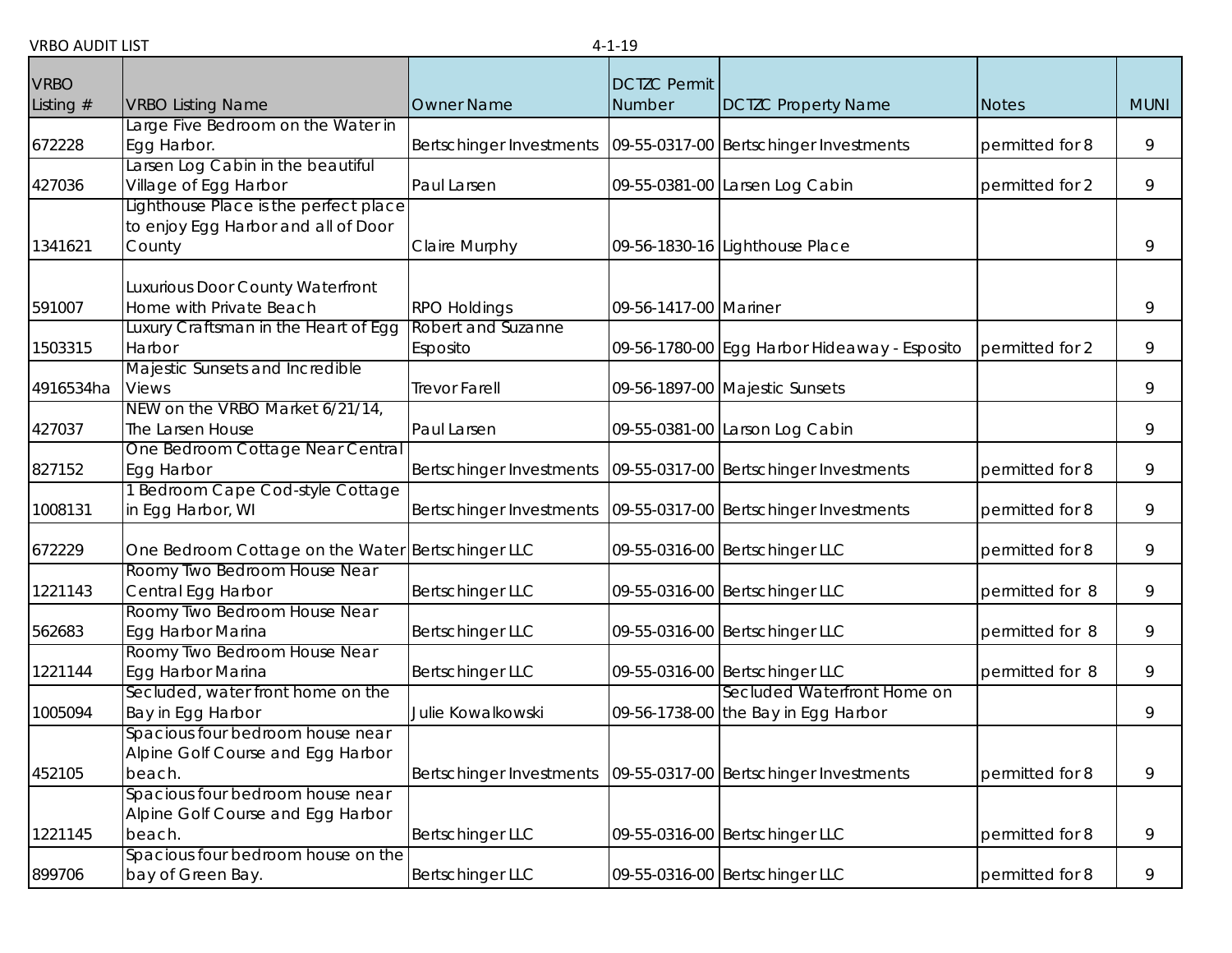VRBO AUDIT LIST 4-1-19

| VRBO Listing # | VRBO Listing Name | Owner Name | DCTZC Permit Number | DCTZC Property Name | Notes | MUNI |
|---|---|---|---|---|---|---|
| 672228 | Large Five Bedroom on the Water in Egg Harbor. | Bertschinger Investments | 09-55-0317-00 | Bertschinger Investments | permitted for 8 | 9 |
| 427036 | Larsen Log Cabin in the beautiful Village of Egg Harbor | Paul Larsen | 09-55-0381-00 | Larsen Log Cabin | permitted for 2 | 9 |
| 1341621 | Lighthouse Place is the perfect place to enjoy Egg Harbor and all of Door County | Claire Murphy | 09-56-1830-16 | Lighthouse Place | | 9 |
| 591007 | Luxurious Door County Waterfront Home with Private Beach | RPO Holdings | 09-56-1417-00 | Mariner | | 9 |
| 1503315 | Luxury Craftsman in the Heart of Egg Harbor | Robert and Suzanne Esposito | 09-56-1780-00 | Egg Harbor Hideaway - Esposito | permitted for 2 | 9 |
| 4916534ha | Majestic Sunsets and Incredible Views | Trevor Farell | 09-56-1897-00 | Majestic Sunsets | | 9 |
| 427037 | NEW on the VRBO Market 6/21/14, The Larsen House | Paul Larsen | 09-55-0381-00 | Larson Log Cabin | | 9 |
| 827152 | One Bedroom Cottage Near Central Egg Harbor | Bertschinger Investments | 09-55-0317-00 | Bertschinger Investments | permitted for 8 | 9 |
| 1008131 | 1 Bedroom Cape Cod-style Cottage in Egg Harbor, WI | Bertschinger Investments | 09-55-0317-00 | Bertschinger Investments | permitted for 8 | 9 |
| 672229 | One Bedroom Cottage on the Water | Bertschinger LLC | 09-55-0316-00 | Bertschinger LLC | permitted for 8 | 9 |
| 1221143 | Roomy Two Bedroom House Near Central Egg Harbor | Bertschinger LLC | 09-55-0316-00 | Bertschinger LLC | permitted for 8 | 9 |
| 562683 | Roomy Two Bedroom House Near Egg Harbor Marina | Bertschinger LLC | 09-55-0316-00 | Bertschinger LLC | permitted for 8 | 9 |
| 1221144 | Roomy Two Bedroom House Near Egg Harbor Marina | Bertschinger LLC | 09-55-0316-00 | Bertschinger LLC | permitted for 8 | 9 |
| 1005094 | Secluded, water front home on the Bay in Egg Harbor | Julie Kowalkowski | 09-56-1738-00 | Secluded Waterfront Home on the Bay in Egg Harbor | | 9 |
| 452105 | Spacious four bedroom house near Alpine Golf Course and Egg Harbor beach. | Bertschinger Investments | 09-55-0317-00 | Bertschinger Investments | permitted for 8 | 9 |
| 1221145 | Spacious four bedroom house near Alpine Golf Course and Egg Harbor beach. | Bertschinger LLC | 09-55-0316-00 | Bertschinger LLC | permitted for 8 | 9 |
| 899706 | Spacious four bedroom house on the bay of Green Bay. | Bertschinger LLC | 09-55-0316-00 | Bertschinger LLC | permitted for 8 | 9 |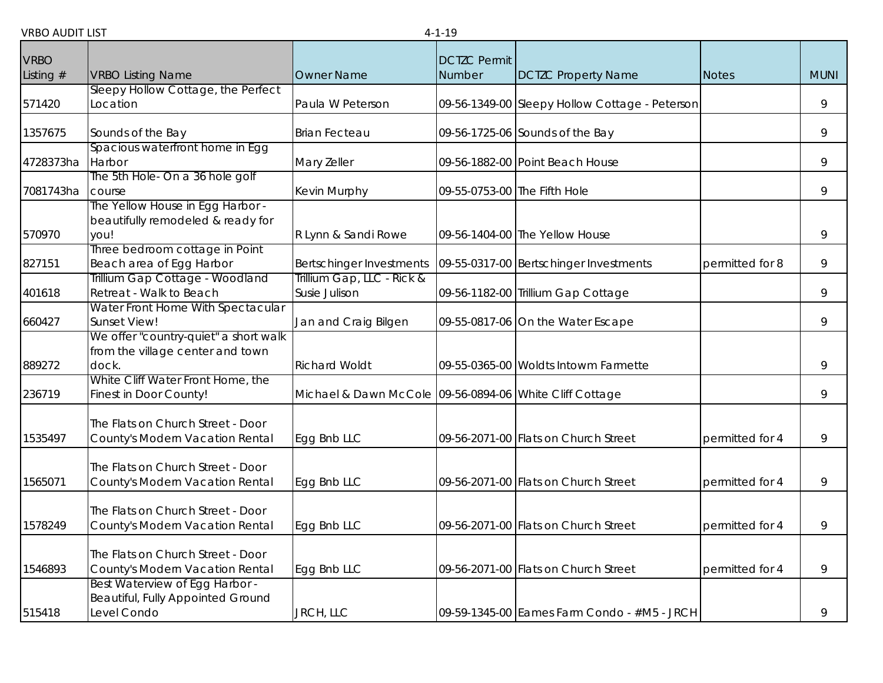VRBO AUDIT LIST 4-1-19

| VRBO Listing # | VRBO Listing Name | Owner Name | DCTZC Permit Number | DCTZC Property Name | Notes | MUNI |
|---|---|---|---|---|---|---|
| 571420 | Sleepy Hollow Cottage, the Perfect Location | Paula W Peterson | 09-56-1349-00 | Sleepy Hollow Cottage - Peterson | | 9 |
| 1357675 | Sounds of the Bay | Brian Fecteau | 09-56-1725-06 | Sounds of the Bay | | 9 |
| 4728373ha | Spacious waterfront home in Egg Harbor | Mary Zeller | 09-56-1882-00 | Point Beach House | | 9 |
| 7081743ha | The 5th Hole- On a 36 hole golf course | Kevin Murphy | 09-55-0753-00 | The Fifth Hole | | 9 |
| 570970 | The Yellow House in Egg Harbor - beautifully remodeled & ready for you! | R Lynn & Sandi Rowe | 09-56-1404-00 | The Yellow House | | 9 |
| 827151 | Three bedroom cottage in Point Beach area of Egg Harbor | Bertschinger Investments | 09-55-0317-00 | Bertschinger Investments | permitted for 8 | 9 |
| 401618 | Trillium Gap Cottage - Woodland Retreat - Walk to Beach | Trillium Gap, LLC - Rick & Susie Julison | 09-56-1182-00 | Trillium Gap Cottage | | 9 |
| 660427 | Water Front Home With Spectacular Sunset View! | Jan and Craig Bilgen | 09-55-0817-06 | On the Water Escape | | 9 |
| 889272 | We offer "country-quiet" a short walk from the village center and town dock. | Richard Woldt | 09-55-0365-00 | Woldts Intowm Farmette | | 9 |
| 236719 | White Cliff Water Front Home, the Finest in Door County! | Michael & Dawn McCole | 09-56-0894-06 | White Cliff Cottage | | 9 |
| 1535497 | The Flats on Church Street - Door County's Modern Vacation Rental | Egg Bnb LLC | 09-56-2071-00 | Flats on Church Street | permitted for 4 | 9 |
| 1565071 | The Flats on Church Street - Door County's Modern Vacation Rental | Egg Bnb LLC | 09-56-2071-00 | Flats on Church Street | permitted for 4 | 9 |
| 1578249 | The Flats on Church Street - Door County's Modern Vacation Rental | Egg Bnb LLC | 09-56-2071-00 | Flats on Church Street | permitted for 4 | 9 |
| 1546893 | The Flats on Church Street - Door County's Modern Vacation Rental | Egg Bnb LLC | 09-56-2071-00 | Flats on Church Street | permitted for 4 | 9 |
| 515418 | Best Waterview of Egg Harbor - Beautiful, Fully Appointed Ground Level Condo | JRCH, LLC | 09-59-1345-00 | Eames Farm Condo - #M5 - JRCH | | 9 |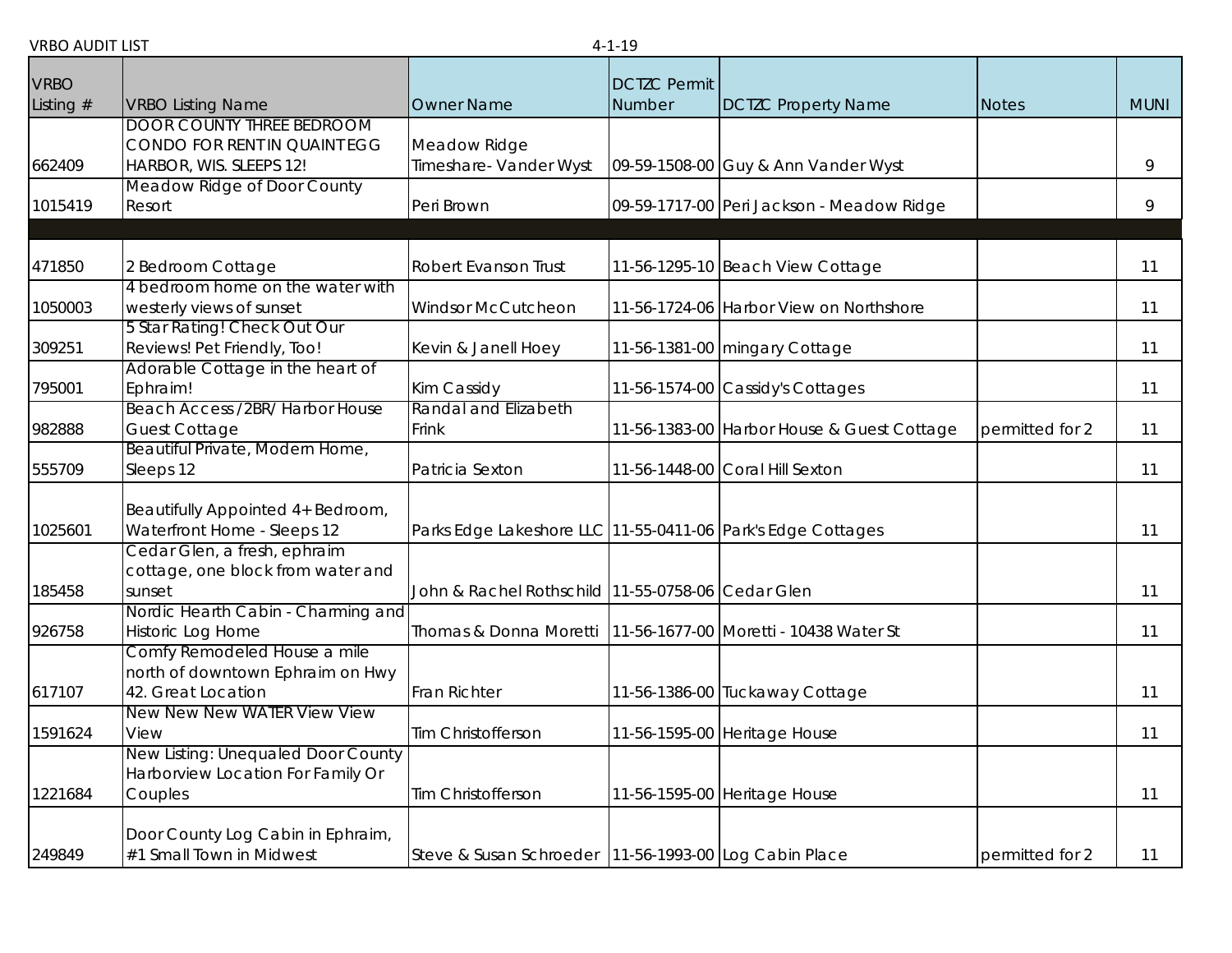VRBO AUDIT LIST 4-1-19

| VRBO Listing # | VRBO Listing Name | Owner Name | DCTZC Permit Number | DCTZC Property Name | Notes | MUNI |
|---|---|---|---|---|---|---|
| 662409 | DOOR COUNTY THREE BEDROOM CONDO FOR RENT IN QUAINT EGG HARBOR, WIS. SLEEPS 12! | Meadow Ridge Timeshare- Vander Wyst | 09-59-1508-00 | Guy & Ann Vander Wyst | | 9 |
| 1015419 | Meadow Ridge of Door County Resort | Peri Brown | 09-59-1717-00 | Peri Jackson - Meadow Ridge | | 9 |
| | | | | | | |
| 471850 | 2 Bedroom Cottage | Robert Evanson Trust | 11-56-1295-10 | Beach View Cottage | | 11 |
| 1050003 | 4 bedroom home on the water with westerly views of sunset | Windsor McCutcheon | 11-56-1724-06 | Harbor View on Northshore | | 11 |
| 309251 | 5 Star Rating! Check Out Our Reviews! Pet Friendly, Too! | Kevin & Janell Hoey | 11-56-1381-00 | mingary Cottage | | 11 |
| 795001 | Adorable Cottage in the heart of Ephraim! | Kim Cassidy | 11-56-1574-00 | Cassidy's Cottages | | 11 |
| 982888 | Beach Access /2BR/ Harbor House Guest Cottage | Randal and Elizabeth Frink | 11-56-1383-00 | Harbor House & Guest Cottage | permitted for 2 | 11 |
| 555709 | Beautiful Private, Modern Home, Sleeps 12 | Patricia Sexton | 11-56-1448-00 | Coral Hill Sexton | | 11 |
| 1025601 | Beautifully Appointed 4+ Bedroom, Waterfront Home - Sleeps 12 | Parks Edge Lakeshore LLC | 11-55-0411-06 | Park's Edge Cottages | | 11 |
| 185458 | Cedar Glen, a fresh, ephraim cottage, one block from water and sunset | John & Rachel Rothschild | 11-55-0758-06 | Cedar Glen | | 11 |
| 926758 | Nordic Hearth Cabin - Charming and Historic Log Home | Thomas & Donna Moretti | 11-56-1677-00 | Moretti - 10438 Water St | | 11 |
| 617107 | Comfy Remodeled House a mile north of downtown Ephraim on Hwy 42. Great Location | Fran Richter | 11-56-1386-00 | Tuckaway Cottage | | 11 |
| 1591624 | New New New WATER View View View | Tim Christofferson | 11-56-1595-00 | Heritage House | | 11 |
| 1221684 | New Listing: Unequaled Door County Harborview Location For Family Or Couples | Tim Christofferson | 11-56-1595-00 | Heritage House | | 11 |
| 249849 | Door County Log Cabin in Ephraim, #1 Small Town in Midwest | Steve & Susan Schroeder | 11-56-1993-00 | Log Cabin Place | permitted for 2 | 11 |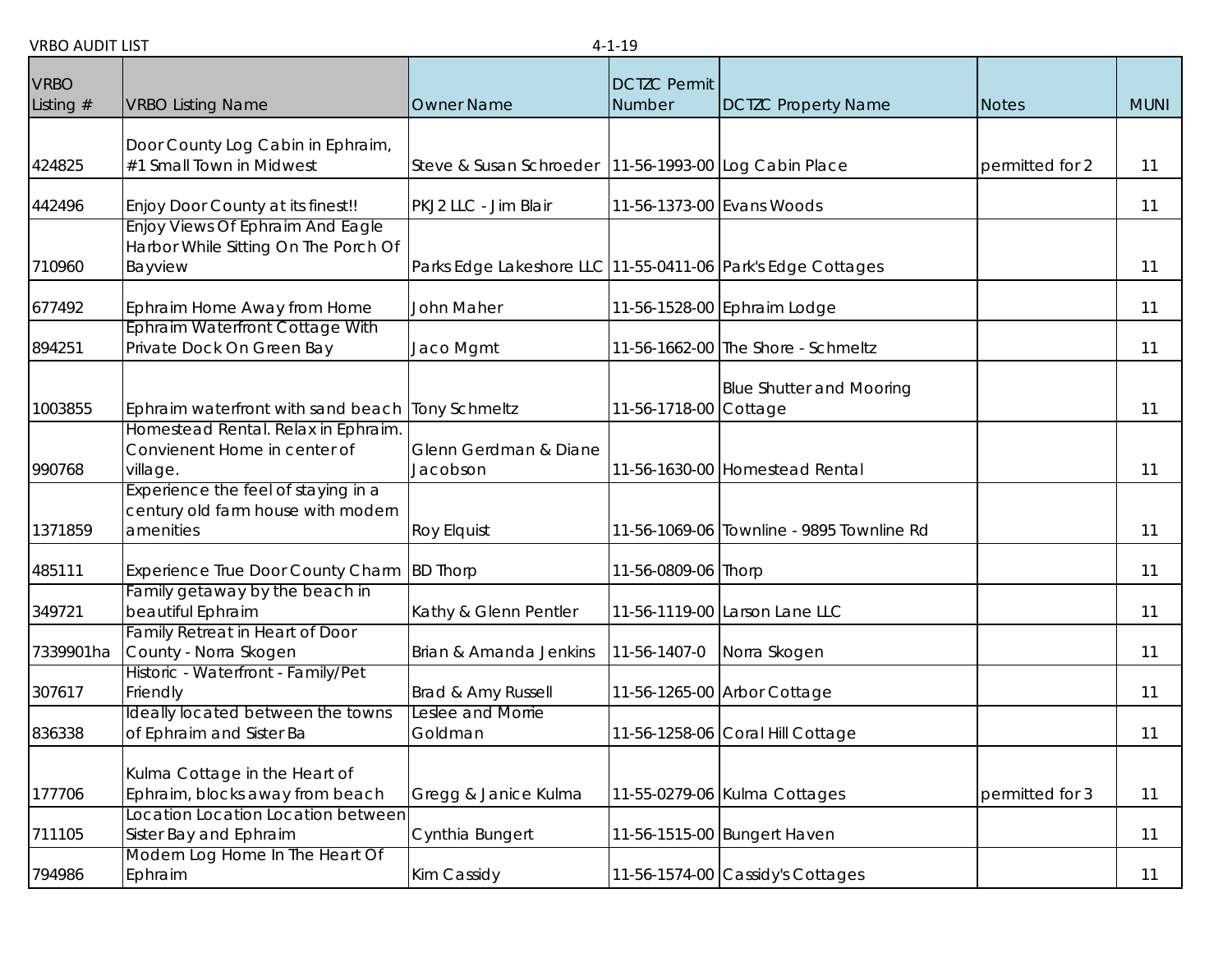VRBO AUDIT LIST 4-1-19

| VRBO Listing # | VRBO Listing Name | Owner Name | DCTZC Permit Number | DCTZC Property Name | Notes | MUNI |
|---|---|---|---|---|---|---|
| 424825 | Door County Log Cabin in Ephraim, #1 Small Town in Midwest | Steve & Susan Schroeder | 11-56-1993-00 | Log Cabin Place | permitted for 2 | 11 |
| 442496 | Enjoy Door County at its finest!! | PKJ2 LLC - Jim Blair | 11-56-1373-00 | Evans Woods | | 11 |
| 710960 | Enjoy Views Of Ephraim And Eagle Harbor While Sitting On The Porch Of Bayview | Parks Edge Lakeshore LLC | 11-55-0411-06 | Park's Edge Cottages | | 11 |
| 677492 | Ephraim Home Away from Home | John Maher | 11-56-1528-00 | Ephraim Lodge | | 11 |
| 894251 | Ephraim Waterfront Cottage With Private Dock On Green Bay | Jaco Mgmt | 11-56-1662-00 | The Shore - Schmeltz | | 11 |
| 1003855 | Ephraim waterfront with sand beach | Tony Schmeltz | 11-56-1718-00 | Blue Shutter and Mooring Cottage | | 11 |
| 990768 | Homestead Rental. Relax in Ephraim. Convienent Home in center of village. | Glenn Gerdman & Diane Jacobson | 11-56-1630-00 | Homestead Rental | | 11 |
| 1371859 | Experience the feel of staying in a century old farm house with modern amenities | Roy Elquist | 11-56-1069-06 | Townline - 9895 Townline Rd | | 11 |
| 485111 | Experience True Door County Charm | BD Thorp | 11-56-0809-06 | Thorp | | 11 |
| 349721 | Family getaway by the beach in beautiful Ephraim | Kathy & Glenn Pentler | 11-56-1119-00 | Larson Lane LLC | | 11 |
| 7339901ha | Family Retreat in Heart of Door County - Norra Skogen | Brian & Amanda Jenkins | 11-56-1407-0 | Norra Skogen | | 11 |
| 307617 | Historic - Waterfront - Family/Pet Friendly | Brad & Amy Russell | 11-56-1265-00 | Arbor Cottage | | 11 |
| 836338 | Ideally located between the towns of Ephraim and Sister Ba | Leslee and Morrie Goldman | 11-56-1258-06 | Coral Hill Cottage | | 11 |
| 177706 | Kulma Cottage in the Heart of Ephraim, blocks away from beach | Gregg & Janice Kulma | 11-55-0279-06 | Kulma Cottages | permitted for 3 | 11 |
| 711105 | Location Location Location between Sister Bay and Ephraim | Cynthia Bungert | 11-56-1515-00 | Bungert Haven | | 11 |
| 794986 | Modern Log Home In The Heart Of Ephraim | Kim Cassidy | 11-56-1574-00 | Cassidy's Cottages | | 11 |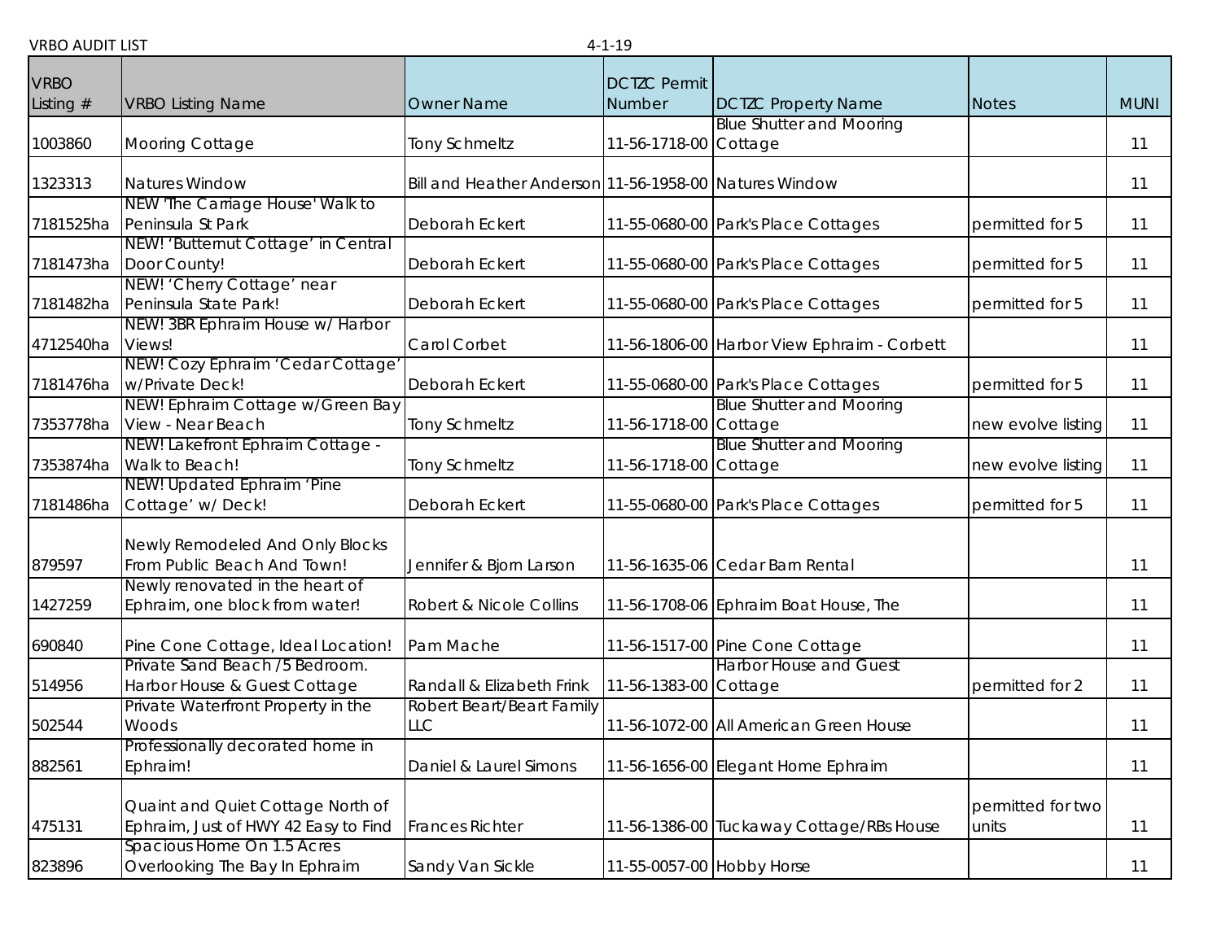VRBO AUDIT LIST 4-1-19

| VRBO Listing # | VRBO Listing Name | Owner Name | DCTZC Permit Number | DCTZC Property Name | Notes | MUNI |
|---|---|---|---|---|---|---|
| 1003860 | Mooring Cottage | Tony Schmeltz | 11-56-1718-00 | Blue Shutter and Mooring Cottage | | 11 |
| 1323313 | Natures Window | Bill and Heather Anderson | 11-56-1958-00 | Natures Window | | 11 |
| 7181525ha | NEW 'The Carriage House' Walk to Peninsula St Park | Deborah Eckert | 11-55-0680-00 | Park's Place Cottages | permitted for 5 | 11 |
| 7181473ha | NEW! 'Butternut Cottage' in Central Door County! | Deborah Eckert | 11-55-0680-00 | Park's Place Cottages | permitted for 5 | 11 |
| 7181482ha | NEW! 'Cherry Cottage' near Peninsula State Park! | Deborah Eckert | 11-55-0680-00 | Park's Place Cottages | permitted for 5 | 11 |
| 4712540ha | NEW! 3BR Ephraim House w/ Harbor Views! | Carol Corbet | 11-56-1806-00 | Harbor View Ephraim - Corbett | | 11 |
| 7181476ha | NEW! Cozy Ephraim 'Cedar Cottage' w/Private Deck! | Deborah Eckert | 11-55-0680-00 | Park's Place Cottages | permitted for 5 | 11 |
| 7353778ha | NEW! Ephraim Cottage w/Green Bay View - Near Beach | Tony Schmeltz | 11-56-1718-00 | Blue Shutter and Mooring Cottage | new evolve listing | 11 |
| 7353874ha | NEW! Lakefront Ephraim Cottage - Walk to Beach! | Tony Schmeltz | 11-56-1718-00 | Blue Shutter and Mooring Cottage | new evolve listing | 11 |
| 7181486ha | NEW! Updated Ephraim 'Pine Cottage' w/ Deck! | Deborah Eckert | 11-55-0680-00 | Park's Place Cottages | permitted for 5 | 11 |
| 879597 | Newly Remodeled And Only Blocks From Public Beach And Town! | Jennifer & Bjorn Larson | 11-56-1635-06 | Cedar Barn Rental | | 11 |
| 1427259 | Newly renovated in the heart of Ephraim, one block from water! | Robert & Nicole Collins | 11-56-1708-06 | Ephraim Boat House, The | | 11 |
| 690840 | Pine Cone Cottage, Ideal Location! | Pam Mache | 11-56-1517-00 | Pine Cone Cottage | | 11 |
| 514956 | Private Sand Beach /5 Bedroom. Harbor House & Guest Cottage | Randall & Elizabeth Frink | 11-56-1383-00 | Harbor House and Guest Cottage | permitted for 2 | 11 |
| 502544 | Private Waterfront Property in the Woods | Robert Beart/Beart Family LLC | 11-56-1072-00 | All American Green House | | 11 |
| 882561 | Professionally decorated home in Ephraim! | Daniel & Laurel Simons | 11-56-1656-00 | Elegant Home Ephraim | | 11 |
| 475131 | Quaint and Quiet Cottage North of Ephraim, Just of HWY 42 Easy to Find | Frances Richter | 11-56-1386-00 | Tuckaway Cottage/RBs House | permitted for two units | 11 |
| 823896 | Spacious Home On 1.5 Acres Overlooking The Bay In Ephraim | Sandy Van Sickle | 11-55-0057-00 | Hobby Horse | | 11 |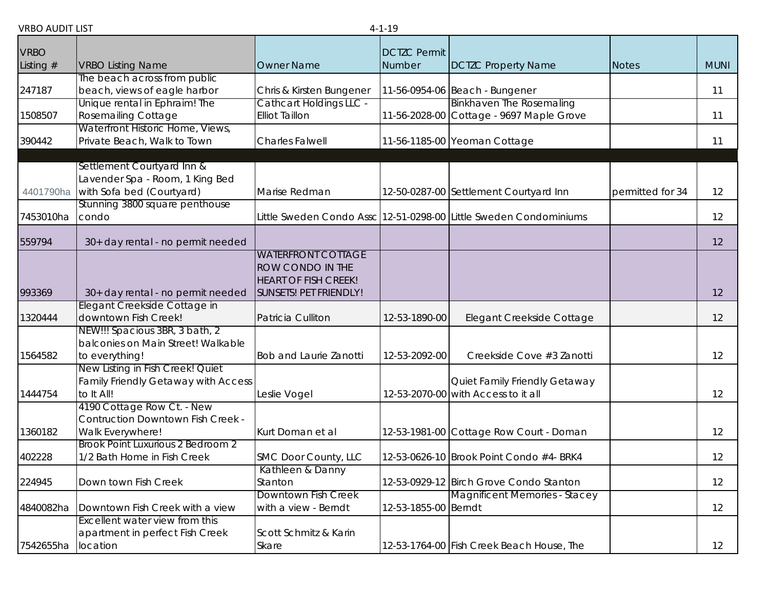VRBO AUDIT LIST 4-1-19

| VRBO Listing # | VRBO Listing Name | Owner Name | DCTZC Permit Number | DCTZC Property Name | Notes | MUNI |
|---|---|---|---|---|---|---|
| 247187 | The beach across from public beach, views of eagle harbor | Chris & Kirsten Bungener | 11-56-0954-06 | Beach - Bungener | | 11 |
| 1508507 | Unique rental in Ephraim! The Rosemailing Cottage | Cathcart Holdings LLC - Elliot Taillon | 11-56-2028-00 | Binkhaven The Rosemaling Cottage - 9697 Maple Grove | | 11 |
| 390442 | Waterfront Historic Home, Views, Private Beach, Walk to Town | Charles Falwell | 11-56-1185-00 | Yeoman Cottage | | 11 |
| | | | | | | |
| 4401790ha | Settlement Courtyard Inn & Lavender Spa - Room, 1 King Bed with Sofa bed (Courtyard) | Marise Redman | 12-50-0287-00 | Settlement Courtyard Inn | permitted for 34 | 12 |
| 7453010ha | Stunning 3800 square penthouse condo | Little Sweden Condo Assc | 12-51-0298-00 | Little Sweden Condominiums | | 12 |
| 559794 | 30+ day rental - no permit needed | | | | | 12 |
| 993369 | 30+ day rental - no permit needed | WATERFRONT COTTAGE ROW CONDO IN THE HEART OF FISH CREEK! SUNSETS! PET FRIENDLY! | | | | 12 |
| 1320444 | Elegant Creekside Cottage in downtown Fish Creek! | Patricia Culliton | 12-53-1890-00 | Elegant Creekside Cottage | | 12 |
| 1564582 | NEW!!! Spacious 3BR, 3 bath, 2 balconies on Main Street! Walkable to everything! | Bob and Laurie Zanotti | 12-53-2092-00 | Creekside Cove #3 Zanotti | | 12 |
| 1444754 | New Listing in Fish Creek! Quiet Family Friendly Getaway with Access to It All! | Leslie Vogel | 12-53-2070-00 | Quiet Family Friendly Getaway with Access to it all | | 12 |
| 1360182 | 4190 Cottage Row Ct. - New Contruction Downtown Fish Creek - Walk Everywhere! | Kurt Doman et al | 12-53-1981-00 | Cottage Row Court - Doman | | 12 |
| 402228 | Brook Point Luxurious 2 Bedroom 2 1/2 Bath Home in Fish Creek | SMC Door County, LLC | 12-53-0626-10 | Brook Point Condo #4- BRK4 | | 12 |
| 224945 | Down town Fish Creek | Kathleen & Danny Stanton | 12-53-0929-12 | Birch Grove Condo Stanton | | 12 |
| 4840082ha | Downtown Fish Creek with a view | Downtown Fish Creek with a view - Berndt | 12-53-1855-00 | Magnificent Memories - Stacey Berndt | | 12 |
| 7542655ha | Excellent water view from this apartment in perfect Fish Creek location | Scott Schmitz & Karin Skare | 12-53-1764-00 | Fish Creek Beach House, The | | 12 |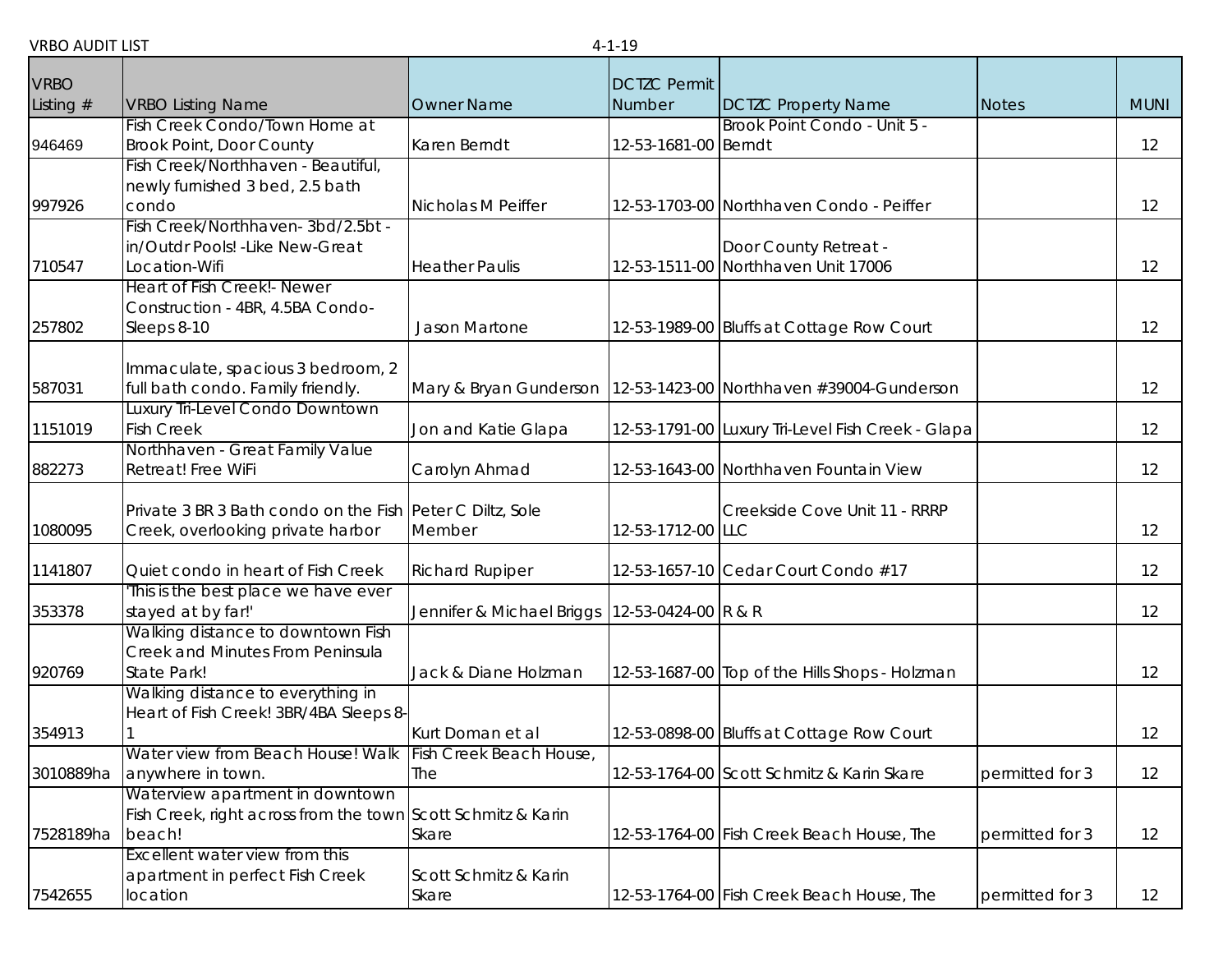VRBO AUDIT LIST 4-1-19

| VRBO Listing # | VRBO Listing Name | Owner Name | DCTZC Permit Number | DCTZC Property Name | Notes | MUNI |
|---|---|---|---|---|---|---|
| 946469 | Fish Creek Condo/Town Home at Brook Point, Door County | Karen Berndt | 12-53-1681-00 | Brook Point Condo - Unit 5 - Berndt | | 12 |
| 997926 | Fish Creek/Northhaven - Beautiful, newly furnished 3 bed, 2.5 bath condo | Nicholas M Peiffer | 12-53-1703-00 | Northhaven Condo - Peiffer | | 12 |
| 710547 | Fish Creek/Northhaven- 3bd/2.5bt - in/Outdr Pools! -Like New-Great Location-Wifi | Heather Paulis | 12-53-1511-00 | Door County Retreat - Northhaven Unit 17006 | | 12 |
| 257802 | Heart of Fish Creek!- Newer Construction - 4BR, 4.5BA Condo-Sleeps 8-10 | Jason Martone | 12-53-1989-00 | Bluffs at Cottage Row Court | | 12 |
| 587031 | Immaculate, spacious 3 bedroom, 2 full bath condo. Family friendly. | Mary & Bryan Gunderson | 12-53-1423-00 | Northhaven #39004-Gunderson | | 12 |
| 1151019 | Luxury Tri-Level Condo Downtown Fish Creek | Jon and Katie Glapa | 12-53-1791-00 | Luxury Tri-Level Fish Creek - Glapa | | 12 |
| 882273 | Northhaven - Great Family Value Retreat! Free WiFi | Carolyn Ahmad | 12-53-1643-00 | Northhaven Fountain View | | 12 |
| 1080095 | Private 3 BR 3 Bath condo on the Fish Creek, overlooking private harbor | Peter C Diltz, Sole Member | 12-53-1712-00 | Creekside Cove Unit 11 - RRRP LLC | | 12 |
| 1141807 | Quiet condo in heart of Fish Creek | Richard Rupiper | 12-53-1657-10 | Cedar Court Condo #17 | | 12 |
| 353378 | 'This is the best place we have ever stayed at by far!' | Jennifer & Michael Briggs | 12-53-0424-00 | R & R | | 12 |
| 920769 | Walking distance to downtown Fish Creek and Minutes From Peninsula State Park! | Jack & Diane Holzman | 12-53-1687-00 | Top of the Hills Shops - Holzman | | 12 |
| 354913 | Walking distance to everything in Heart of Fish Creek! 3BR/4BA Sleeps 8-1 | Kurt Doman et al | 12-53-0898-00 | Bluffs at Cottage Row Court | | 12 |
| 3010889ha | Water view from Beach House! Walk anywhere in town. | Fish Creek Beach House, The | 12-53-1764-00 | Scott Schmitz & Karin Skare | permitted for 3 | 12 |
| 7528189ha | Waterview apartment in downtown Fish Creek, right across from the town beach! | Scott Schmitz & Karin Skare | 12-53-1764-00 | Fish Creek Beach House, The | permitted for 3 | 12 |
| 7542655 | Excellent water view from this apartment in perfect Fish Creek location | Scott Schmitz & Karin Skare | 12-53-1764-00 | Fish Creek Beach House, The | permitted for 3 | 12 |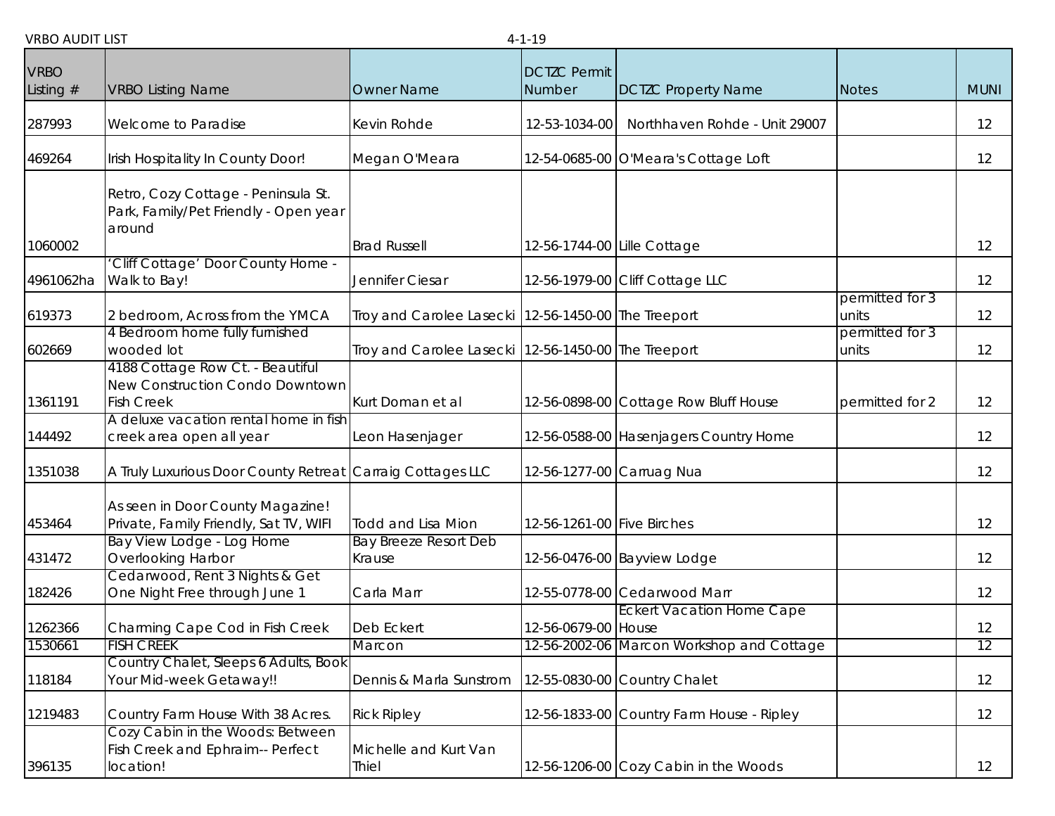VRBO AUDIT LIST 4-1-19

| VRBO Listing # | VRBO Listing Name | Owner Name | DCTZC Permit Number | DCTZC Property Name | Notes | MUNI |
|---|---|---|---|---|---|---|
| 287993 | Welcome to Paradise | Kevin Rohde | 12-53-1034-00 | Northhaven Rohde - Unit 29007 | | 12 |
| 469264 | Irish Hospitality In County Door! | Megan O'Meara | 12-54-0685-00 | O'Meara's Cottage Loft | | 12 |
| 1060002 | Retro, Cozy Cottage - Peninsula St. Park, Family/Pet Friendly - Open year around | Brad Russell | 12-56-1744-00 | Lille Cottage | | 12 |
| 4961062ha | 'Cliff Cottage' Door County Home - Walk to Bay! | Jennifer Ciesar | 12-56-1979-00 | Cliff Cottage LLC | | 12 |
| 619373 | 2 bedroom, Across from the YMCA | Troy and Carolee Lasecki | 12-56-1450-00 | The Treeport | permitted for 3 units | 12 |
| 602669 | 4 Bedroom home fully furnished wooded lot | Troy and Carolee Lasecki | 12-56-1450-00 | The Treeport | permitted for 3 units | 12 |
| 1361191 | 4188 Cottage Row Ct. - Beautiful New Construction Condo Downtown Fish Creek | Kurt Doman et al | 12-56-0898-00 | Cottage Row Bluff House | permitted for 2 | 12 |
| 144492 | A deluxe vacation rental home in fish creek area open all year | Leon Hasenjager | 12-56-0588-00 | Hasenjagers Country Home | | 12 |
| 1351038 | A Truly Luxurious Door County Retreat | Carraig Cottages LLC | 12-56-1277-00 | Carruag Nua | | 12 |
| 453464 | As seen in Door County Magazine! Private, Family Friendly, Sat TV, WIFI | Todd and Lisa Mion | 12-56-1261-00 | Five Birches | | 12 |
| 431472 | Bay View Lodge - Log Home Overlooking Harbor | Bay Breeze Resort Deb Krause | 12-56-0476-00 | Bayview Lodge | | 12 |
| 182426 | Cedarwood, Rent 3 Nights & Get One Night Free through June 1 | Carla Marr | 12-55-0778-00 | Cedarwood Marr | | 12 |
| 1262366 | Charming Cape Cod in Fish Creek | Deb Eckert | 12-56-0679-00 | Eckert Vacation Home Cape House | | 12 |
| 1530661 | FISH CREEK | Marcon | 12-56-2002-06 | Marcon Workshop and Cottage | | 12 |
| 118184 | Country Chalet, Sleeps 6 Adults, Book Your Mid-week Getaway!! | Dennis & Marla Sunstrom | 12-55-0830-00 | Country Chalet | | 12 |
| 1219483 | Country Farm House With 38 Acres. | Rick Ripley | 12-56-1833-00 | Country Farm House - Ripley | | 12 |
| 396135 | Cozy Cabin in the Woods: Between Fish Creek and Ephraim-- Perfect location! | Michelle and Kurt Van Thiel | 12-56-1206-00 | Cozy Cabin in the Woods | | 12 |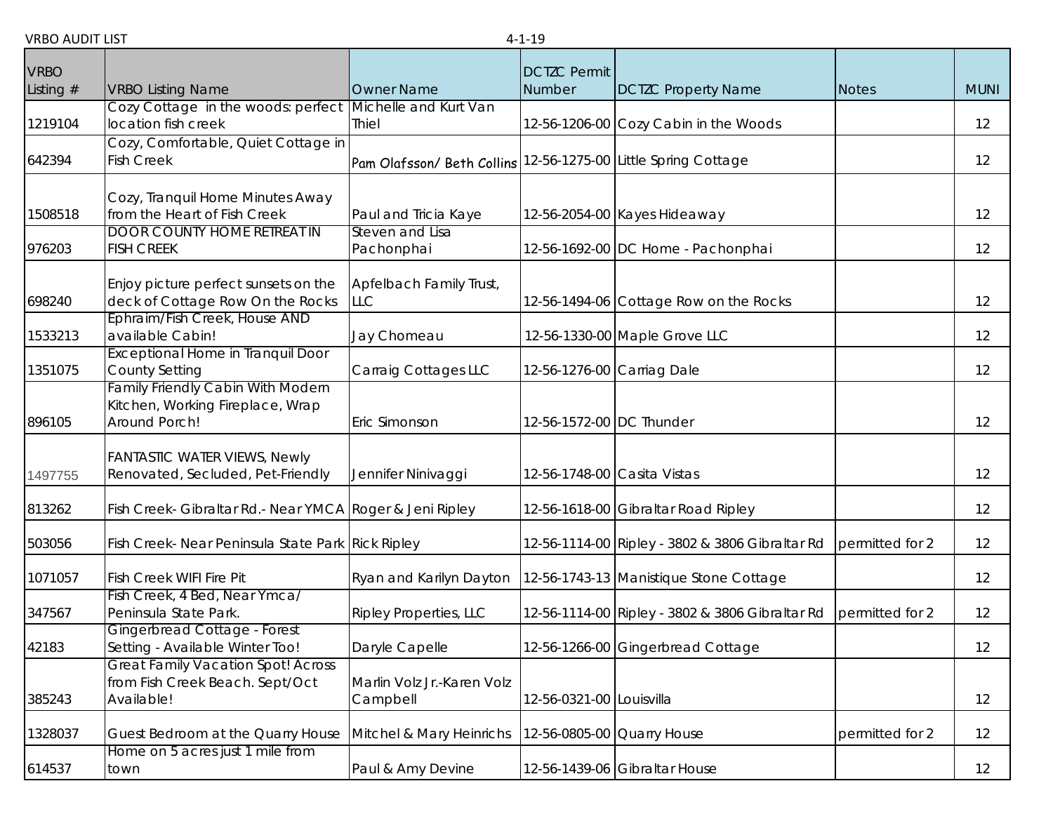VRBO AUDIT LIST 4-1-19

| VRBO Listing # | VRBO Listing Name | Owner Name | DCTZC Permit Number | DCTZC Property Name | Notes | MUNI |
|---|---|---|---|---|---|---|
| 1219104 | Cozy Cottage in the woods: perfect location fish creek | Michelle and Kurt Van Thiel | 12-56-1206-00 | Cozy Cabin in the Woods | | 12 |
| 642394 | Cozy, Comfortable, Quiet Cottage in Fish Creek | Pam Olafsson/ Beth Collins | 12-56-1275-00 | Little Spring Cottage | | 12 |
| 1508518 | Cozy, Tranquil Home Minutes Away from the Heart of Fish Creek | Paul and Tricia Kaye | 12-56-2054-00 | Kayes Hideaway | | 12 |
| 976203 | DOOR COUNTY HOME RETREAT IN FISH CREEK | Steven and Lisa Pachonphai | 12-56-1692-00 | DC Home - Pachonphai | | 12 |
| 698240 | Enjoy picture perfect sunsets on the deck of Cottage Row On the Rocks | Apfelbach Family Trust, LLC | 12-56-1494-06 | Cottage Row on the Rocks | | 12 |
| 1533213 | Ephraim/Fish Creek, House AND available Cabin! | Jay Chomeau | 12-56-1330-00 | Maple Grove LLC | | 12 |
| 1351075 | Exceptional Home in Tranquil Door County Setting | Carraig Cottages LLC | 12-56-1276-00 | Carriag Dale | | 12 |
| 896105 | Family Friendly Cabin With Modern Kitchen, Working Fireplace, Wrap Around Porch! | Eric Simonson | 12-56-1572-00 | DC Thunder | | 12 |
| 1497755 | FANTASTIC WATER VIEWS, Newly Renovated, Secluded, Pet-Friendly | Jennifer Ninivaggi | 12-56-1748-00 | Casita Vistas | | 12 |
| 813262 | Fish Creek- Gibraltar Rd.- Near YMCA | Roger & Jeni Ripley | 12-56-1618-00 | Gibraltar Road Ripley | | 12 |
| 503056 | Fish Creek- Near Peninsula State Park | Rick Ripley | 12-56-1114-00 | Ripley - 3802 & 3806 Gibraltar Rd | permitted for 2 | 12 |
| 1071057 | Fish Creek WIFI Fire Pit | Ryan and Karilyn Dayton | 12-56-1743-13 | Manistique Stone Cottage | | 12 |
| 347567 | Fish Creek, 4 Bed, Near Ymca/ Peninsula State Park. | Ripley Properties, LLC | 12-56-1114-00 | Ripley - 3802 & 3806 Gibraltar Rd | permitted for 2 | 12 |
| 42183 | Gingerbread Cottage - Forest Setting - Available Winter Too! | Daryle Capelle | 12-56-1266-00 | Gingerbread Cottage | | 12 |
| 385243 | Great Family Vacation Spot! Across from Fish Creek Beach. Sept/Oct Available! | Marlin Volz Jr.-Karen Volz Campbell | 12-56-0321-00 | Louisvilla | | 12 |
| 1328037 | Guest Bedroom at the Quarry House | Mitchel & Mary Heinrichs | 12-56-0805-00 | Quarry House | permitted for 2 | 12 |
| 614537 | Home on 5 acres just 1 mile from town | Paul & Amy Devine | 12-56-1439-06 | Gibraltar House | | 12 |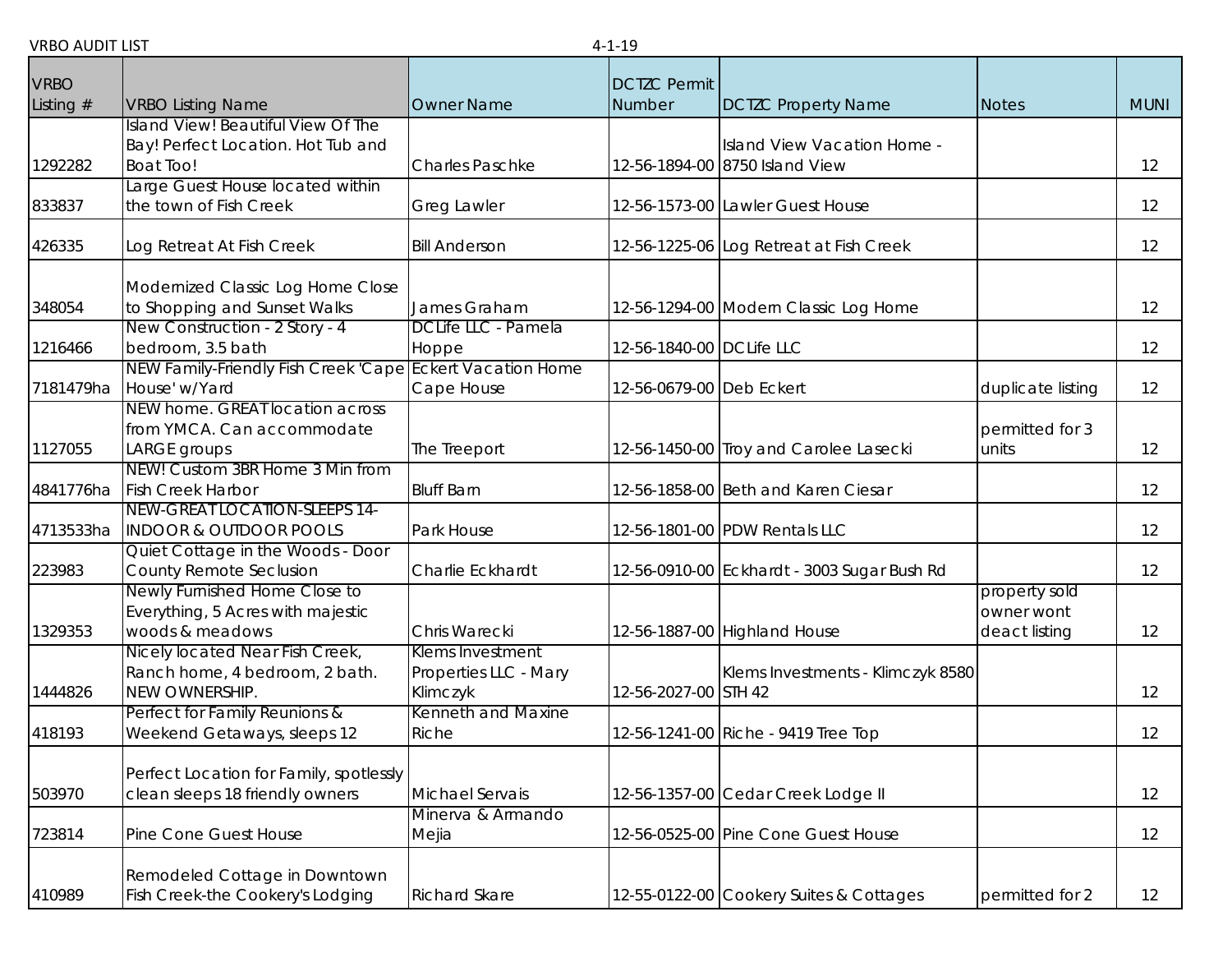VRBO AUDIT LIST 4-1-19

| VRBO Listing # | VRBO Listing Name | Owner Name | DCTZC Permit Number | DCTZC Property Name | Notes | MUNI |
|---|---|---|---|---|---|---|
| 1292282 | Island View! Beautiful View Of The Bay! Perfect Location. Hot Tub and Boat Too! | Charles Paschke | 12-56-1894-00 | Island View Vacation Home - 8750 Island View | | 12 |
| 833837 | Large Guest House located within the town of Fish Creek | Greg Lawler | 12-56-1573-00 | Lawler Guest House | | 12 |
| 426335 | Log Retreat At Fish Creek | Bill Anderson | 12-56-1225-06 | Log Retreat at Fish Creek | | 12 |
| 348054 | Modernized Classic Log Home Close to Shopping and Sunset Walks | James Graham | 12-56-1294-00 | Modern Classic Log Home | | 12 |
| 1216466 | New Construction - 2 Story - 4 bedroom, 3.5 bath | DC Life LLC - Pamela Hoppe | 12-56-1840-00 | DC Life LLC | | 12 |
| 7181479ha | NEW Family-Friendly Fish Creek 'Cape House' w/Yard | Eckert Vacation Home Cape House | 12-56-0679-00 | Deb Eckert | duplicate listing | 12 |
| 1127055 | NEW home. GREAT location across from YMCA. Can accommodate LARGE groups | The Treeport | 12-56-1450-00 | Troy and Carolee Lasecki | permitted for 3 units | 12 |
| 4841776ha | NEW! Custom 3BR Home 3 Min from Fish Creek Harbor | Bluff Barn | 12-56-1858-00 | Beth and Karen Ciesar | | 12 |
| 4713533ha | NEW-GREAT LOCATION-SLEEPS 14-INDOOR & OUTDOOR POOLS | Park House | 12-56-1801-00 | PDW Rentals LLC | | 12 |
| 223983 | Quiet Cottage in the Woods - Door County Remote Seclusion | Charlie Eckhardt | 12-56-0910-00 | Eckhardt - 3003 Sugar Bush Rd | | 12 |
| 1329353 | Newly Furnished Home Close to Everything, 5 Acres with majestic woods & meadows | Chris Warecki | 12-56-1887-00 | Highland House | property sold owner wont deact listing | 12 |
| 1444826 | Nicely located Near Fish Creek, Ranch home, 4 bedroom, 2 bath. NEW OWNERSHIP. | Klems Investment Properties LLC - Mary Klimczyk | 12-56-2027-00 | Klems Investments - Klimczyk 8580 STH 42 | | 12 |
| 418193 | Perfect for Family Reunions & Weekend Getaways, sleeps 12 | Kenneth and Maxine Riche | 12-56-1241-00 | Riche - 9419 Tree Top | | 12 |
| 503970 | Perfect Location for Family, spotlessly clean sleeps 18 friendly owners | Michael Servais | 12-56-1357-00 | Cedar Creek Lodge II | | 12 |
| 723814 | Pine Cone Guest House | Minerva & Armando Mejia | 12-56-0525-00 | Pine Cone Guest House | | 12 |
| 410989 | Remodeled Cottage in Downtown Fish Creek-the Cookery's Lodging | Richard Skare | 12-55-0122-00 | Cookery Suites & Cottages | permitted for 2 | 12 |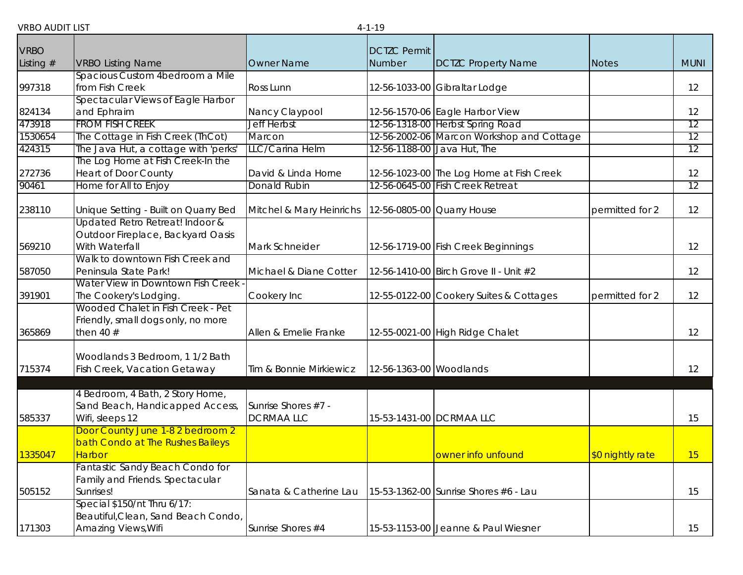VRBO AUDIT LIST 4-1-19

| VRBO Listing # | VRBO Listing Name | Owner Name | DCTZC Permit Number | DCTZC Property Name | Notes | MUNI |
|---|---|---|---|---|---|---|
| 997318 | Spacious Custom 4bedroom a Mile from Fish Creek | Ross Lunn | 12-56-1033-00 | Gibraltar Lodge | | 12 |
| 824134 | Spectacular Views of Eagle Harbor and Ephraim | Nancy Claypool | 12-56-1570-06 | Eagle Harbor View | | 12 |
| 473918 | FROM FISH CREEK | Jeff Herbst | 12-56-1318-00 | Herbst Spring Road | | 12 |
| 1530654 | The Cottage in Fish Creek (ThCot) | Marcon | 12-56-2002-06 | Marcon Workshop and Cottage | | 12 |
| 424315 | The Java Hut, a cottage with 'perks' | LLC/Carina Helm | 12-56-1188-00 | Java Hut, The | | 12 |
| 272736 | The Log Home at Fish Creek-In the Heart of Door County | David & Linda Horne | 12-56-1023-00 | The Log Home at Fish Creek | | 12 |
| 90461 | Home for All to Enjoy | Donald Rubin | 12-56-0645-00 | Fish Creek Retreat | | 12 |
| 238110 | Unique Setting - Built on Quarry Bed | Mitchel & Mary Heinrichs | 12-56-0805-00 | Quarry House | permitted for 2 | 12 |
| 569210 | Updated Retro Retreat! Indoor & Outdoor Fireplace, Backyard Oasis With Waterfall | Mark Schneider | 12-56-1719-00 | Fish Creek Beginnings | | 12 |
| 587050 | Walk to downtown Fish Creek and Peninsula State Park! | Michael & Diane Cotter | 12-56-1410-00 | Birch Grove II - Unit #2 | | 12 |
| 391901 | Water View in Downtown Fish Creek - The Cookery's Lodging. | Cookery Inc | 12-55-0122-00 | Cookery Suites & Cottages | permitted for 2 | 12 |
| 365869 | Wooded Chalet in Fish Creek - Pet Friendly, small dogs only, no more then 40 # | Allen & Emelie Franke | 12-55-0021-00 | High Ridge Chalet | | 12 |
| 715374 | Woodlands 3 Bedroom, 1 1/2 Bath Fish Creek, Vacation Getaway | Tim & Bonnie Mirkiewicz | 12-56-1363-00 | Woodlands | | 12 |
| | | | | | | |
| 585337 | 4 Bedroom, 4 Bath, 2 Story Home, Sand Beach, Handicapped Access, Wifi, sleeps 12 | Sunrise Shores #7 - DCRMAA LLC | 15-53-1431-00 | DCRMAA LLC | | 15 |
| 1335047 | Door County June 1-8 2 bedroom 2 bath Condo at The Rushes Baileys Harbor | | | owner info unfound | $0 nightly rate | 15 |
| 505152 | Fantastic Sandy Beach Condo for Family and Friends. Spectacular Sunrises! | Sanata & Catherine Lau | 15-53-1362-00 | Sunrise Shores #6 - Lau | | 15 |
| 171303 | Special $150/nt Thru 6/17: Beautiful,Clean, Sand Beach Condo, Amazing Views,Wifi | Sunrise Shores #4 | 15-53-1153-00 | Jeanne & Paul Wiesner | | 15 |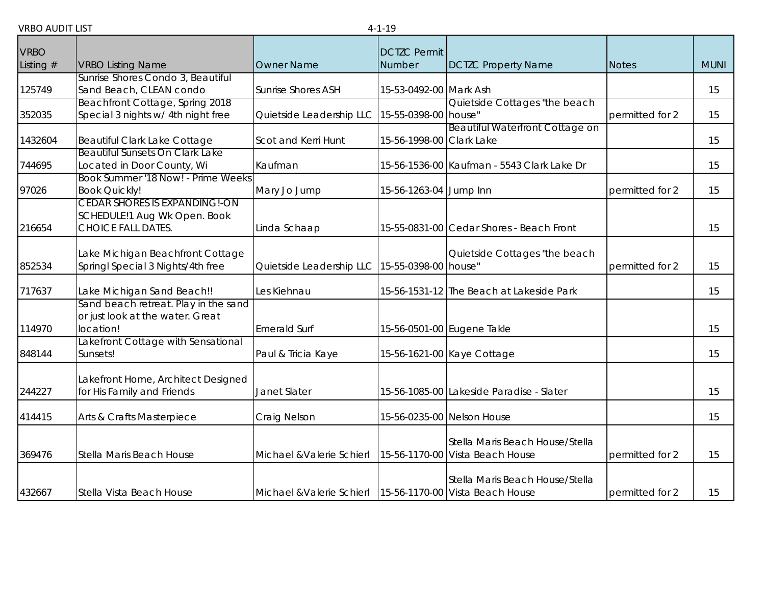VRBO AUDIT LIST 4-1-19

| VRBO Listing # | VRBO Listing Name | Owner Name | DCTZC Permit Number | DCTZC Property Name | Notes | MUNI |
|---|---|---|---|---|---|---|
| 125749 | Sunrise Shores Condo 3, Beautiful Sand Beach, CLEAN condo | Sunrise Shores ASH | 15-53-0492-00 | Mark Ash | | 15 |
| 352035 | Beachfront Cottage, Spring 2018 Special 3 nights w/ 4th night free | Quietside Leadership LLC | 15-55-0398-00 | Quietside Cottages "the beach house" | permitted for 2 | 15 |
| 1432604 | Beautiful Clark Lake Cottage | Scot and Kerri Hunt | 15-56-1998-00 | Beautiful Waterfront Cottage on Clark Lake | | 15 |
| 744695 | Beautiful Sunsets On Clark Lake Located in Door County, Wi | Kaufman | 15-56-1536-00 | Kaufman - 5543 Clark Lake Dr | | 15 |
| 97026 | Book Summer '18 Now! - Prime Weeks Book Quickly! | Mary Jo Jump | 15-56-1263-04 | Jump Inn | permitted for 2 | 15 |
| 216654 | CEDAR SHORES IS EXPANDING!-ON SCHEDULE!1 Aug Wk Open. Book CHOICE FALL DATES. | Linda Schaap | 15-55-0831-00 | Cedar Shores - Beach Front | | 15 |
| 852534 | Lake Michigan Beachfront Cottage Springl Special 3 Nights/4th free | Quietside Leadership LLC | 15-55-0398-00 | Quietside Cottages "the beach house" | permitted for 2 | 15 |
| 717637 | Lake Michigan Sand Beach!! | Les Kiehnau | 15-56-1531-12 | The Beach at Lakeside Park | | 15 |
| 114970 | Sand beach retreat. Play in the sand or just look at the water. Great location! | Emerald Surf | 15-56-0501-00 | Eugene Takle | | 15 |
| 848144 | Lakefront Cottage with Sensational Sunsets! | Paul & Tricia Kaye | 15-56-1621-00 | Kaye Cottage | | 15 |
| 244227 | Lakefront Home, Architect Designed for His Family and Friends | Janet Slater | 15-56-1085-00 | Lakeside Paradise - Slater | | 15 |
| 414415 | Arts & Crafts Masterpiece | Craig Nelson | 15-56-0235-00 | Nelson House | | 15 |
| 369476 | Stella Maris Beach House | Michael &Valerie Schierl | 15-56-1170-00 | Stella Maris Beach House/Stella Vista Beach House | permitted for 2 | 15 |
| 432667 | Stella Vista Beach House | Michael &Valerie Schierl | 15-56-1170-00 | Stella Maris Beach House/Stella Vista Beach House | permitted for 2 | 15 |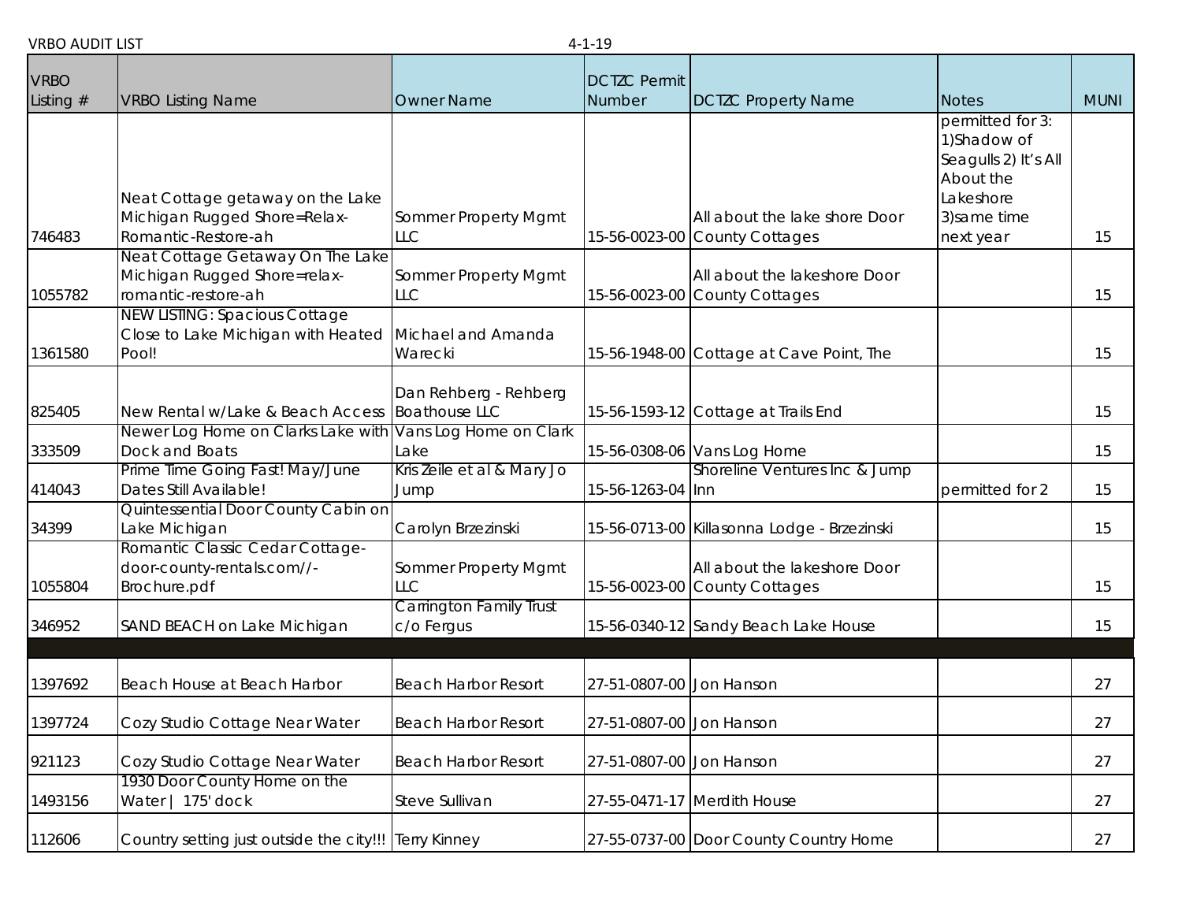VRBO AUDIT LIST 4-1-19

| VRBO Listing # | VRBO Listing Name | Owner Name | DCTZC Permit Number | DCTZC Property Name | Notes | MUNI |
|---|---|---|---|---|---|---|
| 746483 | Neat Cottage getaway on the Lake Michigan Rugged Shore=Relax-Romantic-Restore-ah | Sommer Property Mgmt LLC | 15-56-0023-00 | All about the lake shore Door County Cottages | permitted for 3: 1)Shadow of Seagulls 2) It's All About the Lakeshore 3)same time next year | 15 |
| 1055782 | Neat Cottage Getaway On The Lake Michigan Rugged Shore=relax-romantic-restore-ah | Sommer Property Mgmt LLC | 15-56-0023-00 | All about the lakeshore Door County Cottages | | 15 |
| 1361580 | NEW LISTING: Spacious Cottage Close to Lake Michigan with Heated Pool! | Michael and Amanda Warecki | 15-56-1948-00 | Cottage at Cave Point, The | | 15 |
| 825405 | New Rental w/Lake & Beach Access | Dan Rehberg - Rehberg Boathouse LLC | 15-56-1593-12 | Cottage at Trails End | | 15 |
| 333509 | Newer Log Home on Clarks Lake with Dock and Boats | Vans Log Home on Clark Lake | 15-56-0308-06 | Vans Log Home | | 15 |
| 414043 | Prime Time Going Fast! May/June Dates Still Available! | Kris Zeile et al & Mary Jo Jump | 15-56-1263-04 | Shoreline Ventures Inc & Jump Inn | permitted for 2 | 15 |
| 34399 | Quintessential Door County Cabin on Lake Michigan | Carolyn Brzezinski | 15-56-0713-00 | Killasonna Lodge - Brzezinski | | 15 |
| 1055804 | Romantic Classic Cedar Cottage-door-county-rentals.com//-Brochure.pdf | Sommer Property Mgmt LLC | 15-56-0023-00 | All about the lakeshore Door County Cottages | | 15 |
| 346952 | SAND BEACH on Lake Michigan | Carrington Family Trust c/o Fergus | 15-56-0340-12 | Sandy Beach Lake House | | 15 |
| | | | | | | |
| 1397692 | Beach House at Beach Harbor | Beach Harbor Resort | 27-51-0807-00 | Jon Hanson | | 27 |
| 1397724 | Cozy Studio Cottage Near Water | Beach Harbor Resort | 27-51-0807-00 | Jon Hanson | | 27 |
| 921123 | Cozy Studio Cottage Near Water | Beach Harbor Resort | 27-51-0807-00 | Jon Hanson | | 27 |
| 1493156 | 1930 Door County Home on the Water \| 175' dock | Steve Sullivan | 27-55-0471-17 | Merdith House | | 27 |
| 112606 | Country setting just outside the city!!! | Terry Kinney | 27-55-0737-00 | Door County Country Home | | 27 |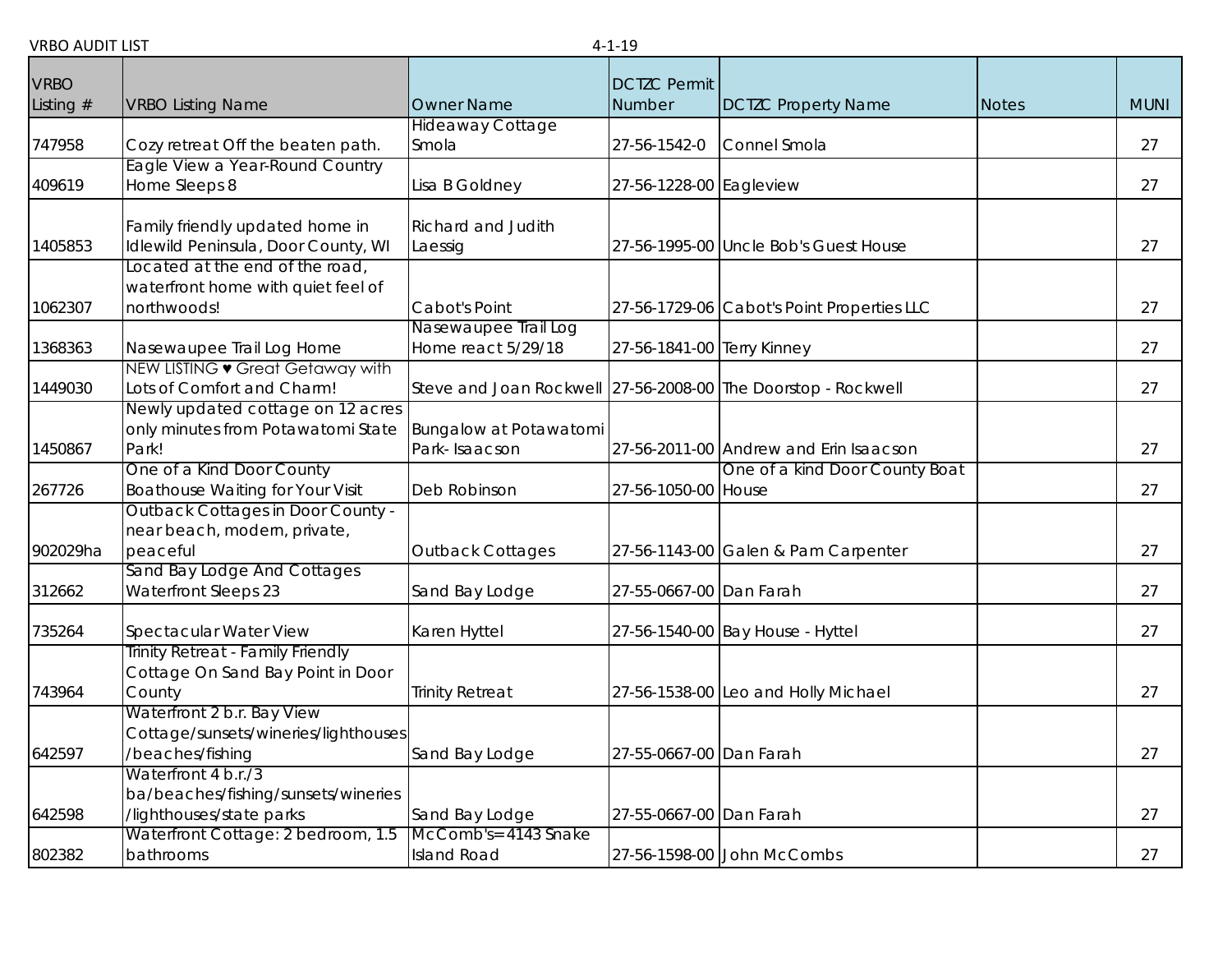VRBO AUDIT LIST 4-1-19

| VRBO Listing # | VRBO Listing Name | Owner Name | DCTZC Permit Number | DCTZC Property Name | Notes | MUNI |
|---|---|---|---|---|---|---|
| 747958 | Cozy retreat Off the beaten path. | Hideaway Cottage Smola | 27-56-1542-0 | Connel Smola | | 27 |
| 409619 | Eagle View a Year-Round Country Home Sleeps 8 | Lisa B Goldney | 27-56-1228-00 | Eagleview | | 27 |
| 1405853 | Family friendly updated home in Idlewild Peninsula, Door County, WI | Richard and Judith Laessig | 27-56-1995-00 | Uncle Bob's Guest House | | 27 |
| 1062307 | Located at the end of the road, waterfront home with quiet feel of northwoods! | Cabot's Point | 27-56-1729-06 | Cabot's Point Properties LLC | | 27 |
| 1368363 | Nasewaupee Trail Log Home | Nasewaupee Trail Log Home react 5/29/18 | 27-56-1841-00 | Terry Kinney | | 27 |
| 1449030 | NEW LISTING ♥ Great Getaway with Lots of Comfort and Charm! | Steve and Joan Rockwell | 27-56-2008-00 | The Doorstop - Rockwell | | 27 |
| 1450867 | Newly updated cottage on 12 acres only minutes from Potawatomi State Park! | Bungalow at Potawatomi Park- Isaacson | 27-56-2011-00 | Andrew and Erin Isaacson | | 27 |
| 267726 | One of a Kind Door County Boathouse Waiting for Your Visit | Deb Robinson | 27-56-1050-00 | One of a kind Door County Boat House | | 27 |
| 902029ha | Outback Cottages in Door County - near beach, modern, private, peaceful | Outback Cottages | 27-56-1143-00 | Galen & Pam Carpenter | | 27 |
| 312662 | Sand Bay Lodge And Cottages Waterfront Sleeps 23 | Sand Bay Lodge | 27-55-0667-00 | Dan Farah | | 27 |
| 735264 | Spectacular Water View | Karen Hyttel | 27-56-1540-00 | Bay House - Hyttel | | 27 |
| 743964 | Trinity Retreat - Family Friendly Cottage On Sand Bay Point in Door County | Trinity Retreat | 27-56-1538-00 | Leo and Holly Michael | | 27 |
| 642597 | Waterfront 2 b.r. Bay View Cottage/sunsets/wineries/lighthouses/beaches/fishing | Sand Bay Lodge | 27-55-0667-00 | Dan Farah | | 27 |
| 642598 | Waterfront 4 b.r./3 ba/beaches/fishing/sunsets/wineries/lighthouses/state parks | Sand Bay Lodge | 27-55-0667-00 | Dan Farah | | 27 |
| 802382 | Waterfront Cottage: 2 bedroom, 1.5 bathrooms | McComb's=4143 Snake Island Road | 27-56-1598-00 | John McCombs | | 27 |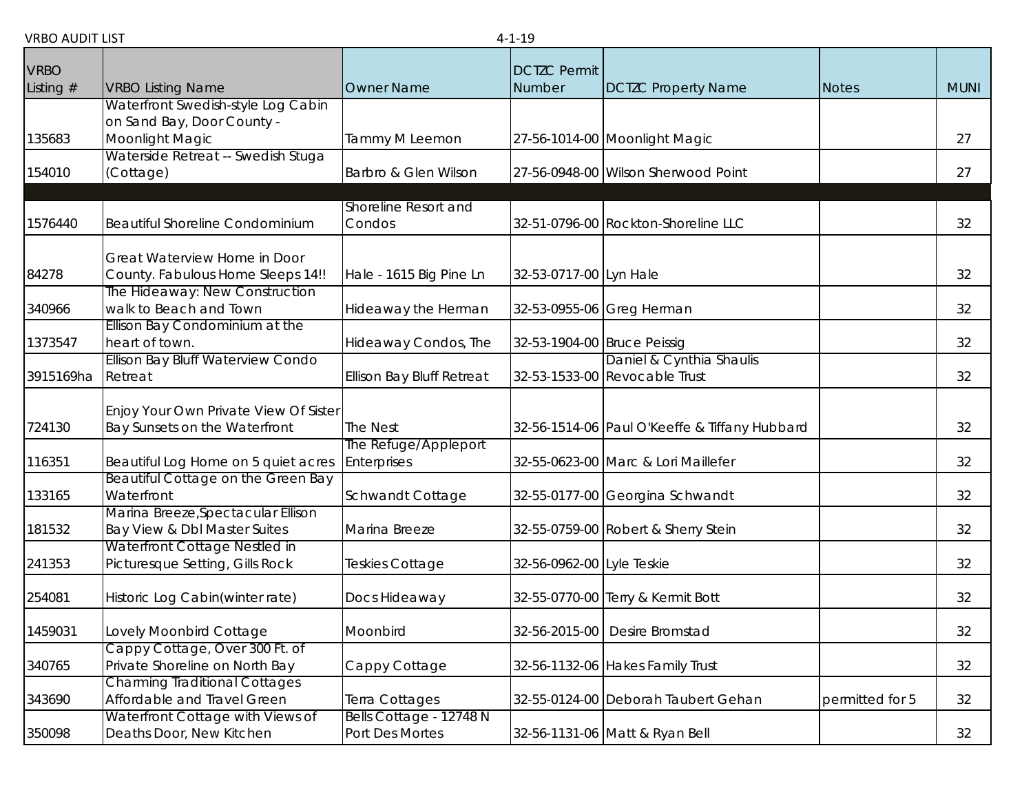VRBO AUDIT LIST 4-1-19

| VRBO Listing # | VRBO Listing Name | Owner Name | DCTZC Permit Number | DCTZC Property Name | Notes | MUNI |
|---|---|---|---|---|---|---|
| 135683 | Waterfront Swedish-style Log Cabin on Sand Bay, Door County - Moonlight Magic | Tammy M Leemon | 27-56-1014-00 | Moonlight Magic | | 27 |
| 154010 | Waterside Retreat -- Swedish Stuga (Cottage) | Barbro & Glen Wilson | 27-56-0948-00 | Wilson Sherwood Point | | 27 |
| | | | | | | |
| 1576440 | Beautiful Shoreline Condominium | Shoreline Resort and Condos | 32-51-0796-00 | Rockton-Shoreline LLC | | 32 |
| 84278 | Great Waterview Home in Door County. Fabulous Home Sleeps 14!! | Hale - 1615 Big Pine Ln | 32-53-0717-00 | Lyn Hale | | 32 |
| 340966 | The Hideaway: New Construction walk to Beach and Town | Hideaway the Herman | 32-53-0955-06 | Greg Herman | | 32 |
| 1373547 | Ellison Bay Condominium at the heart of town. | Hideaway Condos, The | 32-53-1904-00 | Bruce Peissig | | 32 |
| 3915169ha | Ellison Bay Bluff Waterview Condo Retreat | Ellison Bay Bluff Retreat | 32-53-1533-00 | Daniel & Cynthia Shaulis Revocable Trust | | 32 |
| 724130 | Enjoy Your Own Private View Of Sister Bay Sunsets on the Waterfront | The Nest | 32-56-1514-06 | Paul O'Keeffe & Tiffany Hubbard | | 32 |
| 116351 | Beautiful Log Home on 5 quiet acres | The Refuge/Appleport Enterprises | 32-55-0623-00 | Marc & Lori Maillefer | | 32 |
| 133165 | Beautiful Cottage on the Green Bay Waterfront | Schwandt Cottage | 32-55-0177-00 | Georgina Schwandt | | 32 |
| 181532 | Marina Breeze,Spectacular Ellison Bay View & Dbl Master Suites | Marina Breeze | 32-55-0759-00 | Robert & Sherry Stein | | 32 |
| 241353 | Waterfront Cottage Nestled in Picturesque Setting, Gills Rock | Teskies Cottage | 32-56-0962-00 | Lyle Teskie | | 32 |
| 254081 | Historic Log Cabin(winter rate) | Docs Hideaway | 32-55-0770-00 | Terry & Kermit Bott | | 32 |
| 1459031 | Lovely Moonbird Cottage | Moonbird | 32-56-2015-00 | Desire Bromstad | | 32 |
| 340765 | Cappy Cottage, Over 300 Ft. of Private Shoreline on North Bay | Cappy Cottage | 32-56-1132-06 | Hakes Family Trust | | 32 |
| 343690 | Charming Traditional Cottages Affordable and Travel Green | Terra Cottages | 32-55-0124-00 | Deborah Taubert Gehan | permitted for 5 | 32 |
| 350098 | Waterfront Cottage with Views of Deaths Door, New Kitchen | Bells Cottage - 12748 N Port Des Mortes | 32-56-1131-06 | Matt & Ryan Bell | | 32 |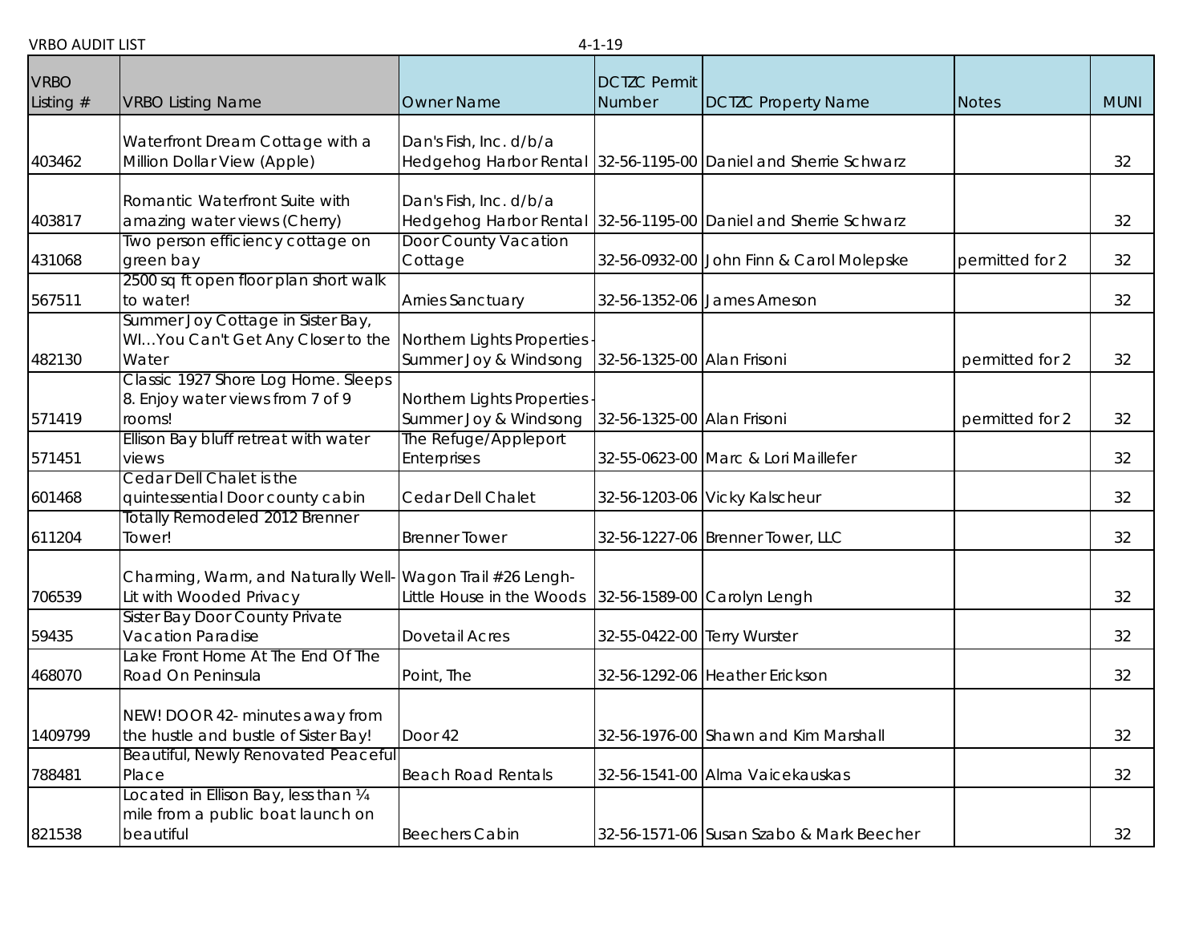VRBO AUDIT LIST 4-1-19

| VRBO Listing # | VRBO Listing Name | Owner Name | DCTZC Permit Number | DCTZC Property Name | Notes | MUNI |
|---|---|---|---|---|---|---|
| 403462 | Waterfront Dream Cottage with a Million Dollar View (Apple) | Dan's Fish, Inc. d/b/a Hedgehog Harbor Rental | 32-56-1195-00 | Daniel and Sherrie Schwarz | | 32 |
| 403817 | Romantic Waterfront Suite with amazing water views (Cherry) | Dan's Fish, Inc. d/b/a Hedgehog Harbor Rental | 32-56-1195-00 | Daniel and Sherrie Schwarz | | 32 |
| 431068 | Two person efficiency cottage on green bay | Door County Vacation Cottage | 32-56-0932-00 | John Finn & Carol Molepske | permitted for 2 | 32 |
| 567511 | 2500 sq ft open floor plan short walk to water! | Arnies Sanctuary | 32-56-1352-06 | James Arneson | | 32 |
| 482130 | Summer Joy Cottage in Sister Bay, WI...You Can't Get Any Closer to the Water | Northern Lights Properties - Summer Joy & Windsong | 32-56-1325-00 | Alan Frisoni | permitted for 2 | 32 |
| 571419 | Classic 1927 Shore Log Home. Sleeps 8. Enjoy water views from 7 of 9 rooms! | Northern Lights Properties - Summer Joy & Windsong | 32-56-1325-00 | Alan Frisoni | permitted for 2 | 32 |
| 571451 | Ellison Bay bluff retreat with water views | The Refuge/Appleport Enterprises | 32-55-0623-00 | Marc & Lori Maillefer | | 32 |
| 601468 | Cedar Dell Chalet is the quintessential Door county cabin | Cedar Dell Chalet | 32-56-1203-06 | Vicky Kalscheur | | 32 |
| 611204 | Totally Remodeled 2012 Brenner Tower! | Brenner Tower | 32-56-1227-06 | Brenner Tower, LLC | | 32 |
| 706539 | Charming, Warm, and Naturally Well-Lit with Wooded Privacy | Wagon Trail #26 Lengh-Little House in the Woods | 32-56-1589-00 | Carolyn Lengh | | 32 |
| 59435 | Sister Bay Door County Private Vacation Paradise | Dovetail Acres | 32-55-0422-00 | Terry Wurster | | 32 |
| 468070 | Lake Front Home At The End Of The Road On Peninsula | Point, The | 32-56-1292-06 | Heather Erickson | | 32 |
| 1409799 | NEW! DOOR 42- minutes away from the hustle and bustle of Sister Bay! | Door 42 | 32-56-1976-00 | Shawn and Kim Marshall | | 32 |
| 788481 | Beautiful, Newly Renovated Peaceful Place | Beach Road Rentals | 32-56-1541-00 | Alma Vaicekauskas | | 32 |
| 821538 | Located in Ellison Bay, less than ¼ mile from a public boat launch on beautiful | Beechers Cabin | 32-56-1571-06 | Susan Szabo & Mark Beecher | | 32 |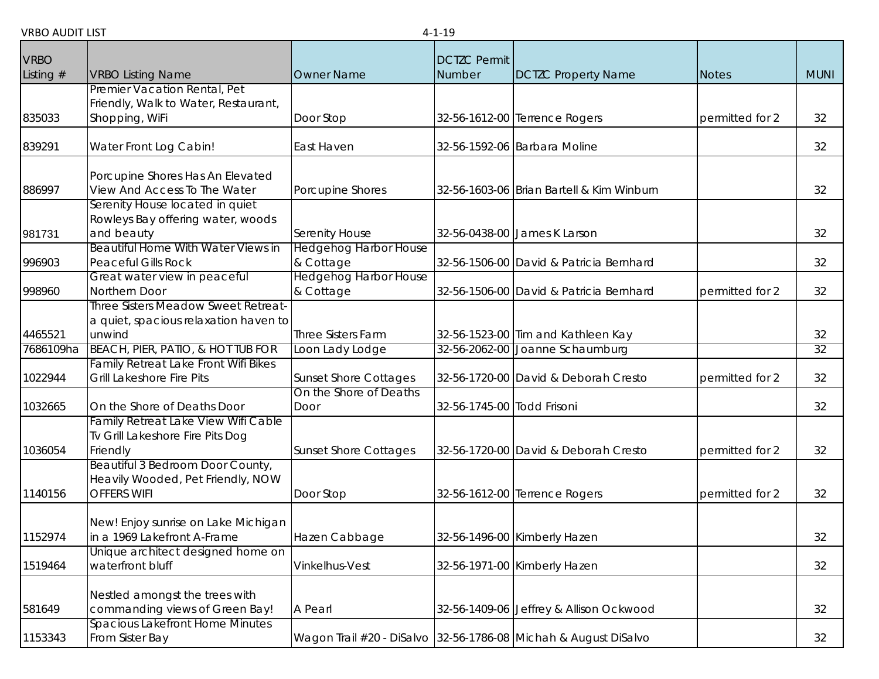VRBO AUDIT LIST 4-1-19

| VRBO Listing # | VRBO Listing Name | Owner Name | DCTZC Permit Number | DCTZC Property Name | Notes | MUNI |
|---|---|---|---|---|---|---|
| 835033 | Premier Vacation Rental, Pet Friendly, Walk to Water, Restaurant, Shopping, WiFi | Door Stop | 32-56-1612-00 | Terrence Rogers | permitted for 2 | 32 |
| 839291 | Water Front Log Cabin! | East Haven | 32-56-1592-06 | Barbara Moline | | 32 |
| 886997 | Porcupine Shores Has An Elevated View And Access To The Water | Porcupine Shores | 32-56-1603-06 | Brian Bartell & Kim Winburn | | 32 |
| 981731 | Serenity House located in quiet Rowleys Bay offering water, woods and beauty | Serenity House | 32-56-0438-00 | James K Larson | | 32 |
| 996903 | Beautiful Home With Water Views in Peaceful Gills Rock | Hedgehog Harbor House & Cottage | 32-56-1506-00 | David & Patricia Bernhard | | 32 |
| 998960 | Great water view in peaceful Northern Door | Hedgehog Harbor House & Cottage | 32-56-1506-00 | David & Patricia Bernhard | permitted for 2 | 32 |
| 4465521 | Three Sisters Meadow Sweet Retreat- a quiet, spacious relaxation haven to unwind | Three Sisters Farm | 32-56-1523-00 | Tim and Kathleen Kay | | 32 |
| 7686109ha | BEACH, PIER, PATIO, & HOT TUB FOR | Loon Lady Lodge | 32-56-2062-00 | Joanne Schaumburg | | 32 |
| 1022944 | Family Retreat Lake Front Wifi Bikes Grill Lakeshore Fire Pits | Sunset Shore Cottages | 32-56-1720-00 | David & Deborah Cresto | permitted for 2 | 32 |
| 1032665 | On the Shore of Deaths Door | On the Shore of Deaths Door | 32-56-1745-00 | Todd Frisoni | | 32 |
| 1036054 | Family Retreat Lake View Wifi Cable Tv Grill Lakeshore Fire Pits Dog Friendly | Sunset Shore Cottages | 32-56-1720-00 | David & Deborah Cresto | permitted for 2 | 32 |
| 1140156 | Beautiful 3 Bedroom Door County, Heavily Wooded, Pet Friendly, NOW OFFERS WIFI | Door Stop | 32-56-1612-00 | Terrence Rogers | permitted for 2 | 32 |
| 1152974 | New! Enjoy sunrise on Lake Michigan in a 1969 Lakefront A-Frame | Hazen Cabbage | 32-56-1496-00 | Kimberly Hazen | | 32 |
| 1519464 | Unique architect designed home on waterfront bluff | Vinkelhus-Vest | 32-56-1971-00 | Kimberly Hazen | | 32 |
| 581649 | Nestled amongst the trees with commanding views of Green Bay! | A Pearl | 32-56-1409-06 | Jeffrey & Allison Ockwood | | 32 |
| 1153343 | Spacious Lakefront Home Minutes From Sister Bay | Wagon Trail #20 - DiSalvo | 32-56-1786-08 | Michah & August DiSalvo | | 32 |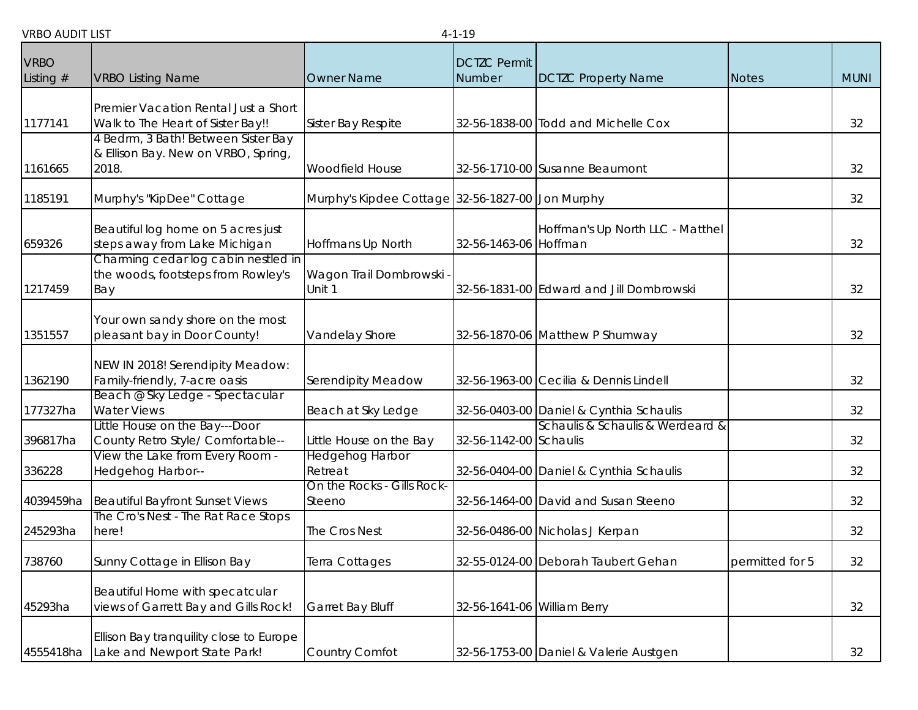VRBO AUDIT LIST 4-1-19

| VRBO Listing # | VRBO Listing Name | Owner Name | DCTZC Permit Number | DCTZC Property Name | Notes | MUNI |
|---|---|---|---|---|---|---|
| 1177141 | Premier Vacation Rental Just a Short Walk to The Heart of Sister Bay!! | Sister Bay Respite | 32-56-1838-00 | Todd and Michelle Cox | | 32 |
| 1161665 | 4 Bedrm, 3 Bath! Between Sister Bay & Ellison Bay. New on VRBO, Spring, 2018. | Woodfield House | 32-56-1710-00 | Susanne Beaumont | | 32 |
| 1185191 | Murphy's "KipDee" Cottage | Murphy's Kipdee Cottage | 32-56-1827-00 | Jon Murphy | | 32 |
| 659326 | Beautiful log home on 5 acres just steps away from Lake Michigan | Hoffmans Up North | 32-56-1463-06 | Hoffman's Up North LLC - Matthel Hoffman | | 32 |
| 1217459 | Charming cedar log cabin nestled in the woods, footsteps from Rowley's Bay | Wagon Trail Dombrowski - Unit 1 | 32-56-1831-00 | Edward and Jill Dombrowski | | 32 |
| 1351557 | Your own sandy shore on the most pleasant bay in Door County! | Vandelay Shore | 32-56-1870-06 | Matthew P Shumway | | 32 |
| 1362190 | NEW IN 2018! Serendipity Meadow: Family-friendly, 7-acre oasis | Serendipity Meadow | 32-56-1963-00 | Cecilia & Dennis Lindell | | 32 |
| 177327ha | Beach @ Sky Ledge - Spectacular Water Views | Beach at Sky Ledge | 32-56-0403-00 | Daniel & Cynthia Schaulis | | 32 |
| 396817ha | Little House on the Bay---Door County Retro Style/ Comfortable-- | Little House on the Bay | 32-56-1142-00 | Schaulis & Schaulis & Werdeard & Schaulis | | 32 |
| 336228 | View the Lake from Every Room - Hedgehog Harbor-- | Hedgehog Harbor Retreat | 32-56-0404-00 | Daniel & Cynthia Schaulis | | 32 |
| 4039459ha | Beautiful Bayfront Sunset Views | On the Rocks - Gills Rock-Steeno | 32-56-1464-00 | David and Susan Steeno | | 32 |
| 245293ha | The Cro's Nest - The Rat Race Stops here! | The Cros Nest | 32-56-0486-00 | Nicholas J Kerpan | | 32 |
| 738760 | Sunny Cottage in Ellison Bay | Terra Cottages | 32-55-0124-00 | Deborah Taubert Gehan | permitted for 5 | 32 |
| 45293ha | Beautiful Home with specatcular views of Garrett Bay and Gills Rock! | Garret Bay Bluff | 32-56-1641-06 | William Berry | | 32 |
| 4555418ha | Ellison Bay tranquility close to Europe Lake and Newport State Park! | Country Comfot | 32-56-1753-00 | Daniel & Valerie Austgen | | 32 |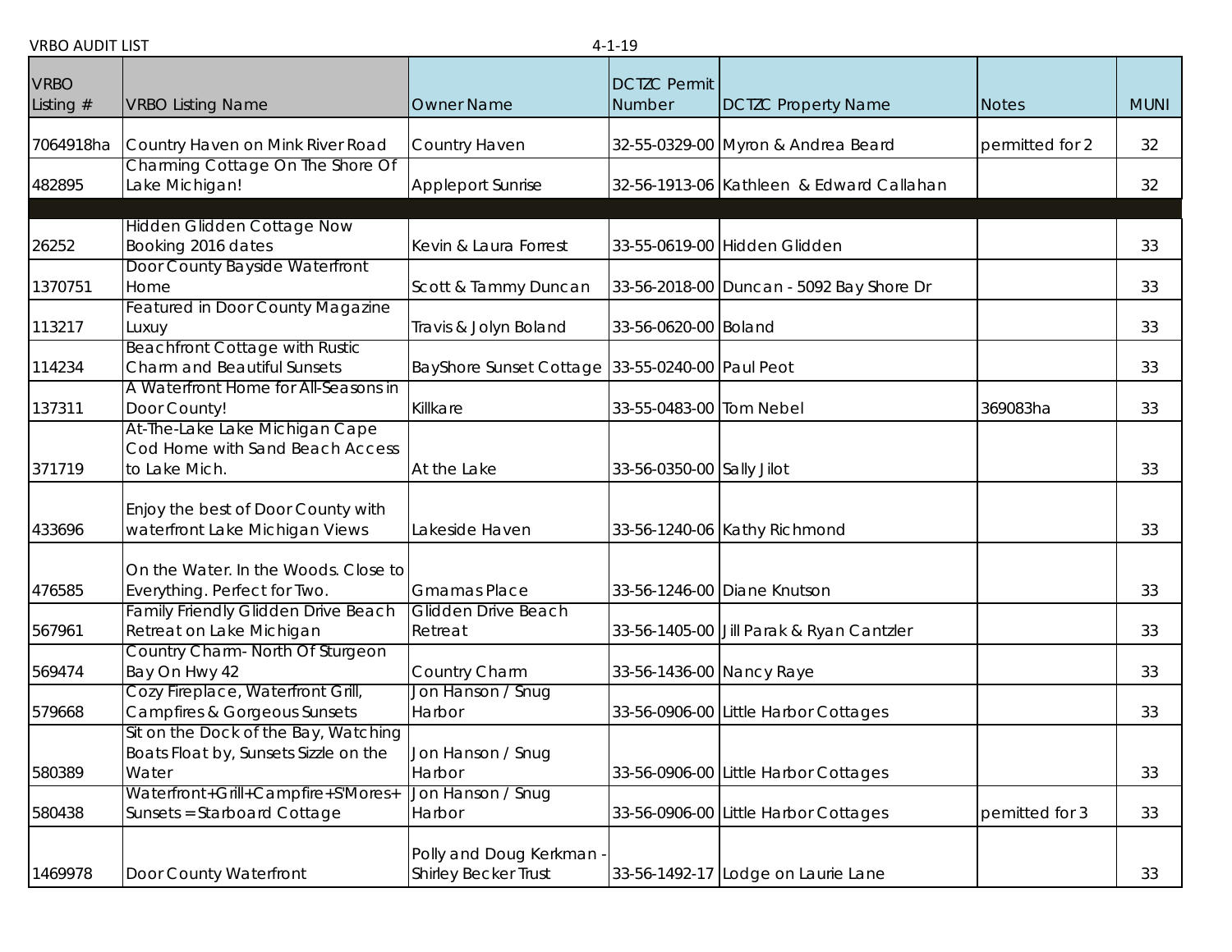VRBO AUDIT LIST 4-1-19

| VRBO Listing # | VRBO Listing Name | Owner Name | DCTZC Permit Number | DCTZC Property Name | Notes | MUNI |
|---|---|---|---|---|---|---|
| 7064918ha | Country Haven on Mink River Road | Country Haven | 32-55-0329-00 | Myron & Andrea Beard | permitted for 2 | 32 |
| 482895 | Charming Cottage On The Shore Of Lake Michigan! | Appleport Sunrise | 32-56-1913-06 | Kathleen & Edward Callahan | | 32 |
| | | | | | | |
| 26252 | Hidden Glidden Cottage Now Booking 2016 dates | Kevin & Laura Forrest | 33-55-0619-00 | Hidden Glidden | | 33 |
| 1370751 | Door County Bayside Waterfront Home | Scott & Tammy Duncan | 33-56-2018-00 | Duncan - 5092 Bay Shore Dr | | 33 |
| 113217 | Featured in Door County Magazine Luxuy | Travis & Jolyn Boland | 33-56-0620-00 | Boland | | 33 |
| 114234 | Beachfront Cottage with Rustic Charm and Beautiful Sunsets | BayShore Sunset Cottage | 33-55-0240-00 | Paul Peot | | 33 |
| 137311 | A Waterfront Home for All-Seasons in Door County! | Killkare | 33-55-0483-00 | Tom Nebel | 369083ha | 33 |
| 371719 | At-The-Lake Lake Michigan Cape Cod Home with Sand Beach Access to Lake Mich. | At the Lake | 33-56-0350-00 | Sally Jilot | | 33 |
| 433696 | Enjoy the best of Door County with waterfront Lake Michigan Views | Lakeside Haven | 33-56-1240-06 | Kathy Richmond | | 33 |
| 476585 | On the Water. In the Woods. Close to Everything. Perfect for Two. | Gmamas Place | 33-56-1246-00 | Diane Knutson | | 33 |
| 567961 | Family Friendly Glidden Drive Beach Retreat on Lake Michigan | Glidden Drive Beach Retreat | 33-56-1405-00 | Jill Parak & Ryan Cantzler | | 33 |
| 569474 | Country Charm- North Of Sturgeon Bay On Hwy 42 | Country Charm | 33-56-1436-00 | Nancy Raye | | 33 |
| 579668 | Cozy Fireplace, Waterfront Grill, Campfires & Gorgeous Sunsets | Jon Hanson / Snug Harbor | 33-56-0906-00 | Little Harbor Cottages | | 33 |
| 580389 | Sit on the Dock of the Bay, Watching Boats Float by, Sunsets Sizzle on the Water | Jon Hanson / Snug Harbor | 33-56-0906-00 | Little Harbor Cottages | | 33 |
| 580438 | Waterfront+Grill+Campfire+S'Mores+ Sunsets = Starboard Cottage | Jon Hanson / Snug Harbor | 33-56-0906-00 | Little Harbor Cottages | pemitted for 3 | 33 |
| 1469978 | Door County Waterfront | Polly and Doug Kerkman - Shirley Becker Trust | 33-56-1492-17 | Lodge on Laurie Lane | | 33 |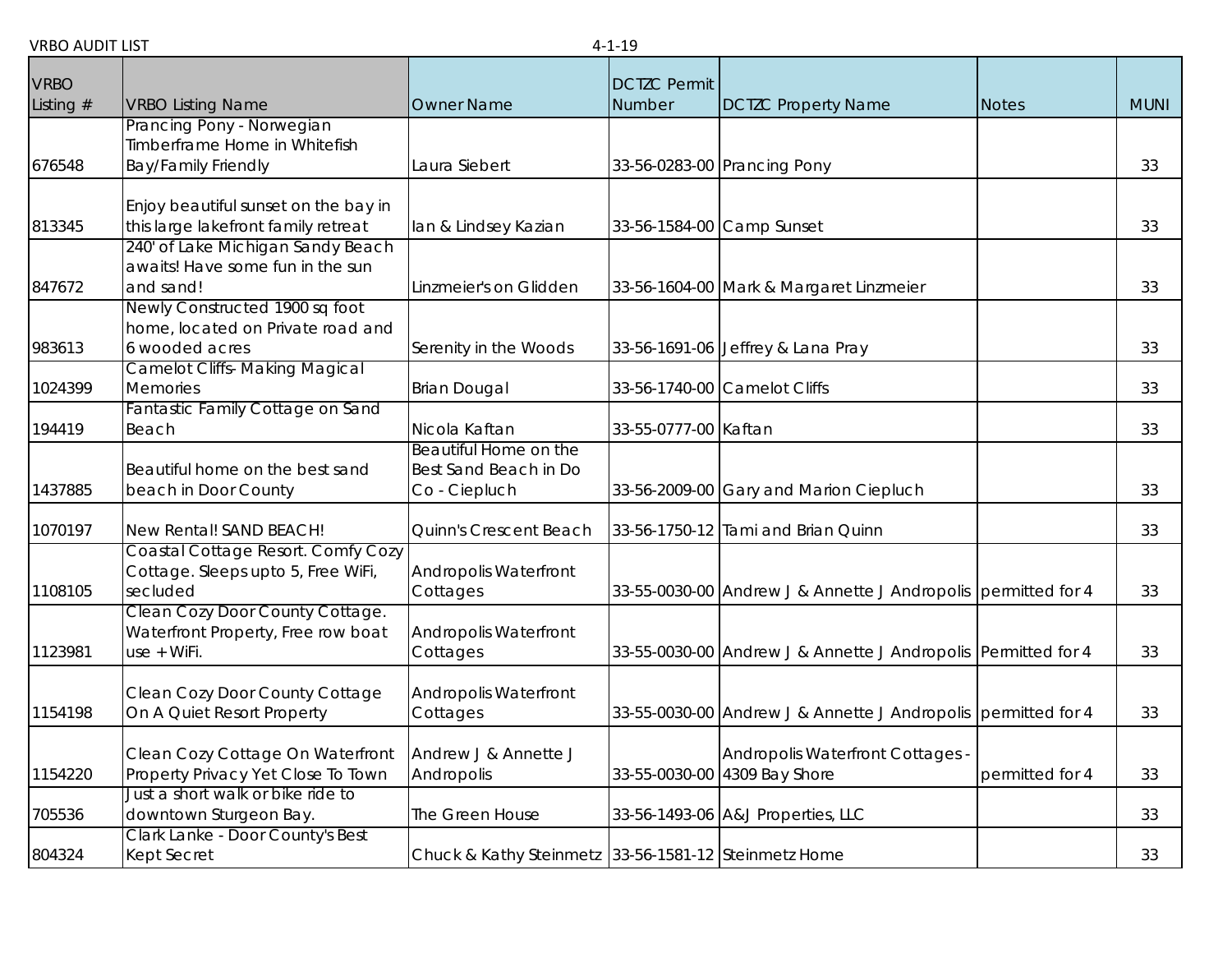VRBO AUDIT LIST 4-1-19

| VRBO Listing # | VRBO Listing Name | Owner Name | DCTZC Permit Number | DCTZC Property Name | Notes | MUNI |
|---|---|---|---|---|---|---|
| 676548 | Prancing Pony - Norwegian Timberframe Home in Whitefish Bay/Family Friendly | Laura Siebert | 33-56-0283-00 | Prancing Pony | | 33 |
| 813345 | Enjoy beautiful sunset on the bay in this large lakefront family retreat | Ian & Lindsey Kazian | 33-56-1584-00 | Camp Sunset | | 33 |
| 847672 | 240' of Lake Michigan Sandy Beach awaits! Have some fun in the sun and sand! | Linzmeier's on Glidden | 33-56-1604-00 | Mark & Margaret Linzmeier | | 33 |
| 983613 | Newly Constructed 1900 sq foot home, located on Private road and 6 wooded acres | Serenity in the Woods | 33-56-1691-06 | Jeffrey & Lana Pray | | 33 |
| 1024399 | Camelot Cliffs- Making Magical Memories | Brian Dougal | 33-56-1740-00 | Camelot Cliffs | | 33 |
| 194419 | Fantastic Family Cottage on Sand Beach | Nicola Kaftan | 33-55-0777-00 | Kaftan | | 33 |
| 1437885 | Beautiful home on the best sand beach in Door County | Beautiful Home on the Best Sand Beach in Do Co - Ciepluch | 33-56-2009-00 | Gary and Marion Ciepluch | | 33 |
| 1070197 | New Rental! SAND BEACH! | Quinn's Crescent Beach | 33-56-1750-12 | Tami and Brian Quinn | | 33 |
| 1108105 | Coastal Cottage Resort. Comfy Cozy Cottage. Sleeps upto 5, Free WiFi, secluded | Andropolis Waterfront Cottages | 33-55-0030-00 | Andrew J & Annette J Andropolis | permitted for 4 | 33 |
| 1123981 | Clean Cozy Door County Cottage. Waterfront Property, Free row boat use + WiFi. | Andropolis Waterfront Cottages | 33-55-0030-00 | Andrew J & Annette J Andropolis | Permitted for 4 | 33 |
| 1154198 | Clean Cozy Door County Cottage On A Quiet Resort Property | Andropolis Waterfront Cottages | 33-55-0030-00 | Andrew J & Annette J Andropolis | permitted for 4 | 33 |
| 1154220 | Clean Cozy Cottage On Waterfront Property Privacy Yet Close To Town | Andrew J & Annette J Andropolis | 33-55-0030-00 | Andropolis Waterfront Cottages - 4309 Bay Shore | permitted for 4 | 33 |
| 705536 | Just a short walk or bike ride to downtown Sturgeon Bay. | The Green House | 33-56-1493-06 | A&J Properties, LLC | | 33 |
| 804324 | Clark Lanke - Door County's Best Kept Secret | Chuck & Kathy Steinmetz | 33-56-1581-12 | Steinmetz Home | | 33 |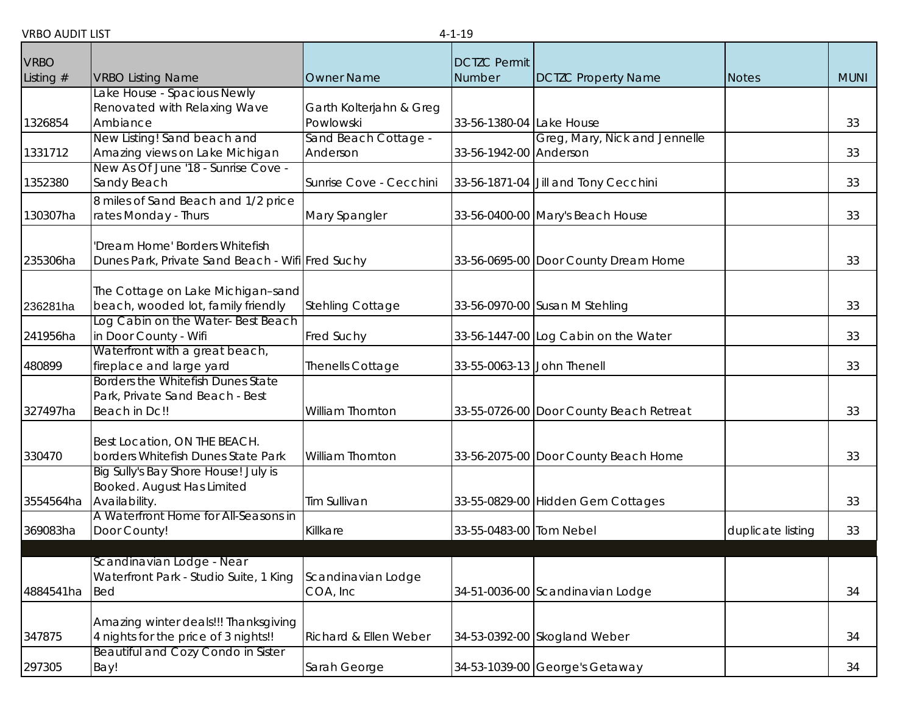VRBO AUDIT LIST 4-1-19

| VRBO Listing # | VRBO Listing Name | Owner Name | DCTZC Permit Number | DCTZC Property Name | Notes | MUNI |
|---|---|---|---|---|---|---|
| 1326854 | Lake House - Spacious Newly Renovated with Relaxing Wave Ambiance | Garth Kolterjahn & Greg Powlowski | 33-56-1380-04 | Lake House | | 33 |
| 1331712 | New Listing! Sand beach and Amazing views on Lake Michigan | Sand Beach Cottage - Anderson | 33-56-1942-00 | Greg, Mary, Nick and Jennelle Anderson | | 33 |
| 1352380 | New As Of June '18 - Sunrise Cove - Sandy Beach | Sunrise Cove - Cecchini | 33-56-1871-04 | Jill and Tony Cecchini | | 33 |
| 130307ha | 8 miles of Sand Beach and 1/2 price rates Monday - Thurs | Mary Spangler | 33-56-0400-00 | Mary's Beach House | | 33 |
| 235306ha | 'Dream Home' Borders Whitefish Dunes Park, Private Sand Beach - Wifi | Fred Suchy | 33-56-0695-00 | Door County Dream Home | | 33 |
| 236281ha | The Cottage on Lake Michigan–sand beach, wooded lot, family friendly | Stehling Cottage | 33-56-0970-00 | Susan M Stehling | | 33 |
| 241956ha | Log Cabin on the Water- Best Beach in Door County - Wifi | Fred Suchy | 33-56-1447-00 | Log Cabin on the Water | | 33 |
| 480899 | Waterfront with a great beach, fireplace and large yard | Thenells Cottage | 33-55-0063-13 | John Thenell | | 33 |
| 327497ha | Borders the Whitefish Dunes State Park, Private Sand Beach - Best Beach in Dc!! | William Thornton | 33-55-0726-00 | Door County Beach Retreat | | 33 |
| 330470 | Best Location, ON THE BEACH. borders Whitefish Dunes State Park | William Thornton | 33-56-2075-00 | Door County Beach Home | | 33 |
| 3554564ha | Big Sully's Bay Shore House! July is Booked. August Has Limited Availability. | Tim Sullivan | 33-55-0829-00 | Hidden Gem Cottages | | 33 |
| 369083ha | A Waterfront Home for All-Seasons in Door County! | Killkare | 33-55-0483-00 | Tom Nebel | duplicate listing | 33 |
| | | | | | | |
| 4884541ha | Scandinavian Lodge - Near Waterfront Park - Studio Suite, 1 King Bed | Scandinavian Lodge COA, Inc | 34-51-0036-00 | Scandinavian Lodge | | 34 |
| 347875 | Amazing winter deals!!! Thanksgiving 4 nights for the price of 3 nights!! | Richard & Ellen Weber | 34-53-0392-00 | Skogland Weber | | 34 |
| 297305 | Beautiful and Cozy Condo in Sister Bay! | Sarah George | 34-53-1039-00 | George's Getaway | | 34 |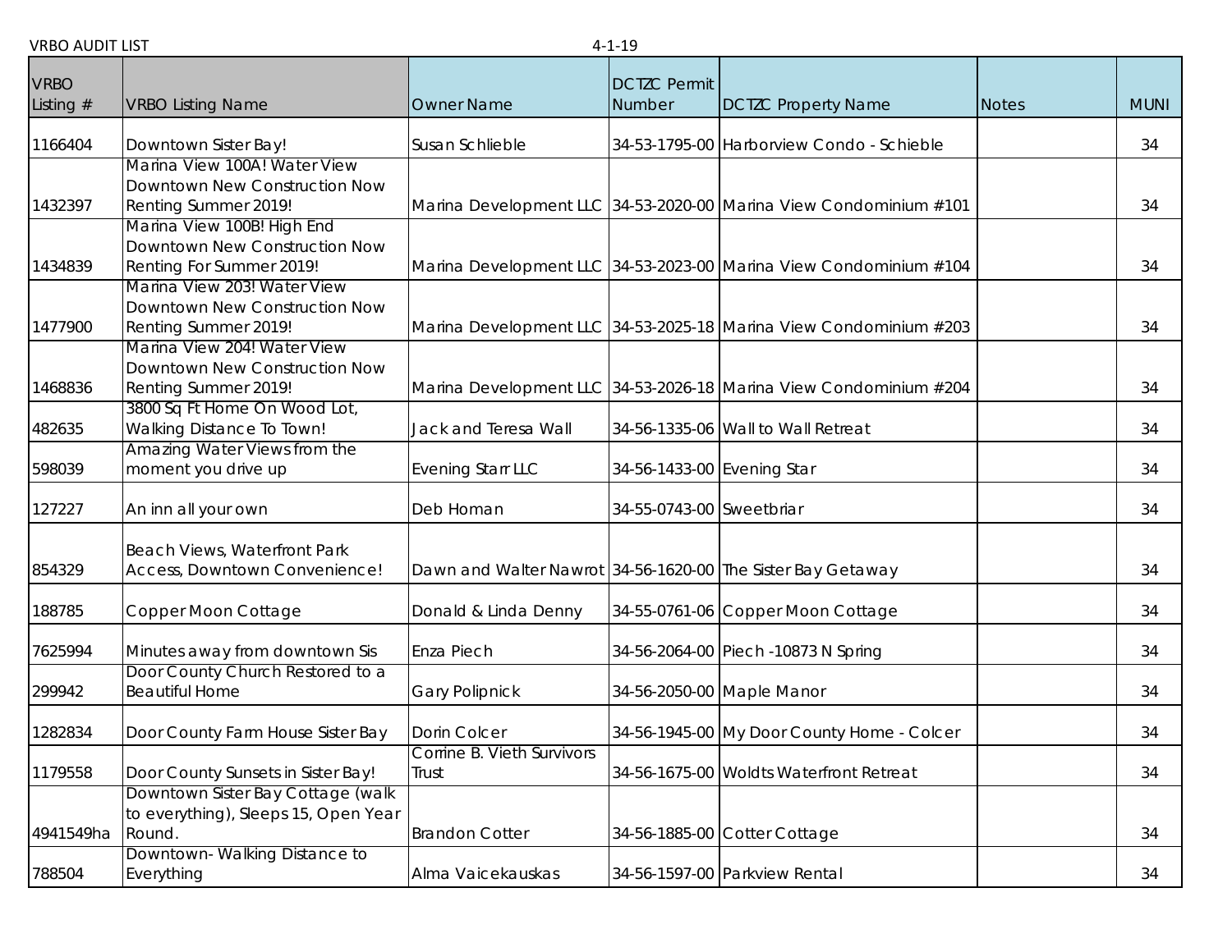VRBO AUDIT LIST 4-1-19

| VRBO Listing # | VRBO Listing Name | Owner Name | DCTZC Permit Number | DCTZC Property Name | Notes | MUNI |
|---|---|---|---|---|---|---|
| 1166404 | Downtown Sister Bay! | Susan Schlieble | 34-53-1795-00 | Harborview Condo - Schieble | | 34 |
| 1432397 | Marina View 100A! Water View Downtown New Construction Now Renting Summer 2019! | Marina Development LLC | 34-53-2020-00 | Marina View Condominium #101 | | 34 |
| 1434839 | Marina View 100B! High End Downtown New Construction Now Renting For Summer 2019! | Marina Development LLC | 34-53-2023-00 | Marina View Condominium #104 | | 34 |
| 1477900 | Marina View 203! Water View Downtown New Construction Now Renting Summer 2019! | Marina Development LLC | 34-53-2025-18 | Marina View Condominium #203 | | 34 |
| 1468836 | Marina View 204! Water View Downtown New Construction Now Renting Summer 2019! | Marina Development LLC | 34-53-2026-18 | Marina View Condominium #204 | | 34 |
| 482635 | 3800 Sq Ft Home On Wood Lot, Walking Distance To Town! | Jack and Teresa Wall | 34-56-1335-06 | Wall to Wall Retreat | | 34 |
| 598039 | Amazing Water Views from the moment you drive up | Evening Starr LLC | 34-56-1433-00 | Evening Star | | 34 |
| 127227 | An inn all your own | Deb Homan | 34-55-0743-00 | Sweetbriar | | 34 |
| 854329 | Beach Views, Waterfront Park Access, Downtown Convenience! | Dawn and Walter Nawrot | 34-56-1620-00 | The Sister Bay Getaway | | 34 |
| 188785 | Copper Moon Cottage | Donald & Linda Denny | 34-55-0761-06 | Copper Moon Cottage | | 34 |
| 7625994 | Minutes away from downtown Sis | Enza Piech | 34-56-2064-00 | Piech -10873 N Spring | | 34 |
| 299942 | Door County Church Restored to a Beautiful Home | Gary Polipnick | 34-56-2050-00 | Maple Manor | | 34 |
| 1282834 | Door County Farm House Sister Bay | Dorin Colcer | 34-56-1945-00 | My Door County Home - Colcer | | 34 |
| 1179558 | Door County Sunsets in Sister Bay! | Corrine B. Vieth Survivors Trust | 34-56-1675-00 | Woldts Waterfront Retreat | | 34 |
| 4941549ha | Downtown Sister Bay Cottage (walk to everything), Sleeps 15, Open Year Round. | Brandon Cotter | 34-56-1885-00 | Cotter Cottage | | 34 |
| 788504 | Downtown- Walking Distance to Everything | Alma Vaicekauskas | 34-56-1597-00 | Parkview Rental | | 34 |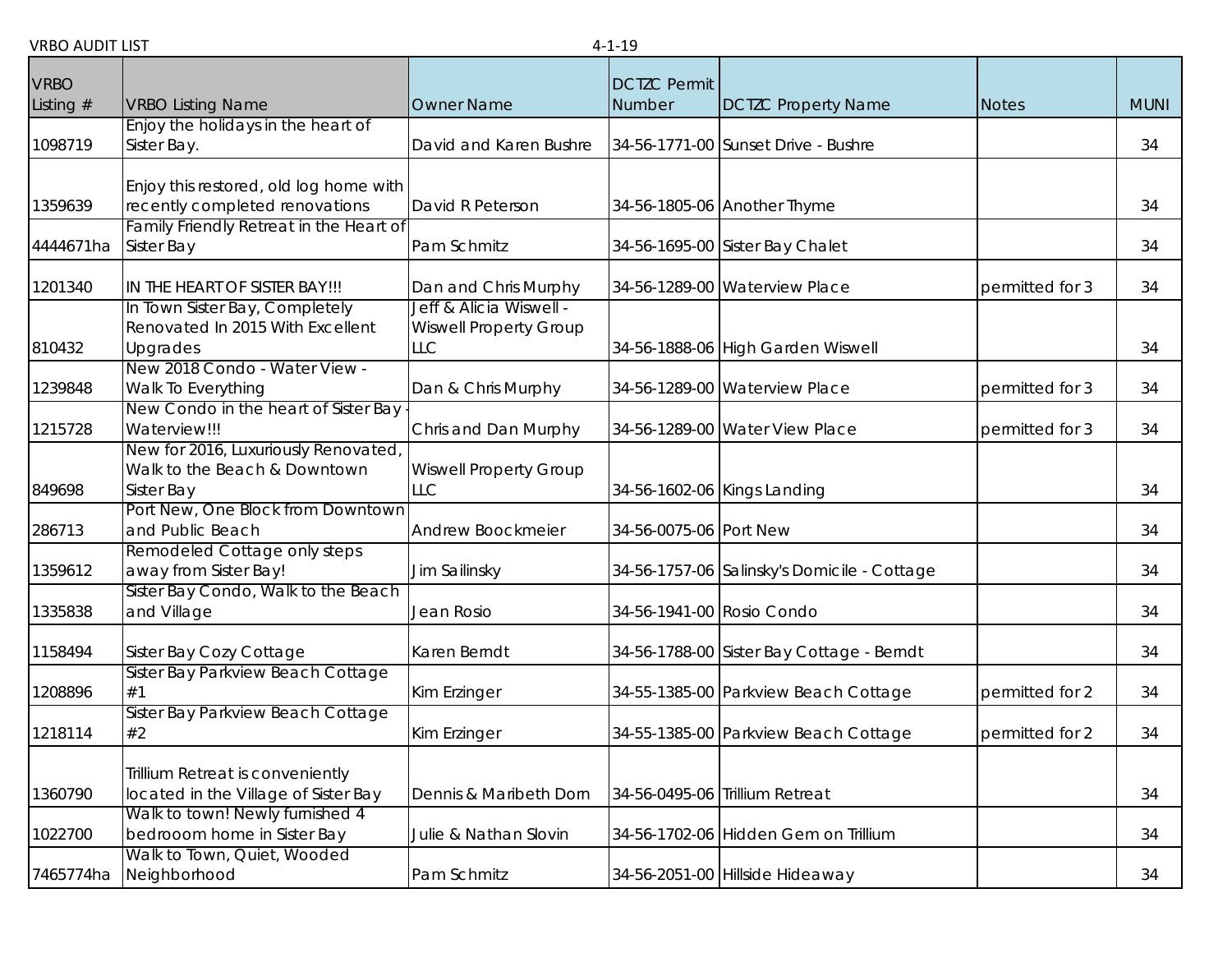VRBO AUDIT LIST 4-1-19

| VRBO Listing # | VRBO Listing Name | Owner Name | DCTZC Permit Number | DCTZC Property Name | Notes | MUNI |
|---|---|---|---|---|---|---|
| 1098719 | Enjoy the holidays in the heart of Sister Bay. | David and Karen Bushre | 34-56-1771-00 | Sunset Drive - Bushre | | 34 |
| 1359639 | Enjoy this restored, old log home with recently completed renovations | David R Peterson | 34-56-1805-06 | Another Thyme | | 34 |
| 4444671ha | Family Friendly Retreat in the Heart of Sister Bay | Pam Schmitz | 34-56-1695-00 | Sister Bay Chalet | | 34 |
| 1201340 | IN THE HEART OF SISTER BAY!!! | Dan and Chris Murphy | 34-56-1289-00 | Waterview Place | permitted for 3 | 34 |
| 810432 | In Town Sister Bay, Completely Renovated In 2015 With Excellent Upgrades | Jeff & Alicia Wiswell - Wiswell Property Group LLC | 34-56-1888-06 | High Garden Wiswell | | 34 |
| 1239848 | New 2018 Condo - Water View - Walk To Everything | Dan & Chris Murphy | 34-56-1289-00 | Waterview Place | permitted for 3 | 34 |
| 1215728 | New Condo in the heart of Sister Bay - Waterview!!! | Chris and Dan Murphy | 34-56-1289-00 | Water View Place | permitted for 3 | 34 |
| 849698 | New for 2016, Luxuriously Renovated, Walk to the Beach & Downtown Sister Bay | Wiswell Property Group LLC | 34-56-1602-06 | Kings Landing | | 34 |
| 286713 | Port New, One Block from Downtown and Public Beach | Andrew Boockmeier | 34-56-0075-06 | Port New | | 34 |
| 1359612 | Remodeled Cottage only steps away from Sister Bay! | Jim Sailinsky | 34-56-1757-06 | Salinsky's Domicile - Cottage | | 34 |
| 1335838 | Sister Bay Condo, Walk to the Beach and Village | Jean Rosio | 34-56-1941-00 | Rosio Condo | | 34 |
| 1158494 | Sister Bay Cozy Cottage | Karen Berndt | 34-56-1788-00 | Sister Bay Cottage - Berndt | | 34 |
| 1208896 | Sister Bay Parkview Beach Cottage #1 | Kim Erzinger | 34-55-1385-00 | Parkview Beach Cottage | permitted for 2 | 34 |
| 1218114 | Sister Bay Parkview Beach Cottage #2 | Kim Erzinger | 34-55-1385-00 | Parkview Beach Cottage | permitted for 2 | 34 |
| 1360790 | Trillium Retreat is conveniently located in the Village of Sister Bay | Dennis & Maribeth Dorn | 34-56-0495-06 | Trillium Retreat | | 34 |
| 1022700 | Walk to town! Newly furnished 4 bedrooom home in Sister Bay | Julie & Nathan Slovin | 34-56-1702-06 | Hidden Gem on Trillium | | 34 |
| 7465774ha | Walk to Town, Quiet, Wooded Neighborhood | Pam Schmitz | 34-56-2051-00 | Hillside Hideaway | | 34 |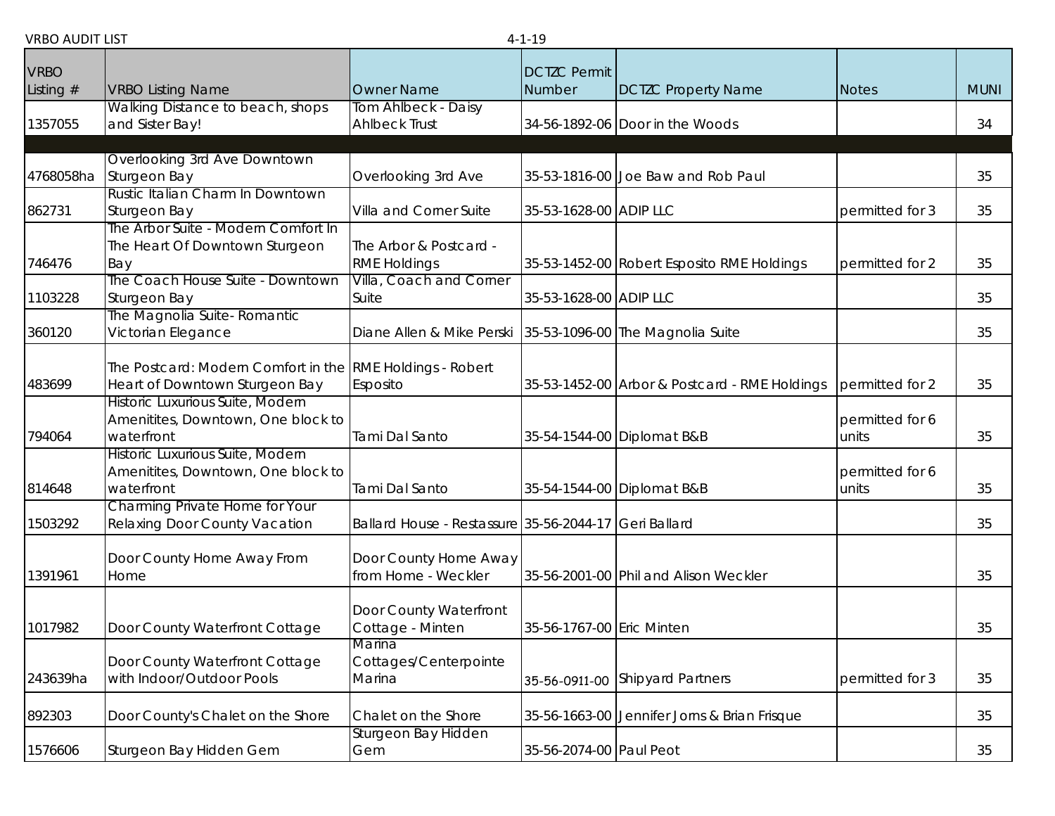VRBO AUDIT LIST 4-1-19

| VRBO Listing # | VRBO Listing Name | Owner Name | DCTZC Permit Number | DCTZC Property Name | Notes | MUNI |
|---|---|---|---|---|---|---|
| 1357055 | Walking Distance to beach, shops and Sister Bay! | Tom Ahlbeck - Daisy Ahlbeck Trust | 34-56-1892-06 | Door in the Woods | | 34 |
| | | | | | | |
| 4768058ha | Overlooking 3rd Ave Downtown Sturgeon Bay | Overlooking 3rd Ave | 35-53-1816-00 | Joe Baw and Rob Paul | | 35 |
| 862731 | Rustic Italian Charm In Downtown Sturgeon Bay | Villa and Corner Suite | 35-53-1628-00 | ADIP LLC | permitted for 3 | 35 |
| 746476 | The Arbor Suite - Modern Comfort In The Heart Of Downtown Sturgeon Bay | The Arbor & Postcard - RME Holdings | 35-53-1452-00 | Robert Esposito RME Holdings | permitted for 2 | 35 |
| 1103228 | The Coach House Suite - Downtown Sturgeon Bay | Villa, Coach and Corner Suite | 35-53-1628-00 | ADIP LLC | | 35 |
| 360120 | The Magnolia Suite- Romantic Victorian Elegance | Diane Allen & Mike Perski | 35-53-1096-00 | The Magnolia Suite | | 35 |
| 483699 | The Postcard: Modern Comfort in the Heart of Downtown Sturgeon Bay | RME Holdings - Robert Esposito | 35-53-1452-00 | Arbor & Postcard - RME Holdings | permitted for 2 | 35 |
| 794064 | Historic Luxurious Suite, Modern Amenitites, Downtown, One block to waterfront | Tami Dal Santo | 35-54-1544-00 | Diplomat B&B | permitted for 6 units | 35 |
| 814648 | Historic Luxurious Suite, Modern Amenitites, Downtown, One block to waterfront | Tami Dal Santo | 35-54-1544-00 | Diplomat B&B | permitted for 6 units | 35 |
| 1503292 | Charming Private Home for Your Relaxing Door County Vacation | Ballard House - Restassure | 35-56-2044-17 | Geri Ballard | | 35 |
| 1391961 | Door County Home Away From Home | Door County Home Away from Home - Weckler | 35-56-2001-00 | Phil and Alison Weckler | | 35 |
| 1017982 | Door County Waterfront Cottage | Door County Waterfront Cottage - Minten | 35-56-1767-00 | Eric Minten | | 35 |
| 243639ha | Door County Waterfront Cottage with Indoor/Outdoor Pools | Marina Cottages/Centerpointe Marina | 35-56-0911-00 | Shipyard Partners | permitted for 3 | 35 |
| 892303 | Door County's Chalet on the Shore | Chalet on the Shore | 35-56-1663-00 | Jennifer Jorns & Brian Frisque | | 35 |
| 1576606 | Sturgeon Bay Hidden Gem | Sturgeon Bay Hidden Gem | 35-56-2074-00 | Paul Peot | | 35 |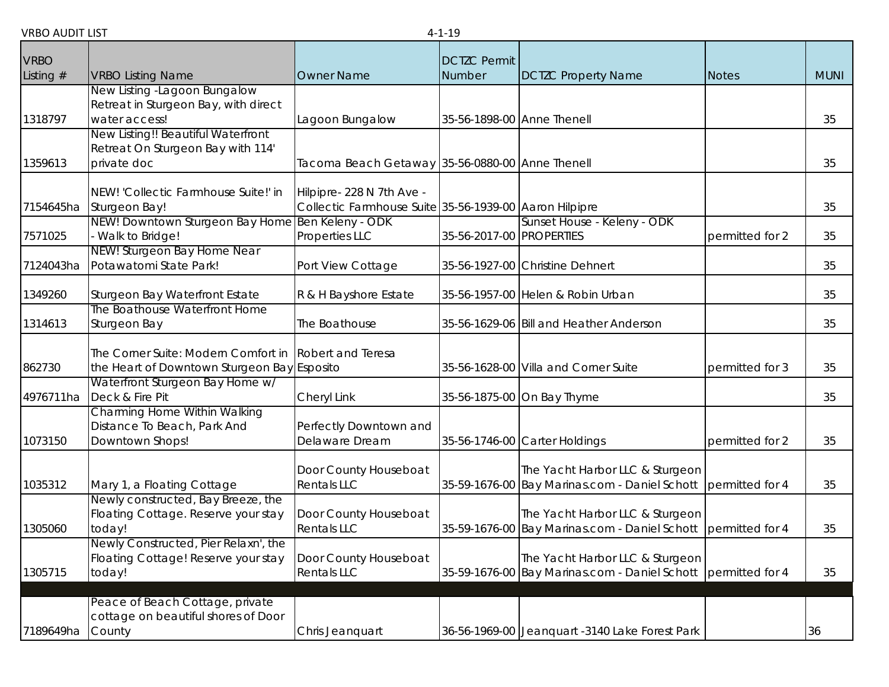VRBO AUDIT LIST 4-1-19

| VRBO Listing # | VRBO Listing Name | Owner Name | DCTZC Permit Number | DCTZC Property Name | Notes | MUNI |
|---|---|---|---|---|---|---|
| 1318797 | New Listing -Lagoon Bungalow Retreat in Sturgeon Bay, with direct water access! | Lagoon Bungalow | 35-56-1898-00 | Anne Thenell | | 35 |
| 1359613 | New Listing!! Beautiful Waterfront Retreat On Sturgeon Bay with 114' private doc | Tacoma Beach Getaway | 35-56-0880-00 | Anne Thenell | | 35 |
| 7154645ha | NEW! 'Collectic Farmhouse Suite!' in Sturgeon Bay! | Hilpipre- 228 N 7th Ave - Collectic Farmhouse Suite | 35-56-1939-00 | Aaron Hilpipre | | 35 |
| 7571025 | NEW! Downtown Sturgeon Bay Home - Walk to Bridge! | Ben Keleny - ODK Properties LLC | 35-56-2017-00 | Sunset House - Keleny - ODK PROPERTIES | permitted for 2 | 35 |
| 7124043ha | NEW! Sturgeon Bay Home Near Potawatomi State Park! | Port View Cottage | 35-56-1927-00 | Christine Dehnert | | 35 |
| 1349260 | Sturgeon Bay Waterfront Estate | R & H Bayshore Estate | 35-56-1957-00 | Helen & Robin Urban | | 35 |
| 1314613 | The Boathouse Waterfront Home Sturgeon Bay | The Boathouse | 35-56-1629-06 | Bill and Heather Anderson | | 35 |
| 862730 | The Corner Suite: Modern Comfort in the Heart of Downtown Sturgeon Bay | Robert and Teresa Esposito | 35-56-1628-00 | Villa and Corner Suite | permitted for 3 | 35 |
| 4976711ha | Waterfront Sturgeon Bay Home w/ Deck & Fire Pit | Cheryl Link | 35-56-1875-00 | On Bay Thyme | | 35 |
| 1073150 | Charming Home Within Walking Distance To Beach, Park And Downtown Shops! | Perfectly Downtown and Delaware Dream | 35-56-1746-00 | Carter Holdings | permitted for 2 | 35 |
| 1035312 | Mary 1, a Floating Cottage | Door County Houseboat Rentals LLC | 35-59-1676-00 | The Yacht Harbor LLC & Sturgeon Bay Marinas.com - Daniel Schott | permitted for 4 | 35 |
| 1305060 | Newly constructed, Bay Breeze, the Floating Cottage. Reserve your stay today! | Door County Houseboat Rentals LLC | 35-59-1676-00 | The Yacht Harbor LLC & Sturgeon Bay Marinas.com - Daniel Schott | permitted for 4 | 35 |
| 1305715 | Newly Constructed, Pier Relaxn', the Floating Cottage! Reserve your stay today! | Door County Houseboat Rentals LLC | 35-59-1676-00 | The Yacht Harbor LLC & Sturgeon Bay Marinas.com - Daniel Schott | permitted for 4 | 35 |
| | | | | | | |
| 7189649ha | Peace of Beach Cottage, private cottage on beautiful shores of Door County | Chris Jeanquart | 36-56-1969-00 | Jeanquart -3140 Lake Forest Park | | 36 |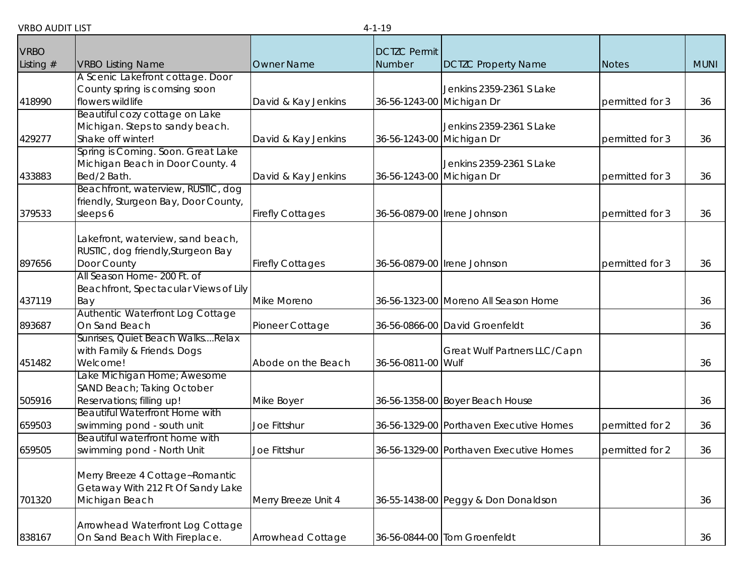VRBO AUDIT LIST 4-1-19

| VRBO Listing # | VRBO Listing Name | Owner Name | DCTZC Permit Number | DCTZC Property Name | Notes | MUNI |
|---|---|---|---|---|---|---|
| 418990 | A Scenic Lakefront cottage. Door County spring is comsing soon flowers wildlife | David & Kay Jenkins | 36-56-1243-00 | Jenkins 2359-2361 S Lake Michigan Dr | permitted for 3 | 36 |
| 429277 | Beautiful cozy cottage on Lake Michigan. Steps to sandy beach. Shake off winter! | David & Kay Jenkins | 36-56-1243-00 | Jenkins 2359-2361 S Lake Michigan Dr | permitted for 3 | 36 |
| 433883 | Spring is Coming. Soon. Great Lake Michigan Beach in Door County. 4 Bed/2 Bath. | David & Kay Jenkins | 36-56-1243-00 | Jenkins 2359-2361 S Lake Michigan Dr | permitted for 3 | 36 |
| 379533 | Beachfront, waterview, RUSTIC, dog friendly, Sturgeon Bay, Door County, sleeps 6 | Firefly Cottages | 36-56-0879-00 | Irene Johnson | permitted for 3 | 36 |
| 897656 | Lakefront, waterview, sand beach, RUSTIC, dog friendly,Sturgeon Bay Door County | Firefly Cottages | 36-56-0879-00 | Irene Johnson | permitted for 3 | 36 |
| 437119 | All Season Home- 200 Ft. of Beachfront, Spectacular Views of Lily Bay | Mike Moreno | 36-56-1323-00 | Moreno All Season Home | | 36 |
| 893687 | Authentic Waterfront Log Cottage On Sand Beach | Pioneer Cottage | 36-56-0866-00 | David Groenfeldt | | 36 |
| 451482 | Sunrises, Quiet Beach Walks....Relax with Family & Friends. Dogs Welcome! | Abode on the Beach | 36-56-0811-00 | Great Wulf Partners LLC/Capn Wulf | | 36 |
| 505916 | Lake Michigan Home; Awesome SAND Beach; Taking October Reservations; filling up! | Mike Boyer | 36-56-1358-00 | Boyer Beach House | | 36 |
| 659503 | Beautiful Waterfront Home with swimming pond - south unit | Joe Fittshur | 36-56-1329-00 | Porthaven Executive Homes | permitted for 2 | 36 |
| 659505 | Beautiful waterfront home with swimming pond - North Unit | Joe Fittshur | 36-56-1329-00 | Porthaven Executive Homes | permitted for 2 | 36 |
| 701320 | Merry Breeze 4 Cottage~Romantic Getaway With 212 Ft Of Sandy Lake Michigan Beach | Merry Breeze Unit 4 | 36-55-1438-00 | Peggy & Don Donaldson | | 36 |
| 838167 | Arrowhead Waterfront Log Cottage On Sand Beach With Fireplace. | Arrowhead Cottage | 36-56-0844-00 | Tom Groenfeldt | | 36 |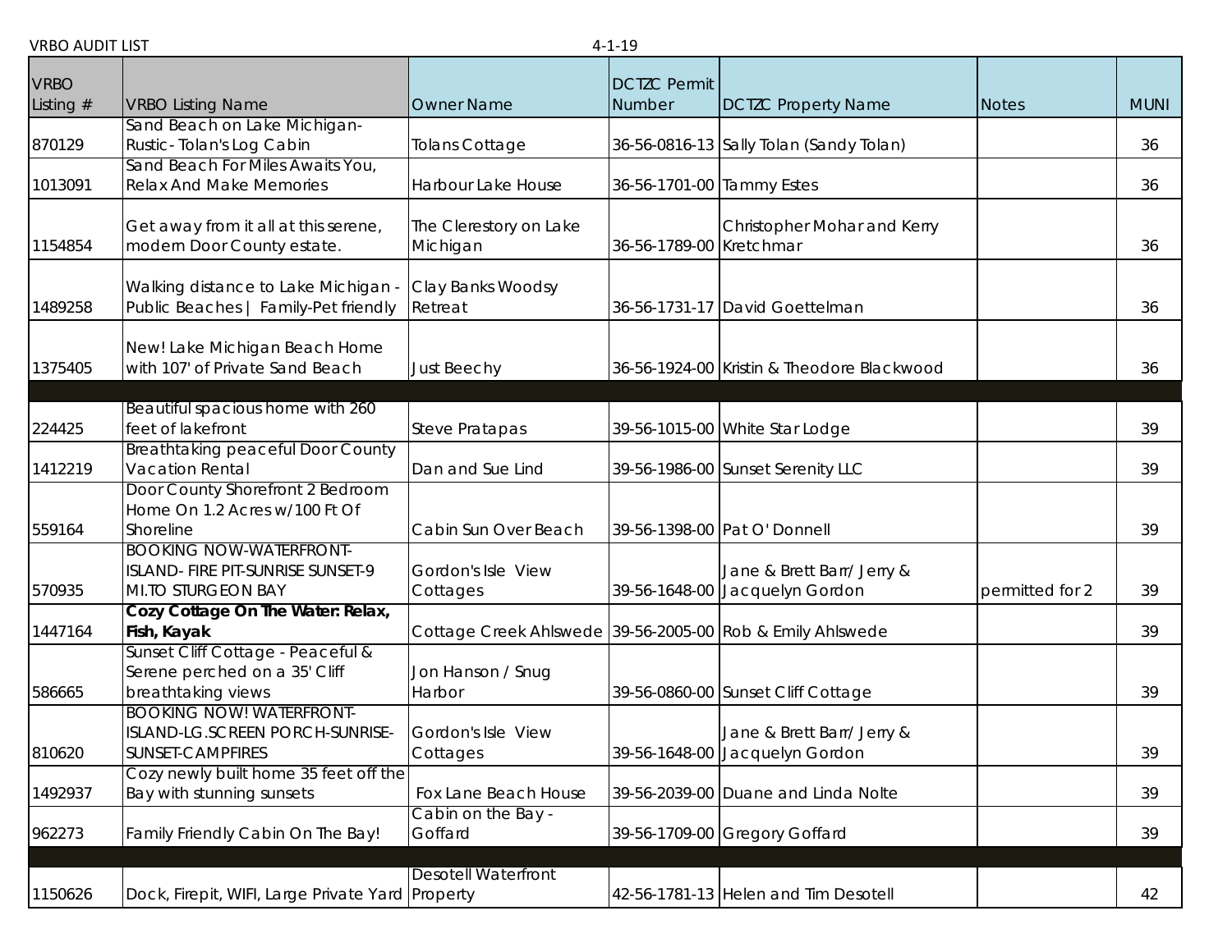VRBO AUDIT LIST 4-1-19

| VRBO Listing # | VRBO Listing Name | Owner Name | DCTZC Permit Number | DCTZC Property Name | Notes | MUNI |
|---|---|---|---|---|---|---|
| 870129 | Sand Beach on Lake Michigan- Rustic- Tolan's Log Cabin | Tolans Cottage | 36-56-0816-13 | Sally Tolan (Sandy Tolan) | | 36 |
| 1013091 | Sand Beach For Miles Awaits You, Relax And Make Memories | Harbour Lake House | 36-56-1701-00 | Tammy Estes | | 36 |
| 1154854 | Get away from it all at this serene, modern Door County estate. | The Clerestory on Lake Michigan | 36-56-1789-00 | Christopher Mohar and Kerry Kretchmar | | 36 |
| 1489258 | Walking distance to Lake Michigan - Public Beaches \| Family-Pet friendly | Clay Banks Woodsy Retreat | 36-56-1731-17 | David Goettelman | | 36 |
| 1375405 | New! Lake Michigan Beach Home with 107' of Private Sand Beach | Just Beechy | 36-56-1924-00 | Kristin & Theodore Blackwood | | 36 |
| | | | | | | |
| 224425 | Beautiful spacious home with 260 feet of lakefront | Steve Pratapas | 39-56-1015-00 | White Star Lodge | | 39 |
| 1412219 | Breathtaking peaceful Door County Vacation Rental | Dan and Sue Lind | 39-56-1986-00 | Sunset Serenity LLC | | 39 |
| 559164 | Door County Shorefront 2 Bedroom Home On 1.2 Acres w/100 Ft Of Shoreline | Cabin Sun Over Beach | 39-56-1398-00 | Pat O' Donnell | | 39 |
| 570935 | BOOKING NOW-WATERFRONT-ISLAND- FIRE PIT-SUNRISE SUNSET-9 MI.TO STURGEON BAY | Gordon's Isle View Cottages | 39-56-1648-00 | Jane & Brett Barr/ Jerry & Jacquelyn Gordon | permitted for 2 | 39 |
| 1447164 | **Cozy Cottage On The Water: Relax, Fish, Kayak** | Cottage Creek Ahlswede | 39-56-2005-00 | Rob & Emily Ahlswede | | 39 |
| 586665 | Sunset Cliff Cottage - Peaceful & Serene perched on a 35' Cliff breathtaking views | Jon Hanson / Snug Harbor | 39-56-0860-00 | Sunset Cliff Cottage | | 39 |
| 810620 | BOOKING NOW! WATERFRONT-ISLAND-LG.SCREEN PORCH-SUNRISE-SUNSET-CAMPFIRES | Gordon's Isle View Cottages | 39-56-1648-00 | Jane & Brett Barr/ Jerry & Jacquelyn Gordon | | 39 |
| 1492937 | Cozy newly built home 35 feet off the Bay with stunning sunsets | Fox Lane Beach House | 39-56-2039-00 | Duane and Linda Nolte | | 39 |
| 962273 | Family Friendly Cabin On The Bay! | Cabin on the Bay - Goffard | 39-56-1709-00 | Gregory Goffard | | 39 |
| | | | | | | |
| 1150626 | Dock, Firepit, WIFI, Large Private Yard | Desotell Waterfront Property | 42-56-1781-13 | Helen and Tim Desotell | | 42 |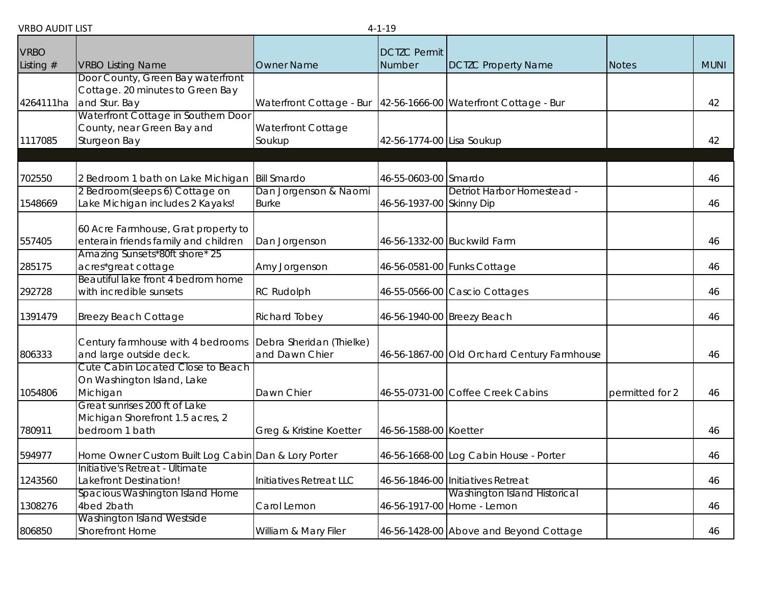VRBO AUDIT LIST 4-1-19

| VRBO Listing # | VRBO Listing Name | Owner Name | DCTZC Permit Number | DCTZC Property Name | Notes | MUNI |
|---|---|---|---|---|---|---|
| 4264111ha | Door County, Green Bay waterfront Cottage. 20 minutes to Green Bay and Stur. Bay | Waterfront Cottage - Bur | 42-56-1666-00 | Waterfront Cottage - Bur | | 42 |
| 1117085 | Waterfront Cottage in Southern Door County, near Green Bay and Sturgeon Bay | Waterfront Cottage Soukup | 42-56-1774-00 | Lisa Soukup | | 42 |
| | | | | | | |
| 702550 | 2 Bedroom 1 bath on Lake Michigan | Bill Smardo | 46-55-0603-00 | Smardo | | 46 |
| 1548669 | 2 Bedroom(sleeps 6) Cottage on Lake Michigan includes 2 Kayaks! | Dan Jorgenson & Naomi Burke | 46-56-1937-00 | Detriot Harbor Homestead - Skinny Dip | | 46 |
| 557405 | 60 Acre Farmhouse, Grat property to enterain friends family and children | Dan Jorgenson | 46-56-1332-00 | Buckwild Farm | | 46 |
| 285175 | Amazing Sunsets*80ft shore* 25 acres*great cottage | Amy Jorgenson | 46-56-0581-00 | Funks Cottage | | 46 |
| 292728 | Beautiful lake front 4 bedrom home with incredible sunsets | RC Rudolph | 46-55-0566-00 | Cascio Cottages | | 46 |
| 1391479 | Breezy Beach Cottage | Richard Tobey | 46-56-1940-00 | Breezy Beach | | 46 |
| 806333 | Century farmhouse with 4 bedrooms and large outside deck. | Debra Sheridan (Thielke) and Dawn Chier | 46-56-1867-00 | Old Orchard Century Farmhouse | | 46 |
| 1054806 | Cute Cabin Located Close to Beach On Washington Island, Lake Michigan | Dawn Chier | 46-55-0731-00 | Coffee Creek Cabins | permitted for 2 | 46 |
| 780911 | Great sunrises 200 ft of Lake Michigan Shorefront 1.5 acres, 2 bedroom 1 bath | Greg & Kristine Koetter | 46-56-1588-00 | Koetter | | 46 |
| 594977 | Home Owner Custom Built Log Cabin | Dan & Lory Porter | 46-56-1668-00 | Log Cabin House - Porter | | 46 |
| 1243560 | Initiative's Retreat - Ultimate Lakefront Destination! | Initiatives Retreat LLC | 46-56-1846-00 | Initiatives Retreat | | 46 |
| 1308276 | Spacious Washington Island Home 4bed 2bath | Carol Lemon | 46-56-1917-00 | Washington Island Historical Home - Lemon | | 46 |
| 806850 | Washington Island Westside Shorefront Home | William & Mary Filer | 46-56-1428-00 | Above and Beyond Cottage | | 46 |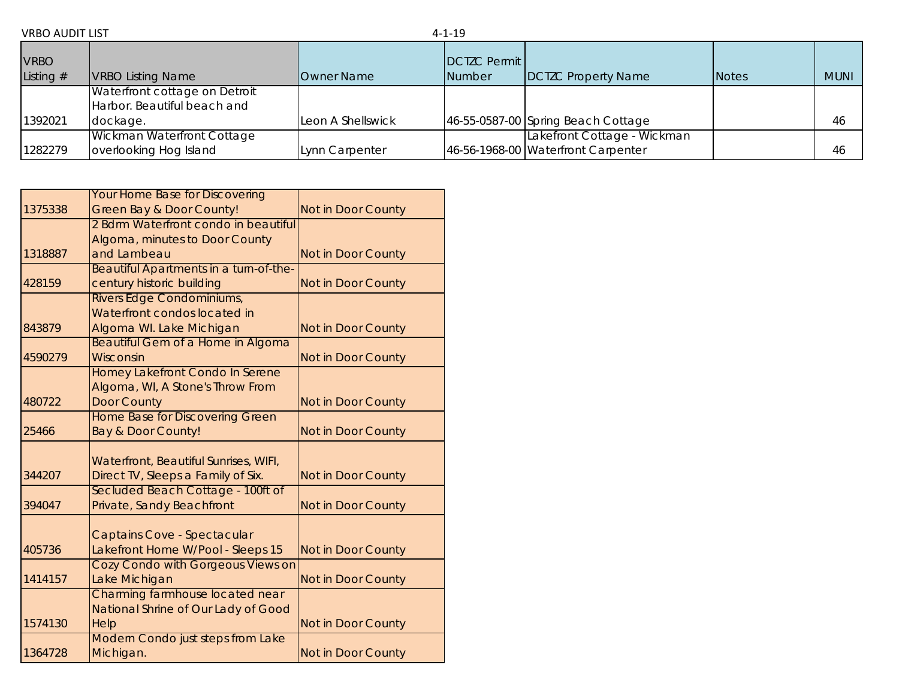VRBO AUDIT LIST 4-1-19

| VRBO Listing # | VRBO Listing Name | Owner Name | DCTZC Permit Number | DCTZC Property Name | Notes | MUNI |
|---|---|---|---|---|---|---|
| 1392021 | Waterfront cottage on Detroit Harbor. Beautiful beach and dockage. | Leon A Shellswick | 46-55-0587-00 | Spring Beach Cottage | | 46 |
| 1282279 | Wickman Waterfront Cottage overlooking Hog Island | Lynn Carpenter | 46-56-1968-00 | Lakefront Cottage - Wickman Waterfront Carpenter | | 46 |

| | | |
|---|---|---|
| 1375338 | Your Home Base for Discovering Green Bay & Door County! | Not in Door County |
| 1318887 | 2 Bdrm Waterfront condo in beautiful Algoma, minutes to Door County and Lambeau | Not in Door County |
| 428159 | Beautiful Apartments in a turn-of-the-century historic building | Not in Door County |
| 843879 | Rivers Edge Condominiums, Waterfront condos located in Algoma WI. Lake Michigan | Not in Door County |
| 4590279 | Beautiful Gem of a Home in Algoma Wisconsin | Not in Door County |
| 480722 | Homey Lakefront Condo In Serene Algoma, WI, A Stone's Throw From Door County | Not in Door County |
| 25466 | Home Base for Discovering Green Bay & Door County! | Not in Door County |
| 344207 | Waterfront, Beautiful Sunrises, WIFI, Direct TV, Sleeps a Family of Six. | Not in Door County |
| 394047 | Secluded Beach Cottage - 100ft of Private, Sandy Beachfront | Not in Door County |
| 405736 | Captains Cove - Spectacular Lakefront Home W/Pool - Sleeps 15 | Not in Door County |
| 1414157 | Cozy Condo with Gorgeous Views on Lake Michigan | Not in Door County |
| 1574130 | Charming farmhouse located near National Shrine of Our Lady of Good Help | Not in Door County |
| 1364728 | Modern Condo just steps from Lake Michigan. | Not in Door County |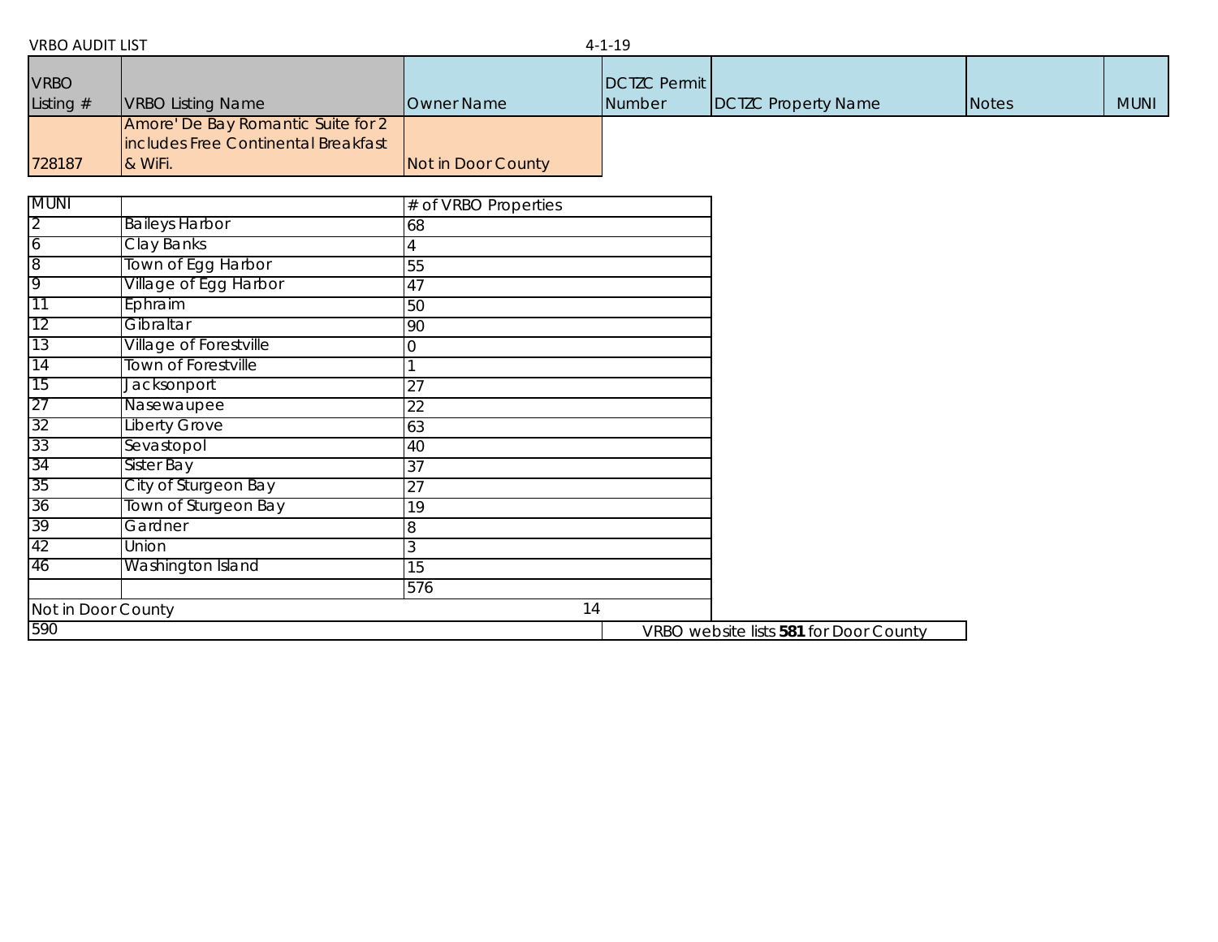VRBO AUDIT LIST 4-1-19

| VRBO Listing # | VRBO Listing Name | Owner Name | DCTZC Permit Number | DCTZC Property Name | Notes | MUNI |
|---|---|---|---|---|---|---|
| 728187 | Amore' De Bay Romantic Suite for 2 includes Free Continental Breakfast & WiFi. | Not in Door County | | | | |

| MUNI | | # of VRBO Properties |
|---|---|---|
| 2 | Baileys Harbor | 68 |
| 6 | Clay Banks | 4 |
| 8 | Town of Egg Harbor | 55 |
| 9 | Village of Egg Harbor | 47 |
| 11 | Ephraim | 50 |
| 12 | Gibraltar | 90 |
| 13 | Village of Forestville | 0 |
| 14 | Town of Forestville | 1 |
| 15 | Jacksonport | 27 |
| 27 | Nasewaupee | 22 |
| 32 | Liberty Grove | 63 |
| 33 | Sevastopol | 40 |
| 34 | Sister Bay | 37 |
| 35 | City of Sturgeon Bay | 27 |
| 36 | Town of Sturgeon Bay | 19 |
| 39 | Gardner | 8 |
| 42 | Union | 3 |
| 46 | Washington Island | 15 |
| | | 576 |
| Not in Door County | | 14 |
| 590 | | |

VRBO website lists **581** for Door County